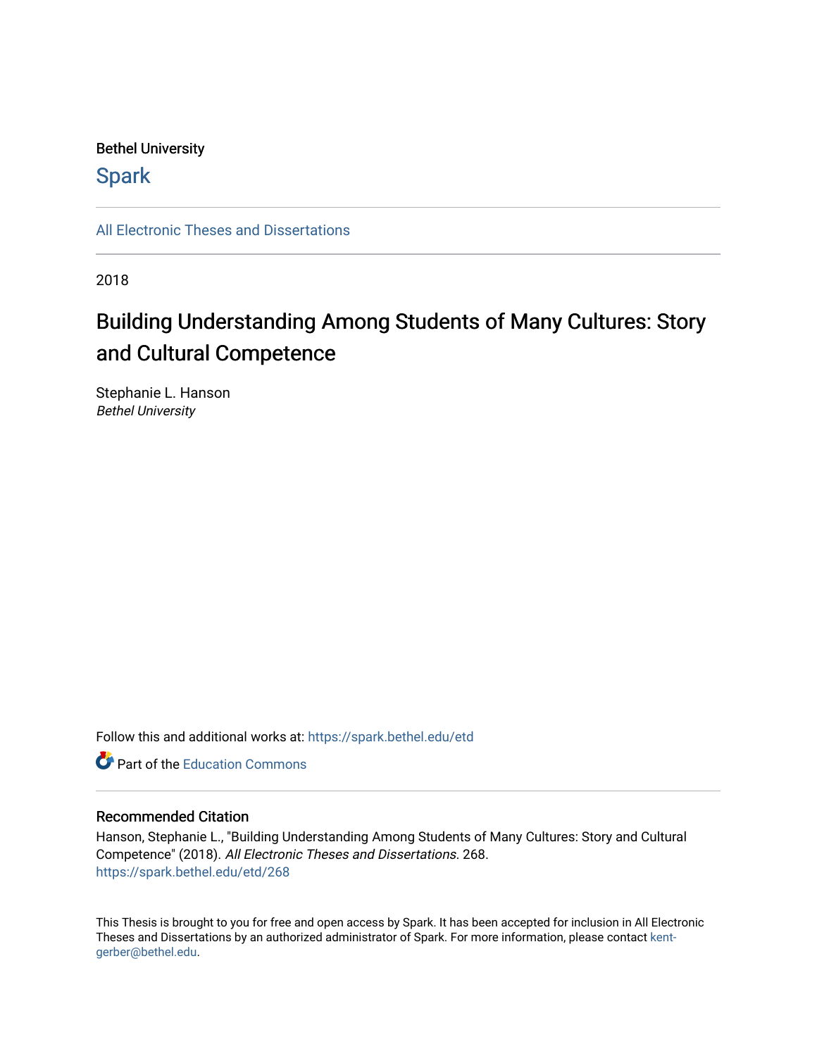Bethel University

# Spark

All Electronic Theses and Dissertations

2018

## Building Understanding Among Students of Many Cultures: Story and Cultural Competence

Stephanie L. Hanson
*Bethel University*

Follow this and additional works at: https://spark.bethel.edu/etd

Part of the Education Commons

### Recommended Citation

Hanson, Stephanie L., "Building Understanding Among Students of Many Cultures: Story and Cultural Competence" (2018). *All Electronic Theses and Dissertations*. 268.
https://spark.bethel.edu/etd/268

This Thesis is brought to you for free and open access by Spark. It has been accepted for inclusion in All Electronic Theses and Dissertations by an authorized administrator of Spark. For more information, please contact kent-gerber@bethel.edu.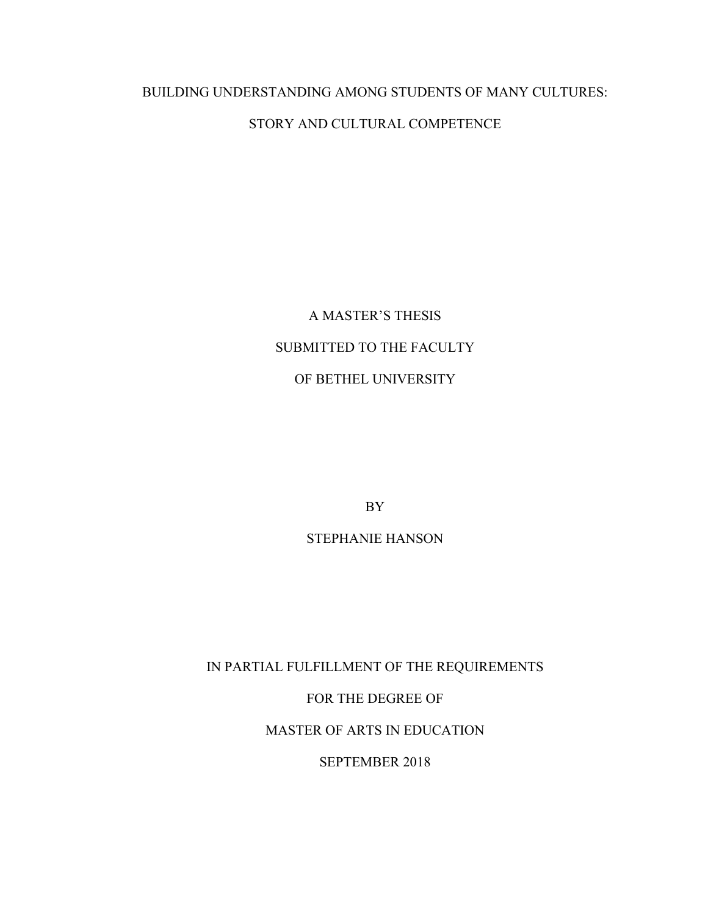BUILDING UNDERSTANDING AMONG STUDENTS OF MANY CULTURES:

STORY AND CULTURAL COMPETENCE

A MASTER'S THESIS

SUBMITTED TO THE FACULTY

OF BETHEL UNIVERSITY

BY

STEPHANIE HANSON

IN PARTIAL FULFILLMENT OF THE REQUIREMENTS

FOR THE DEGREE OF

MASTER OF ARTS IN EDUCATION

SEPTEMBER 2018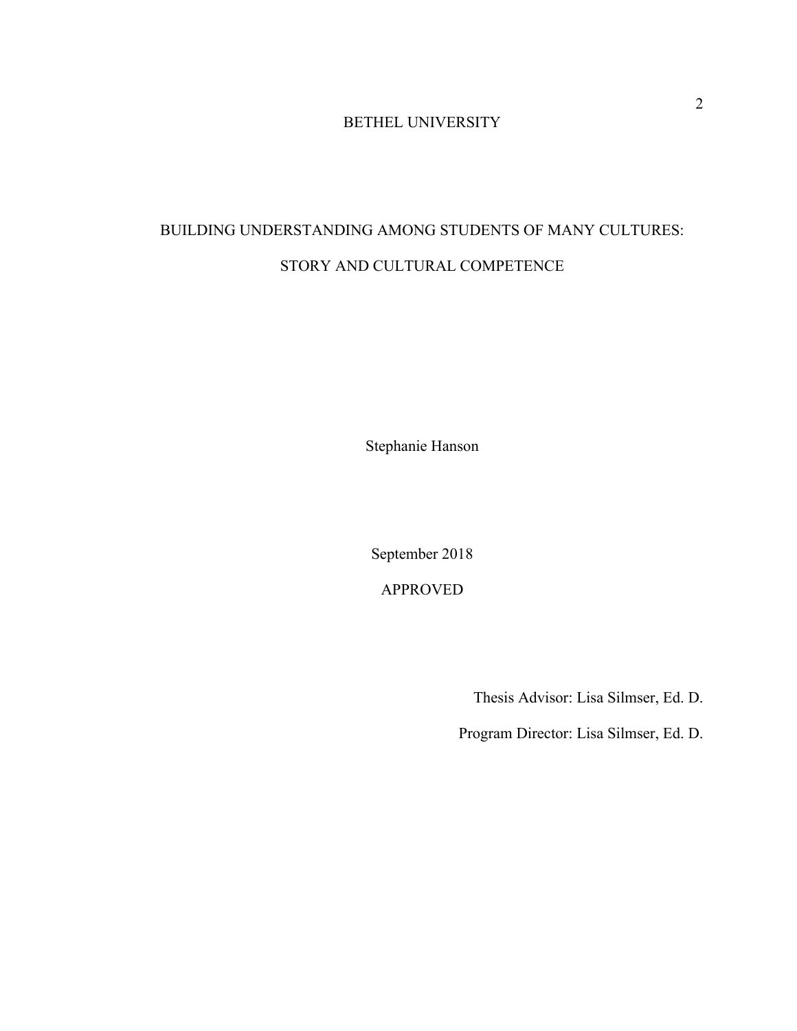BETHEL UNIVERSITY

BUILDING UNDERSTANDING AMONG STUDENTS OF MANY CULTURES:

STORY AND CULTURAL COMPETENCE

Stephanie Hanson

September 2018

APPROVED

Thesis Advisor: Lisa Silmser, Ed. D.

Program Director: Lisa Silmser, Ed. D.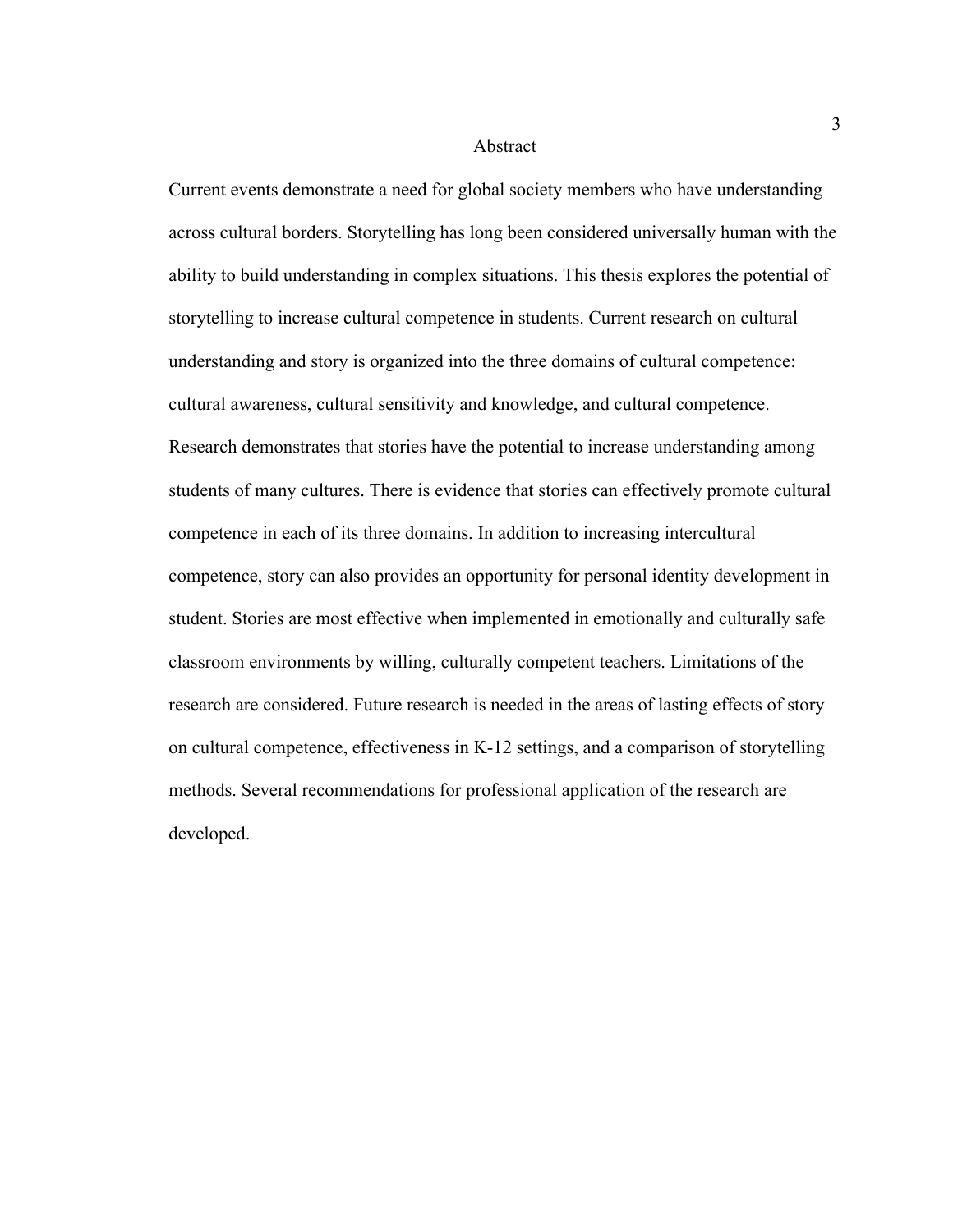# Abstract

Current events demonstrate a need for global society members who have understanding across cultural borders. Storytelling has long been considered universally human with the ability to build understanding in complex situations. This thesis explores the potential of storytelling to increase cultural competence in students. Current research on cultural understanding and story is organized into the three domains of cultural competence: cultural awareness, cultural sensitivity and knowledge, and cultural competence. Research demonstrates that stories have the potential to increase understanding among students of many cultures. There is evidence that stories can effectively promote cultural competence in each of its three domains. In addition to increasing intercultural competence, story can also provides an opportunity for personal identity development in student. Stories are most effective when implemented in emotionally and culturally safe classroom environments by willing, culturally competent teachers. Limitations of the research are considered. Future research is needed in the areas of lasting effects of story on cultural competence, effectiveness in K-12 settings, and a comparison of storytelling methods. Several recommendations for professional application of the research are developed.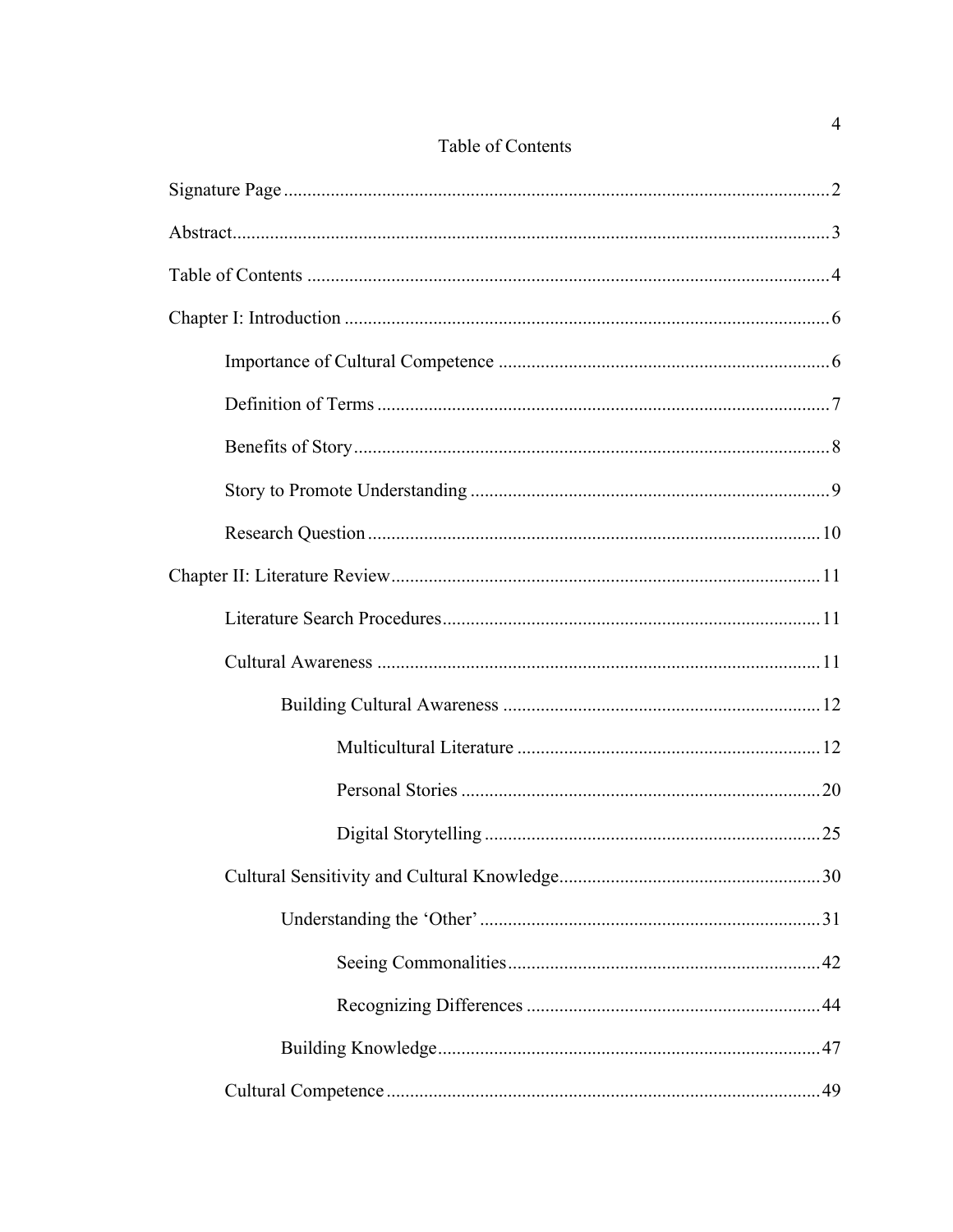# Table of Contents

Signature Page .................................................................................................................. 2

Abstract .......................................................................................................................... 3

Table of Contents ............................................................................................................. 4

Chapter I: Introduction ..................................................................................................... 6

- Importance of Cultural Competence ...................................................................... 6
- Definition of Terms ................................................................................................ 7
- Benefits of Story .................................................................................................... 8
- Story to Promote Understanding ............................................................................ 9
- Research Question ................................................................................................ 10

Chapter II: Literature Review ......................................................................................... 11

- Literature Search Procedures ................................................................................ 11
- Cultural Awareness .............................................................................................. 11
  - Building Cultural Awareness ................................................................... 12
    - Multicultural Literature ................................................................ 12
    - Personal Stories ............................................................................ 20
    - Digital Storytelling ....................................................................... 25
- Cultural Sensitivity and Cultural Knowledge ....................................................... 30
  - Understanding the 'Other' ....................................................................... 31
    - Seeing Commonalities .................................................................. 42
    - Recognizing Differences .............................................................. 44
  - Building Knowledge ................................................................................. 47
- Cultural Competence ............................................................................................ 49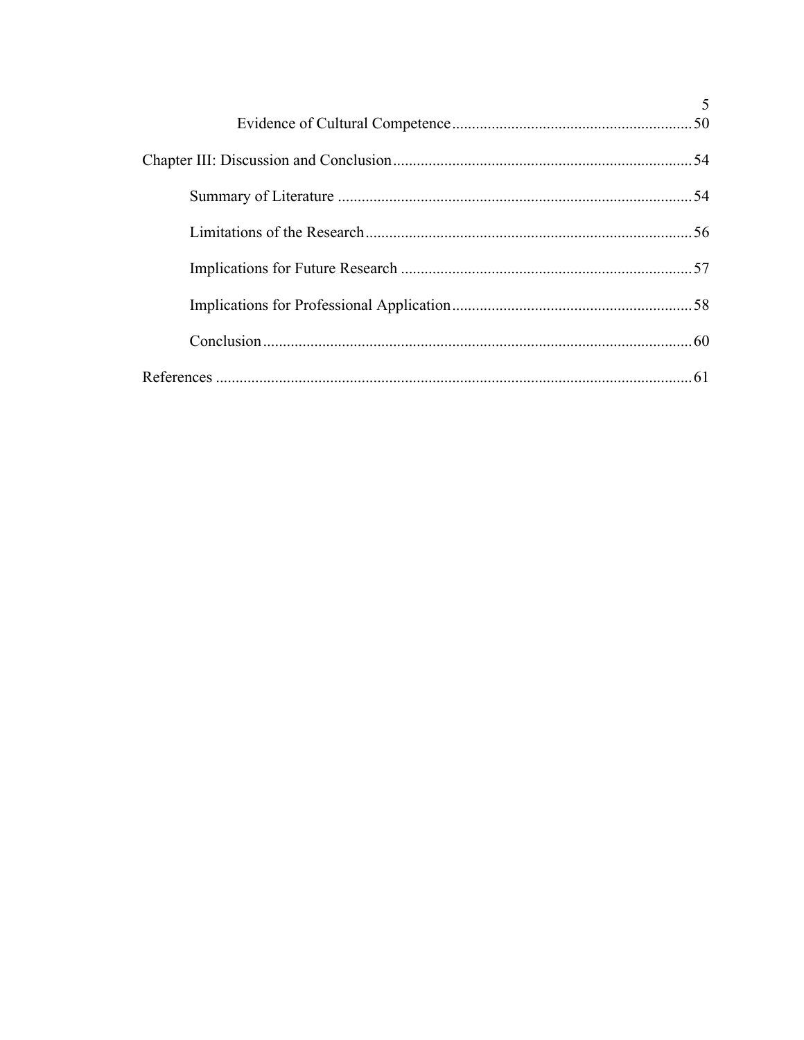Evidence of Cultural Competence ........................................................... 50

Chapter III: Discussion and Conclusion ........................................................... 54

Summary of Literature ........................................................... 54

Limitations of the Research ........................................................... 56

Implications for Future Research ........................................................... 57

Implications for Professional Application ........................................................... 58

Conclusion ........................................................... 60

References ........................................................... 61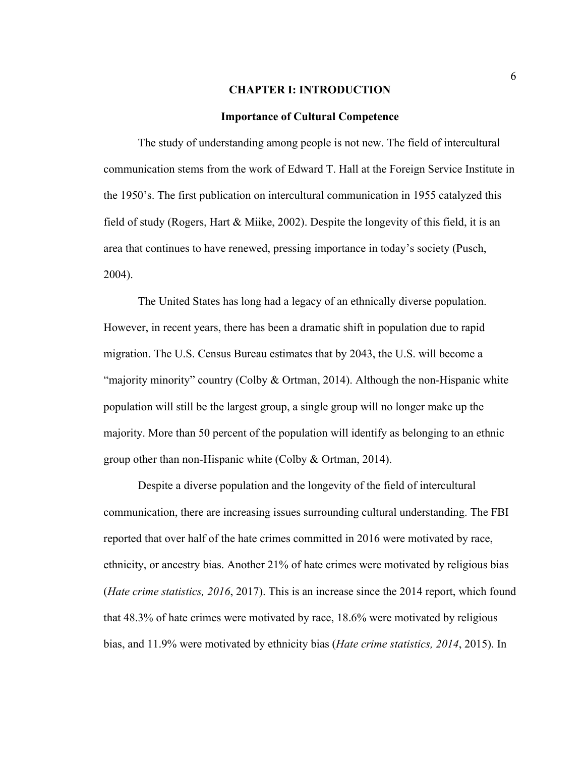# CHAPTER I: INTRODUCTION

## Importance of Cultural Competence

The study of understanding among people is not new. The field of intercultural communication stems from the work of Edward T. Hall at the Foreign Service Institute in the 1950's. The first publication on intercultural communication in 1955 catalyzed this field of study (Rogers, Hart & Miike, 2002). Despite the longevity of this field, it is an area that continues to have renewed, pressing importance in today's society (Pusch, 2004).

The United States has long had a legacy of an ethnically diverse population. However, in recent years, there has been a dramatic shift in population due to rapid migration. The U.S. Census Bureau estimates that by 2043, the U.S. will become a "majority minority" country (Colby & Ortman, 2014). Although the non-Hispanic white population will still be the largest group, a single group will no longer make up the majority. More than 50 percent of the population will identify as belonging to an ethnic group other than non-Hispanic white (Colby & Ortman, 2014).

Despite a diverse population and the longevity of the field of intercultural communication, there are increasing issues surrounding cultural understanding. The FBI reported that over half of the hate crimes committed in 2016 were motivated by race, ethnicity, or ancestry bias. Another 21% of hate crimes were motivated by religious bias (*Hate crime statistics, 2016*, 2017). This is an increase since the 2014 report, which found that 48.3% of hate crimes were motivated by race, 18.6% were motivated by religious bias, and 11.9% were motivated by ethnicity bias (*Hate crime statistics, 2014*, 2015). In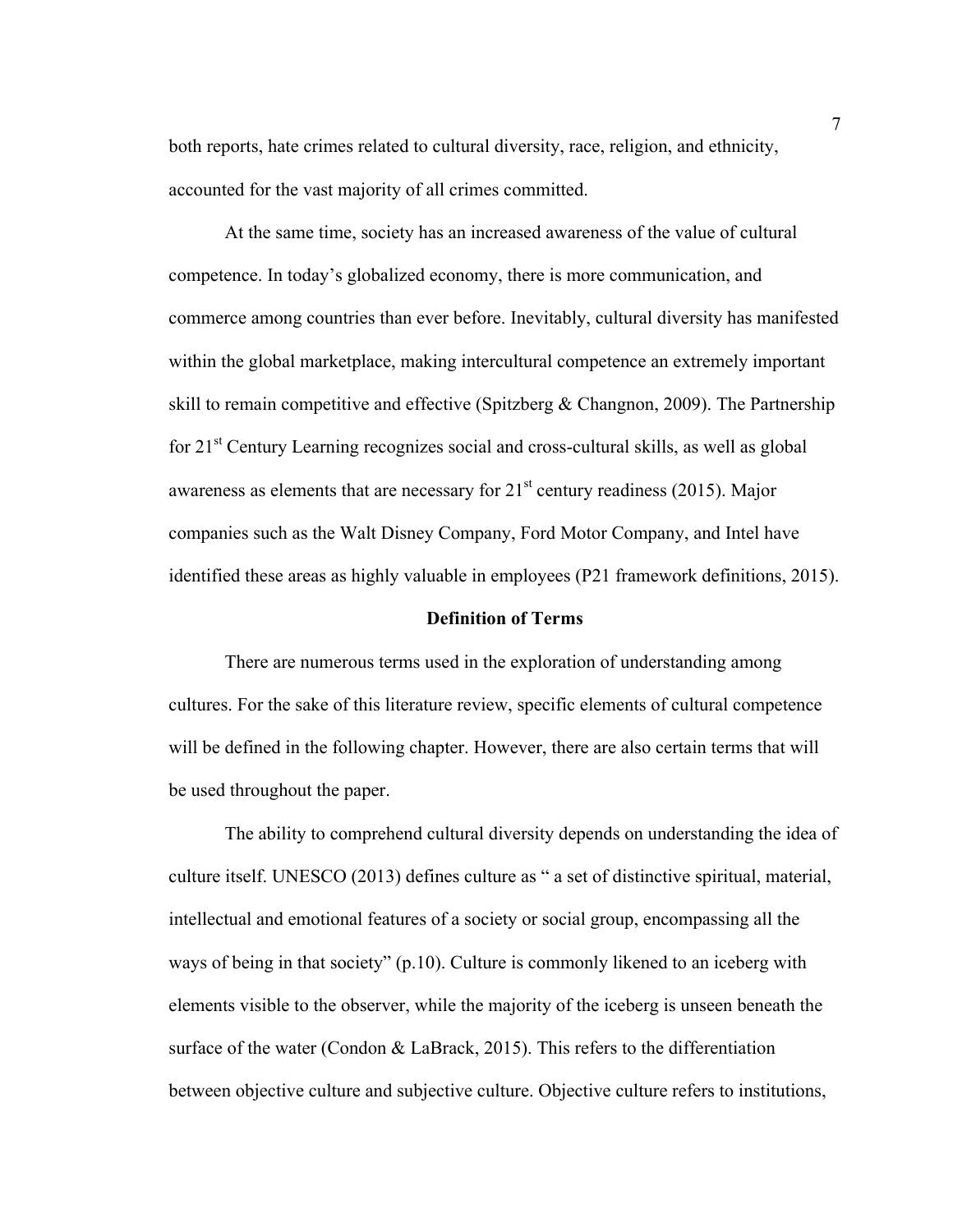both reports, hate crimes related to cultural diversity, race, religion, and ethnicity, accounted for the vast majority of all crimes committed.

At the same time, society has an increased awareness of the value of cultural competence. In today's globalized economy, there is more communication, and commerce among countries than ever before. Inevitably, cultural diversity has manifested within the global marketplace, making intercultural competence an extremely important skill to remain competitive and effective (Spitzberg & Changnon, 2009). The Partnership for 21st Century Learning recognizes social and cross-cultural skills, as well as global awareness as elements that are necessary for 21st century readiness (2015). Major companies such as the Walt Disney Company, Ford Motor Company, and Intel have identified these areas as highly valuable in employees (P21 framework definitions, 2015).

## Definition of Terms

There are numerous terms used in the exploration of understanding among cultures. For the sake of this literature review, specific elements of cultural competence will be defined in the following chapter. However, there are also certain terms that will be used throughout the paper.

The ability to comprehend cultural diversity depends on understanding the idea of culture itself. UNESCO (2013) defines culture as " a set of distinctive spiritual, material, intellectual and emotional features of a society or social group, encompassing all the ways of being in that society" (p.10). Culture is commonly likened to an iceberg with elements visible to the observer, while the majority of the iceberg is unseen beneath the surface of the water (Condon & LaBrack, 2015). This refers to the differentiation between objective culture and subjective culture. Objective culture refers to institutions,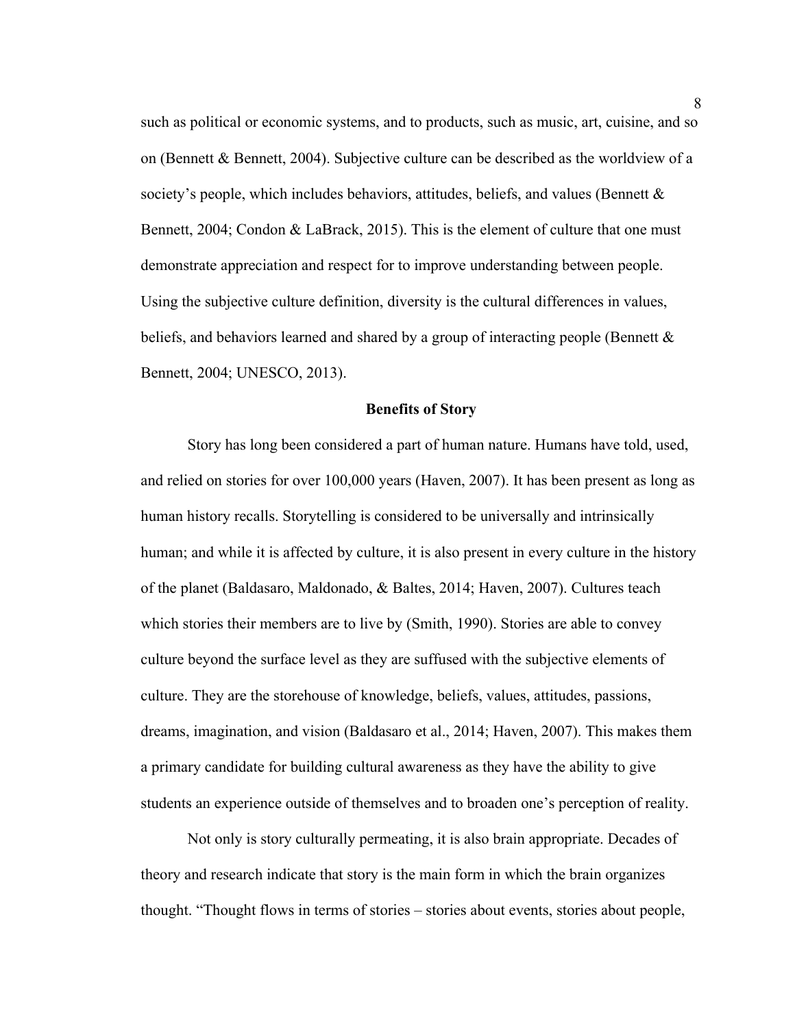such as political or economic systems, and to products, such as music, art, cuisine, and so on (Bennett & Bennett, 2004). Subjective culture can be described as the worldview of a society's people, which includes behaviors, attitudes, beliefs, and values (Bennett & Bennett, 2004; Condon & LaBrack, 2015). This is the element of culture that one must demonstrate appreciation and respect for to improve understanding between people. Using the subjective culture definition, diversity is the cultural differences in values, beliefs, and behaviors learned and shared by a group of interacting people (Bennett & Bennett, 2004; UNESCO, 2013).

## Benefits of Story

Story has long been considered a part of human nature. Humans have told, used, and relied on stories for over 100,000 years (Haven, 2007). It has been present as long as human history recalls. Storytelling is considered to be universally and intrinsically human; and while it is affected by culture, it is also present in every culture in the history of the planet (Baldasaro, Maldonado, & Baltes, 2014; Haven, 2007). Cultures teach which stories their members are to live by (Smith, 1990). Stories are able to convey culture beyond the surface level as they are suffused with the subjective elements of culture. They are the storehouse of knowledge, beliefs, values, attitudes, passions, dreams, imagination, and vision (Baldasaro et al., 2014; Haven, 2007). This makes them a primary candidate for building cultural awareness as they have the ability to give students an experience outside of themselves and to broaden one's perception of reality.

Not only is story culturally permeating, it is also brain appropriate. Decades of theory and research indicate that story is the main form in which the brain organizes thought. "Thought flows in terms of stories – stories about events, stories about people,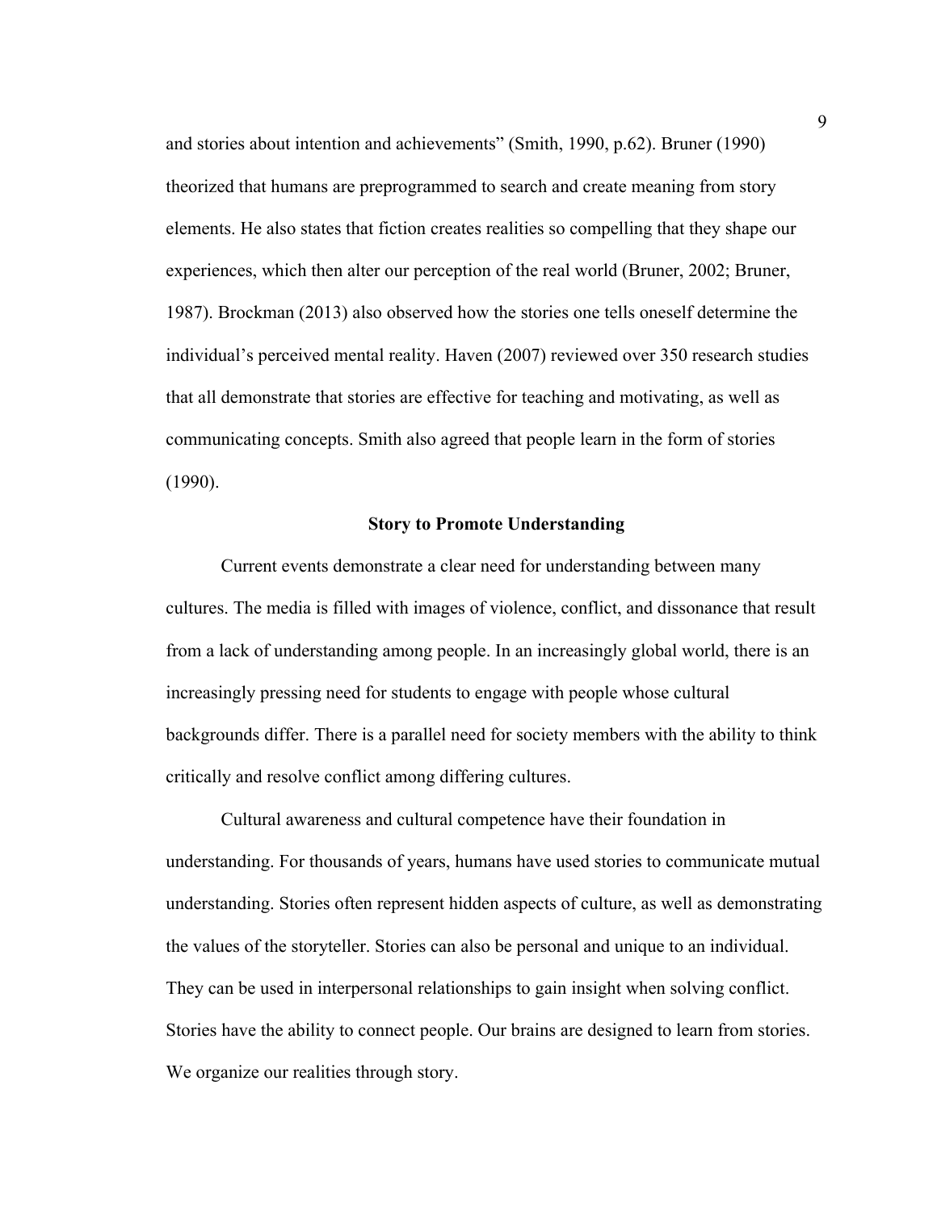and stories about intention and achievements" (Smith, 1990, p.62). Bruner (1990) theorized that humans are preprogrammed to search and create meaning from story elements. He also states that fiction creates realities so compelling that they shape our experiences, which then alter our perception of the real world (Bruner, 2002; Bruner, 1987). Brockman (2013) also observed how the stories one tells oneself determine the individual's perceived mental reality. Haven (2007) reviewed over 350 research studies that all demonstrate that stories are effective for teaching and motivating, as well as communicating concepts. Smith also agreed that people learn in the form of stories (1990).

## Story to Promote Understanding

Current events demonstrate a clear need for understanding between many cultures. The media is filled with images of violence, conflict, and dissonance that result from a lack of understanding among people. In an increasingly global world, there is an increasingly pressing need for students to engage with people whose cultural backgrounds differ. There is a parallel need for society members with the ability to think critically and resolve conflict among differing cultures.

Cultural awareness and cultural competence have their foundation in understanding. For thousands of years, humans have used stories to communicate mutual understanding. Stories often represent hidden aspects of culture, as well as demonstrating the values of the storyteller. Stories can also be personal and unique to an individual. They can be used in interpersonal relationships to gain insight when solving conflict. Stories have the ability to connect people. Our brains are designed to learn from stories. We organize our realities through story.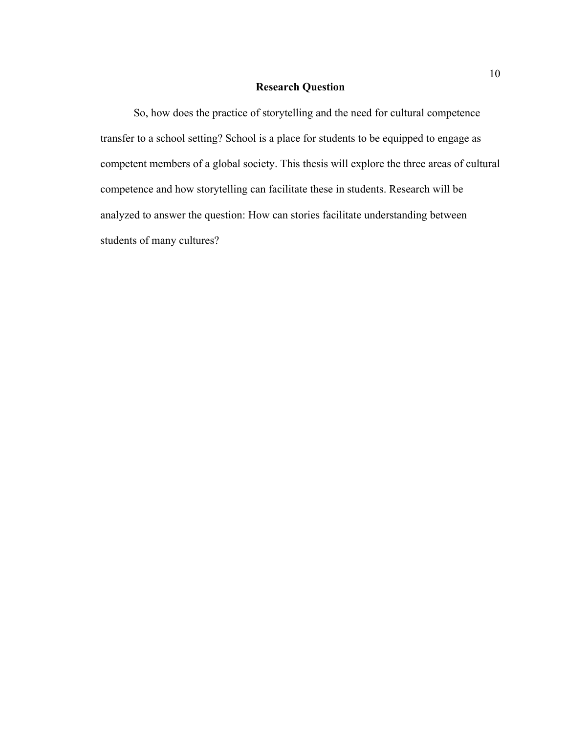## Research Question

So, how does the practice of storytelling and the need for cultural competence transfer to a school setting? School is a place for students to be equipped to engage as competent members of a global society. This thesis will explore the three areas of cultural competence and how storytelling can facilitate these in students. Research will be analyzed to answer the question: How can stories facilitate understanding between students of many cultures?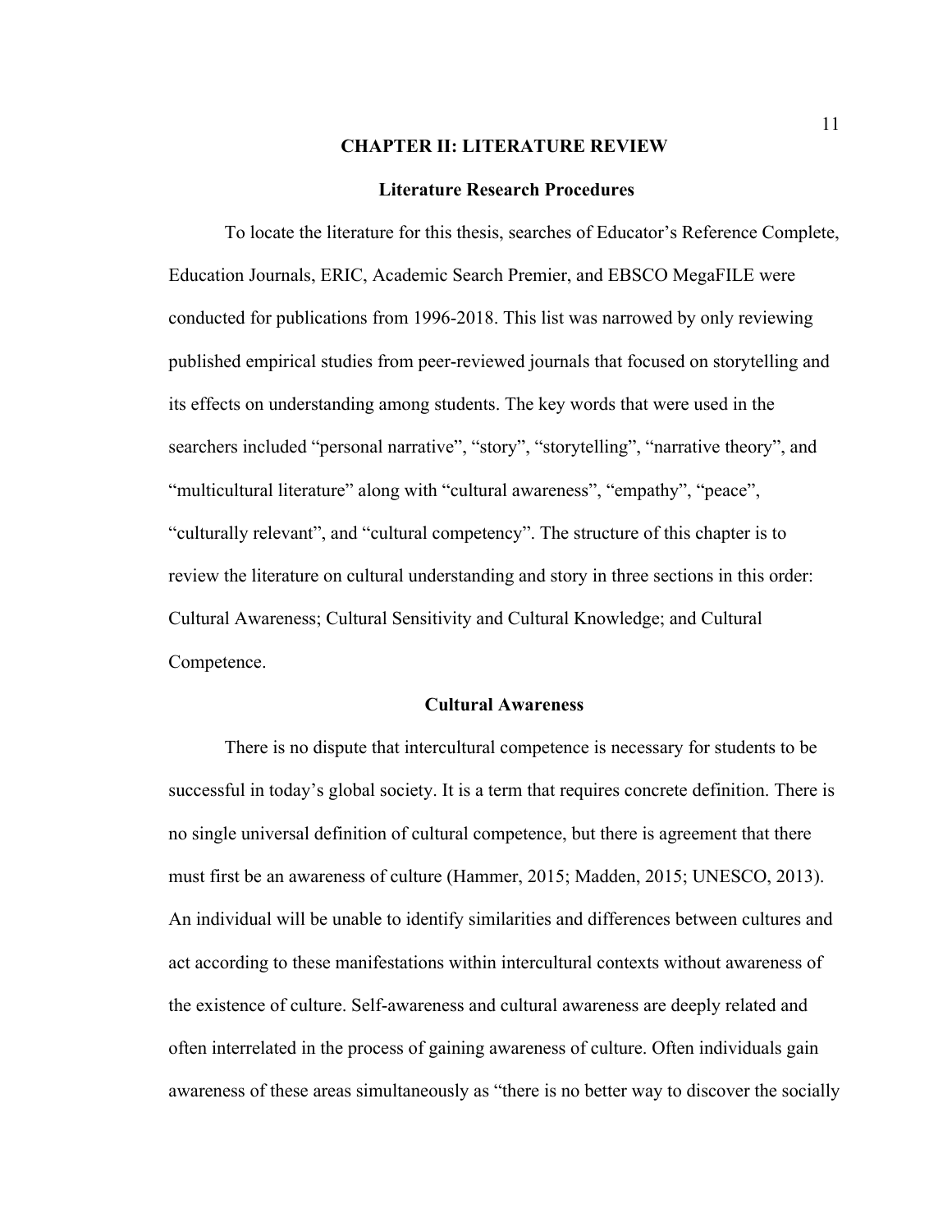# CHAPTER II: LITERATURE REVIEW

## Literature Research Procedures

To locate the literature for this thesis, searches of Educator's Reference Complete, Education Journals, ERIC, Academic Search Premier, and EBSCO MegaFILE were conducted for publications from 1996-2018. This list was narrowed by only reviewing published empirical studies from peer-reviewed journals that focused on storytelling and its effects on understanding among students. The key words that were used in the searchers included "personal narrative", "story", "storytelling", "narrative theory", and "multicultural literature" along with "cultural awareness", "empathy", "peace", "culturally relevant", and "cultural competency". The structure of this chapter is to review the literature on cultural understanding and story in three sections in this order: Cultural Awareness; Cultural Sensitivity and Cultural Knowledge; and Cultural Competence.

## Cultural Awareness

There is no dispute that intercultural competence is necessary for students to be successful in today's global society. It is a term that requires concrete definition. There is no single universal definition of cultural competence, but there is agreement that there must first be an awareness of culture (Hammer, 2015; Madden, 2015; UNESCO, 2013). An individual will be unable to identify similarities and differences between cultures and act according to these manifestations within intercultural contexts without awareness of the existence of culture. Self-awareness and cultural awareness are deeply related and often interrelated in the process of gaining awareness of culture. Often individuals gain awareness of these areas simultaneously as "there is no better way to discover the socially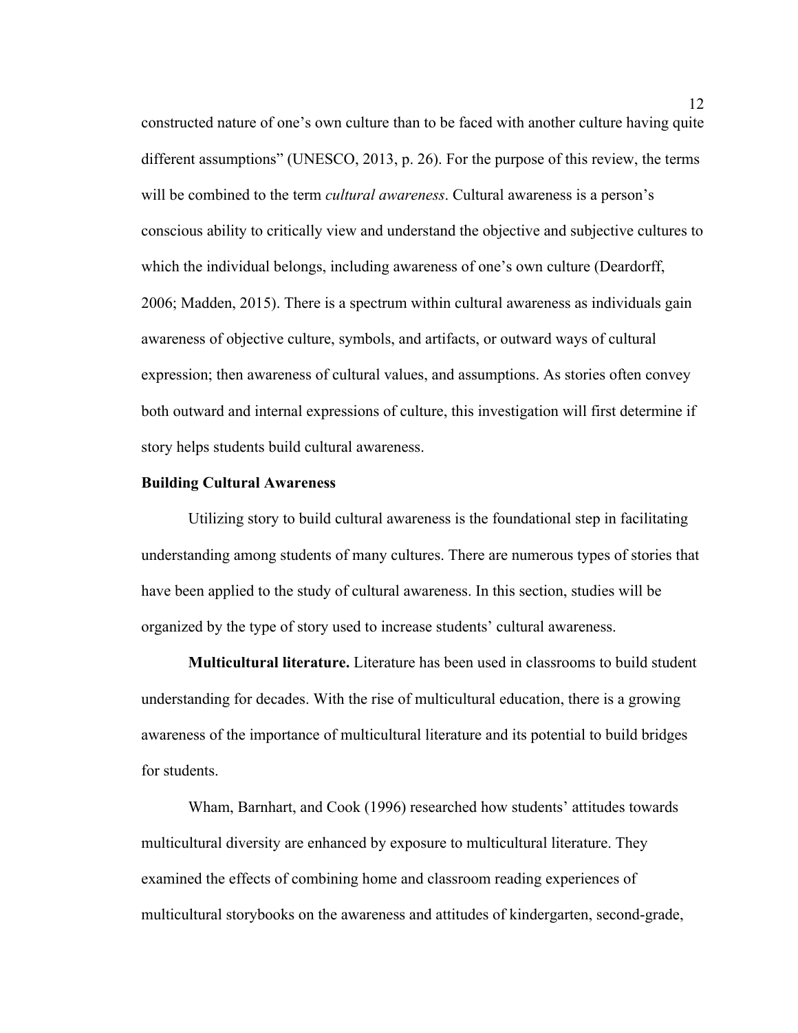constructed nature of one's own culture than to be faced with another culture having quite different assumptions" (UNESCO, 2013, p. 26). For the purpose of this review, the terms will be combined to the term *cultural awareness*. Cultural awareness is a person's conscious ability to critically view and understand the objective and subjective cultures to which the individual belongs, including awareness of one's own culture (Deardorff, 2006; Madden, 2015). There is a spectrum within cultural awareness as individuals gain awareness of objective culture, symbols, and artifacts, or outward ways of cultural expression; then awareness of cultural values, and assumptions. As stories often convey both outward and internal expressions of culture, this investigation will first determine if story helps students build cultural awareness.

## Building Cultural Awareness

Utilizing story to build cultural awareness is the foundational step in facilitating understanding among students of many cultures. There are numerous types of stories that have been applied to the study of cultural awareness. In this section, studies will be organized by the type of story used to increase students' cultural awareness.

**Multicultural literature.** Literature has been used in classrooms to build student understanding for decades. With the rise of multicultural education, there is a growing awareness of the importance of multicultural literature and its potential to build bridges for students.

Wham, Barnhart, and Cook (1996) researched how students' attitudes towards multicultural diversity are enhanced by exposure to multicultural literature. They examined the effects of combining home and classroom reading experiences of multicultural storybooks on the awareness and attitudes of kindergarten, second-grade,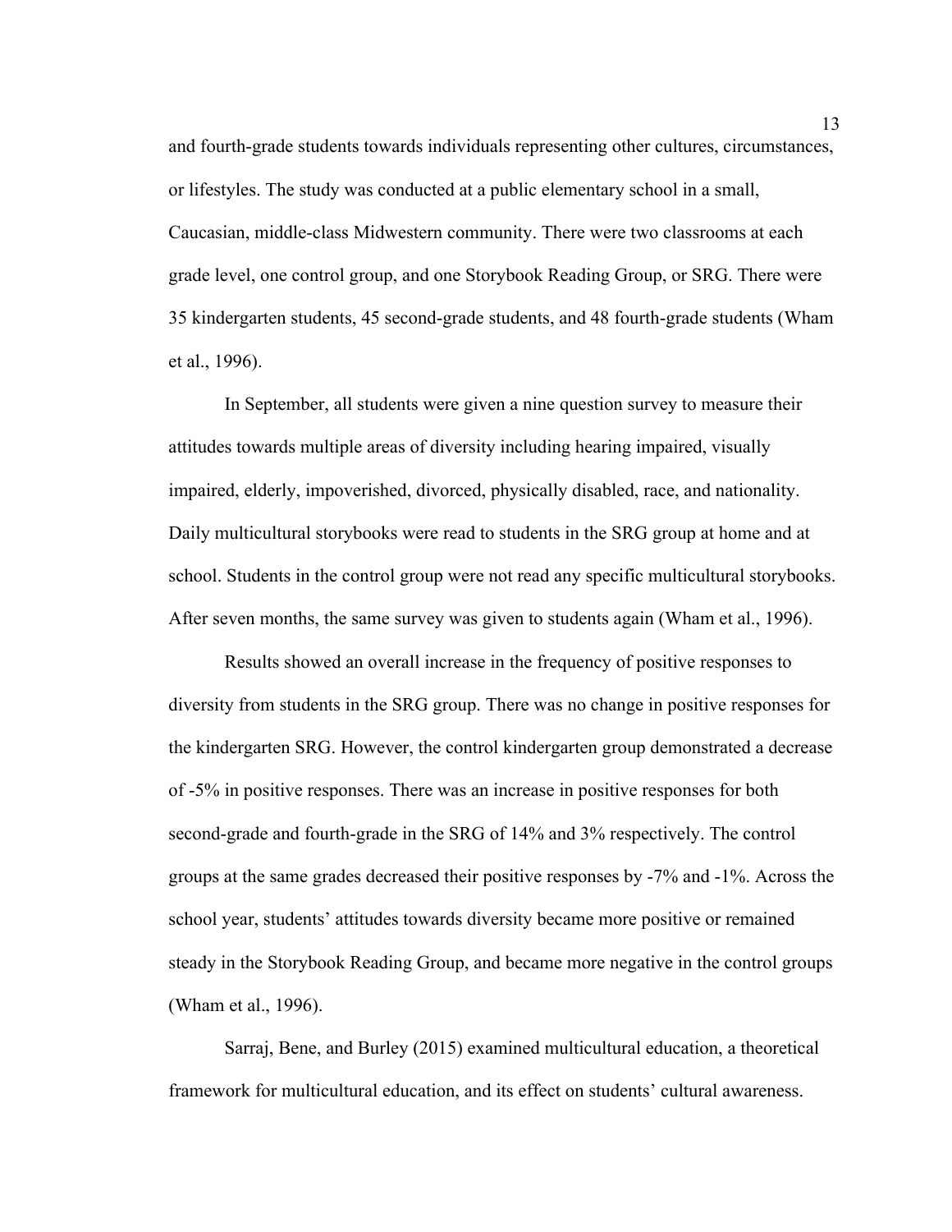and fourth-grade students towards individuals representing other cultures, circumstances, or lifestyles. The study was conducted at a public elementary school in a small, Caucasian, middle-class Midwestern community. There were two classrooms at each grade level, one control group, and one Storybook Reading Group, or SRG. There were 35 kindergarten students, 45 second-grade students, and 48 fourth-grade students (Wham et al., 1996).

In September, all students were given a nine question survey to measure their attitudes towards multiple areas of diversity including hearing impaired, visually impaired, elderly, impoverished, divorced, physically disabled, race, and nationality. Daily multicultural storybooks were read to students in the SRG group at home and at school. Students in the control group were not read any specific multicultural storybooks. After seven months, the same survey was given to students again (Wham et al., 1996).

Results showed an overall increase in the frequency of positive responses to diversity from students in the SRG group. There was no change in positive responses for the kindergarten SRG. However, the control kindergarten group demonstrated a decrease of -5% in positive responses. There was an increase in positive responses for both second-grade and fourth-grade in the SRG of 14% and 3% respectively. The control groups at the same grades decreased their positive responses by -7% and -1%. Across the school year, students' attitudes towards diversity became more positive or remained steady in the Storybook Reading Group, and became more negative in the control groups (Wham et al., 1996).

Sarraj, Bene, and Burley (2015) examined multicultural education, a theoretical framework for multicultural education, and its effect on students' cultural awareness.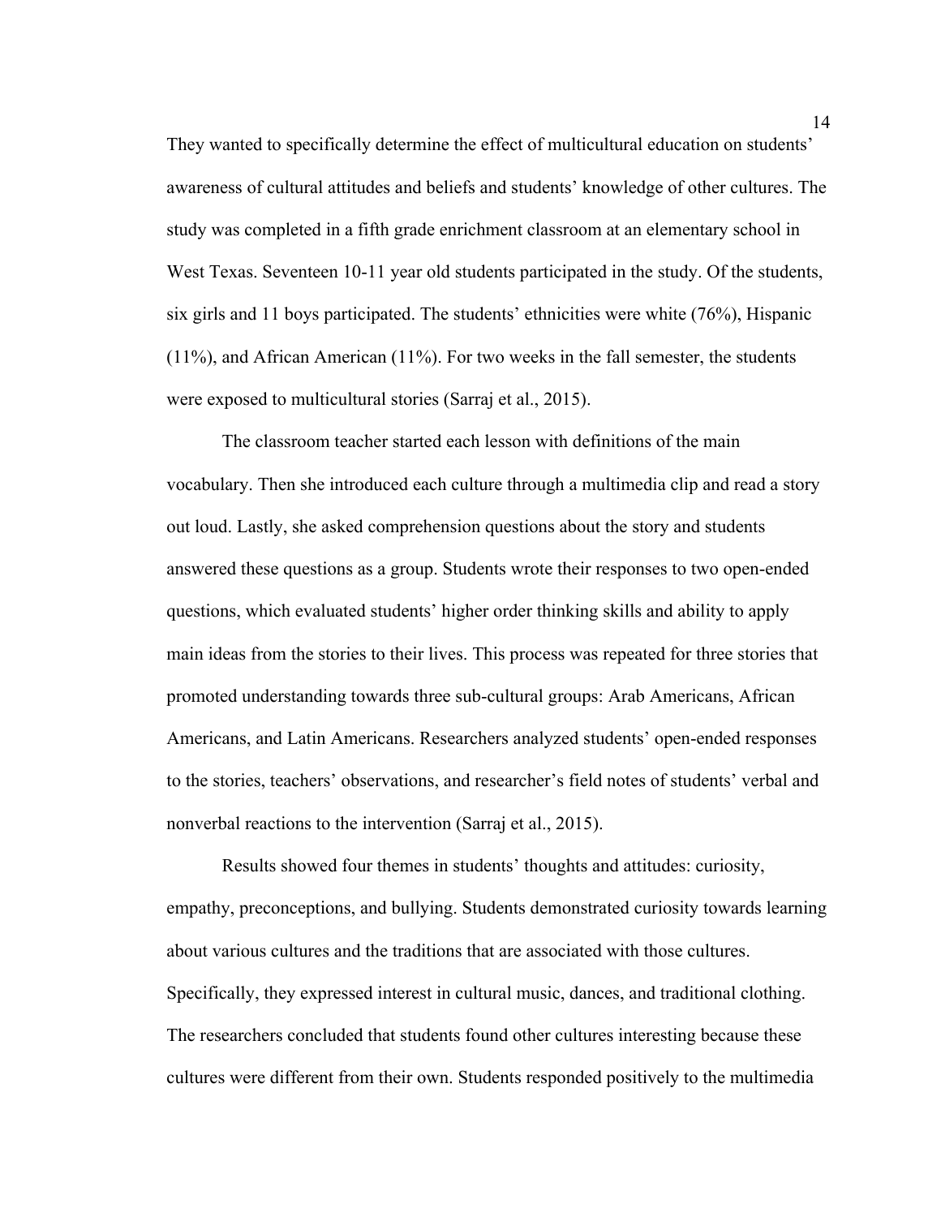They wanted to specifically determine the effect of multicultural education on students' awareness of cultural attitudes and beliefs and students' knowledge of other cultures. The study was completed in a fifth grade enrichment classroom at an elementary school in West Texas. Seventeen 10-11 year old students participated in the study. Of the students, six girls and 11 boys participated. The students' ethnicities were white (76%), Hispanic (11%), and African American (11%). For two weeks in the fall semester, the students were exposed to multicultural stories (Sarraj et al., 2015).

The classroom teacher started each lesson with definitions of the main vocabulary. Then she introduced each culture through a multimedia clip and read a story out loud. Lastly, she asked comprehension questions about the story and students answered these questions as a group. Students wrote their responses to two open-ended questions, which evaluated students' higher order thinking skills and ability to apply main ideas from the stories to their lives. This process was repeated for three stories that promoted understanding towards three sub-cultural groups: Arab Americans, African Americans, and Latin Americans. Researchers analyzed students' open-ended responses to the stories, teachers' observations, and researcher's field notes of students' verbal and nonverbal reactions to the intervention (Sarraj et al., 2015).

Results showed four themes in students' thoughts and attitudes: curiosity, empathy, preconceptions, and bullying. Students demonstrated curiosity towards learning about various cultures and the traditions that are associated with those cultures. Specifically, they expressed interest in cultural music, dances, and traditional clothing. The researchers concluded that students found other cultures interesting because these cultures were different from their own. Students responded positively to the multimedia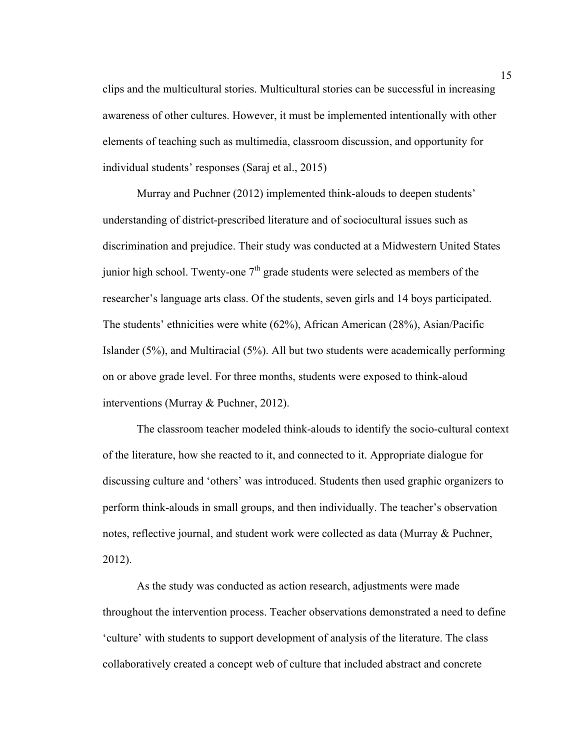clips and the multicultural stories. Multicultural stories can be successful in increasing awareness of other cultures. However, it must be implemented intentionally with other elements of teaching such as multimedia, classroom discussion, and opportunity for individual students' responses (Saraj et al., 2015)

Murray and Puchner (2012) implemented think-alouds to deepen students' understanding of district-prescribed literature and of sociocultural issues such as discrimination and prejudice. Their study was conducted at a Midwestern United States junior high school. Twenty-one 7th grade students were selected as members of the researcher's language arts class. Of the students, seven girls and 14 boys participated. The students' ethnicities were white (62%), African American (28%), Asian/Pacific Islander (5%), and Multiracial (5%). All but two students were academically performing on or above grade level. For three months, students were exposed to think-aloud interventions (Murray & Puchner, 2012).

The classroom teacher modeled think-alouds to identify the socio-cultural context of the literature, how she reacted to it, and connected to it. Appropriate dialogue for discussing culture and 'others' was introduced. Students then used graphic organizers to perform think-alouds in small groups, and then individually. The teacher's observation notes, reflective journal, and student work were collected as data (Murray & Puchner, 2012).

As the study was conducted as action research, adjustments were made throughout the intervention process. Teacher observations demonstrated a need to define 'culture' with students to support development of analysis of the literature. The class collaboratively created a concept web of culture that included abstract and concrete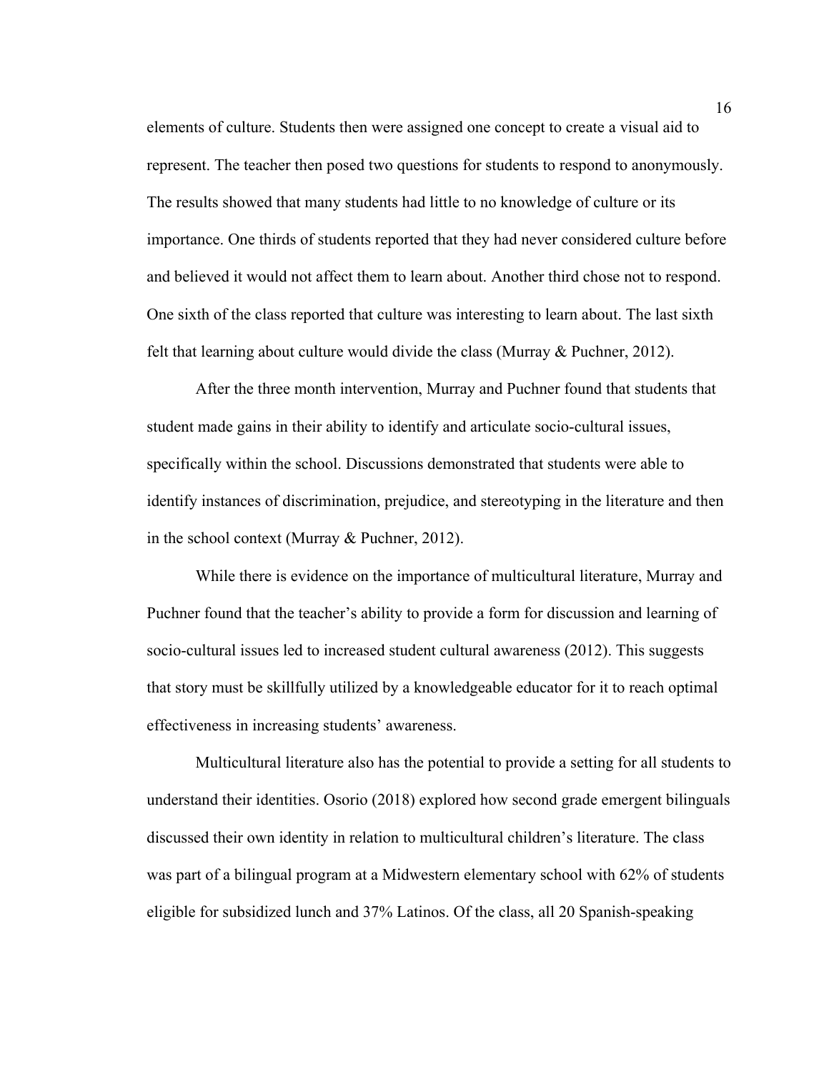elements of culture. Students then were assigned one concept to create a visual aid to represent. The teacher then posed two questions for students to respond to anonymously. The results showed that many students had little to no knowledge of culture or its importance. One thirds of students reported that they had never considered culture before and believed it would not affect them to learn about. Another third chose not to respond. One sixth of the class reported that culture was interesting to learn about. The last sixth felt that learning about culture would divide the class (Murray & Puchner, 2012).

After the three month intervention, Murray and Puchner found that students that student made gains in their ability to identify and articulate socio-cultural issues, specifically within the school. Discussions demonstrated that students were able to identify instances of discrimination, prejudice, and stereotyping in the literature and then in the school context (Murray & Puchner, 2012).

While there is evidence on the importance of multicultural literature, Murray and Puchner found that the teacher's ability to provide a form for discussion and learning of socio-cultural issues led to increased student cultural awareness (2012). This suggests that story must be skillfully utilized by a knowledgeable educator for it to reach optimal effectiveness in increasing students' awareness.

Multicultural literature also has the potential to provide a setting for all students to understand their identities. Osorio (2018) explored how second grade emergent bilinguals discussed their own identity in relation to multicultural children's literature. The class was part of a bilingual program at a Midwestern elementary school with 62% of students eligible for subsidized lunch and 37% Latinos. Of the class, all 20 Spanish-speaking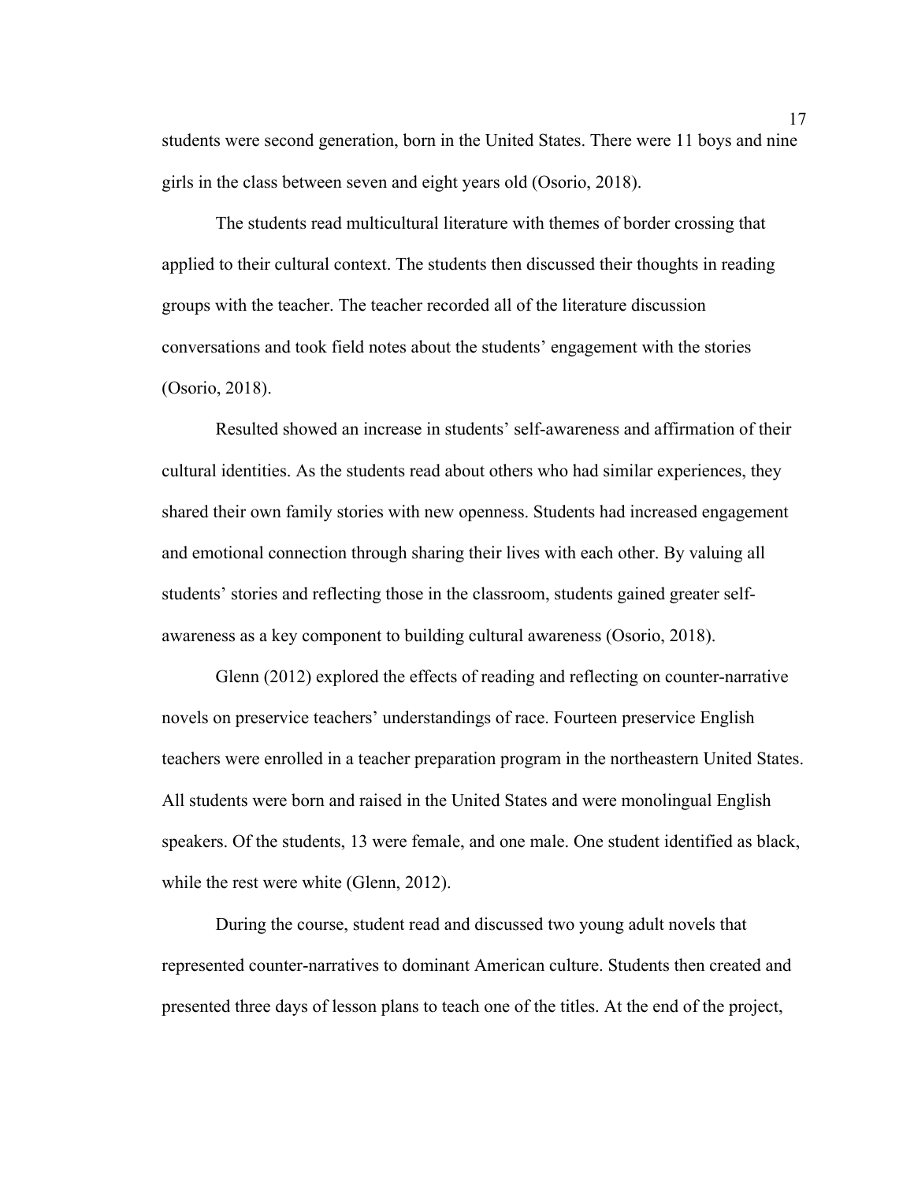students were second generation, born in the United States. There were 11 boys and nine girls in the class between seven and eight years old (Osorio, 2018).

The students read multicultural literature with themes of border crossing that applied to their cultural context. The students then discussed their thoughts in reading groups with the teacher. The teacher recorded all of the literature discussion conversations and took field notes about the students' engagement with the stories (Osorio, 2018).

Resulted showed an increase in students' self-awareness and affirmation of their cultural identities. As the students read about others who had similar experiences, they shared their own family stories with new openness. Students had increased engagement and emotional connection through sharing their lives with each other. By valuing all students' stories and reflecting those in the classroom, students gained greater self-awareness as a key component to building cultural awareness (Osorio, 2018).

Glenn (2012) explored the effects of reading and reflecting on counter-narrative novels on preservice teachers' understandings of race. Fourteen preservice English teachers were enrolled in a teacher preparation program in the northeastern United States. All students were born and raised in the United States and were monolingual English speakers. Of the students, 13 were female, and one male. One student identified as black, while the rest were white (Glenn, 2012).

During the course, student read and discussed two young adult novels that represented counter-narratives to dominant American culture. Students then created and presented three days of lesson plans to teach one of the titles. At the end of the project,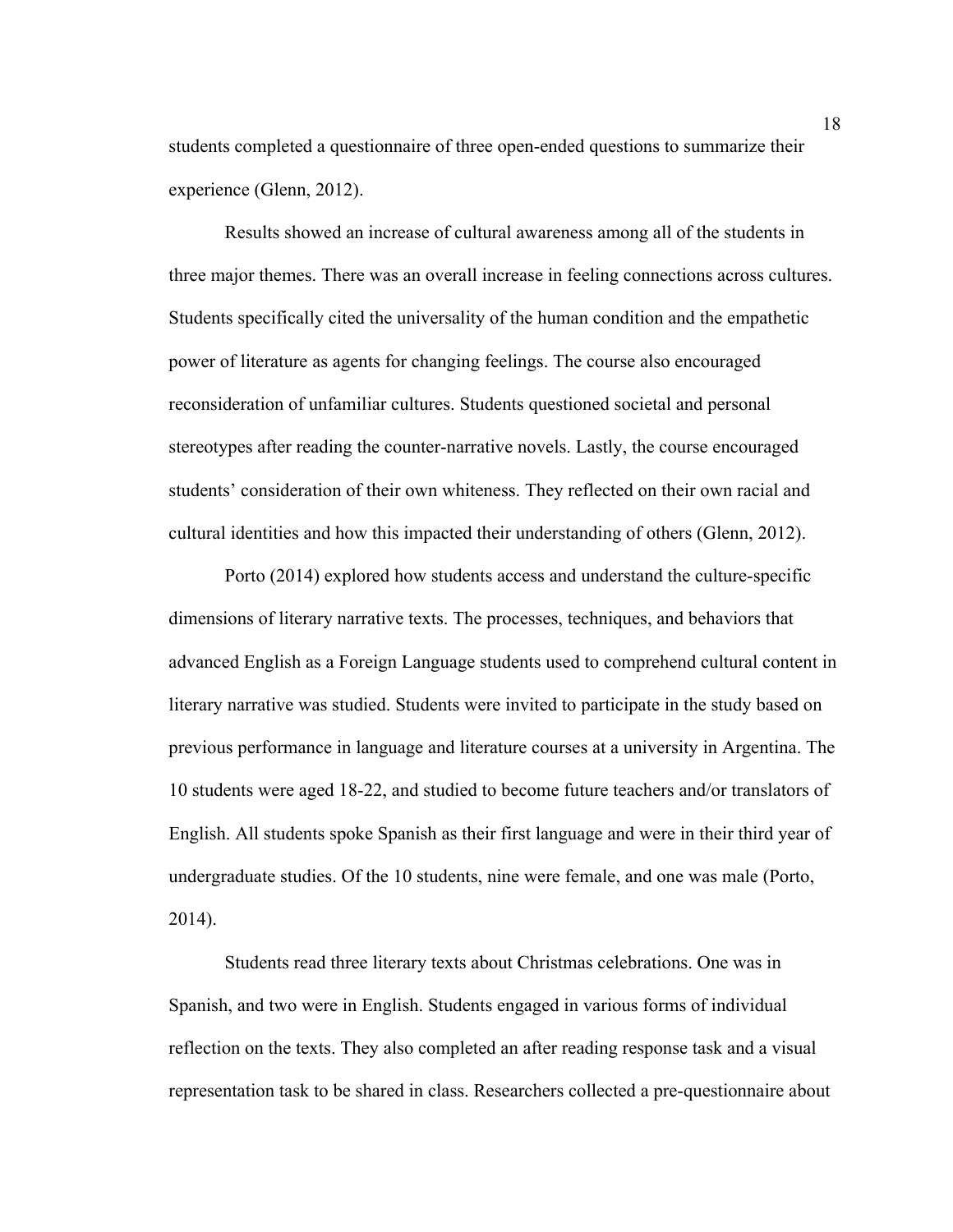students completed a questionnaire of three open-ended questions to summarize their experience (Glenn, 2012).

Results showed an increase of cultural awareness among all of the students in three major themes. There was an overall increase in feeling connections across cultures. Students specifically cited the universality of the human condition and the empathetic power of literature as agents for changing feelings. The course also encouraged reconsideration of unfamiliar cultures. Students questioned societal and personal stereotypes after reading the counter-narrative novels. Lastly, the course encouraged students' consideration of their own whiteness. They reflected on their own racial and cultural identities and how this impacted their understanding of others (Glenn, 2012).

Porto (2014) explored how students access and understand the culture-specific dimensions of literary narrative texts. The processes, techniques, and behaviors that advanced English as a Foreign Language students used to comprehend cultural content in literary narrative was studied. Students were invited to participate in the study based on previous performance in language and literature courses at a university in Argentina. The 10 students were aged 18-22, and studied to become future teachers and/or translators of English. All students spoke Spanish as their first language and were in their third year of undergraduate studies. Of the 10 students, nine were female, and one was male (Porto, 2014).

Students read three literary texts about Christmas celebrations. One was in Spanish, and two were in English. Students engaged in various forms of individual reflection on the texts. They also completed an after reading response task and a visual representation task to be shared in class. Researchers collected a pre-questionnaire about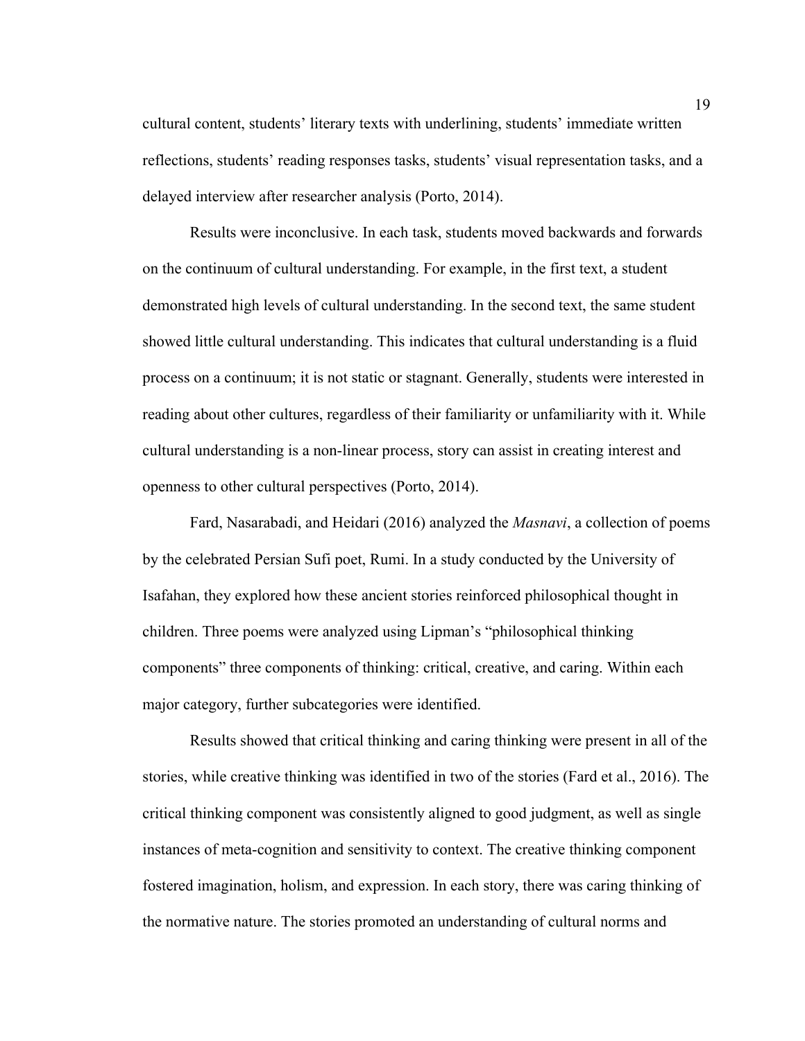cultural content, students' literary texts with underlining, students' immediate written reflections, students' reading responses tasks, students' visual representation tasks, and a delayed interview after researcher analysis (Porto, 2014).

Results were inconclusive. In each task, students moved backwards and forwards on the continuum of cultural understanding. For example, in the first text, a student demonstrated high levels of cultural understanding. In the second text, the same student showed little cultural understanding. This indicates that cultural understanding is a fluid process on a continuum; it is not static or stagnant. Generally, students were interested in reading about other cultures, regardless of their familiarity or unfamiliarity with it. While cultural understanding is a non-linear process, story can assist in creating interest and openness to other cultural perspectives (Porto, 2014).

Fard, Nasarabadi, and Heidari (2016) analyzed the *Masnavi*, a collection of poems by the celebrated Persian Sufi poet, Rumi. In a study conducted by the University of Isafahan, they explored how these ancient stories reinforced philosophical thought in children. Three poems were analyzed using Lipman's "philosophical thinking components" three components of thinking: critical, creative, and caring. Within each major category, further subcategories were identified.

Results showed that critical thinking and caring thinking were present in all of the stories, while creative thinking was identified in two of the stories (Fard et al., 2016). The critical thinking component was consistently aligned to good judgment, as well as single instances of meta-cognition and sensitivity to context. The creative thinking component fostered imagination, holism, and expression. In each story, there was caring thinking of the normative nature. The stories promoted an understanding of cultural norms and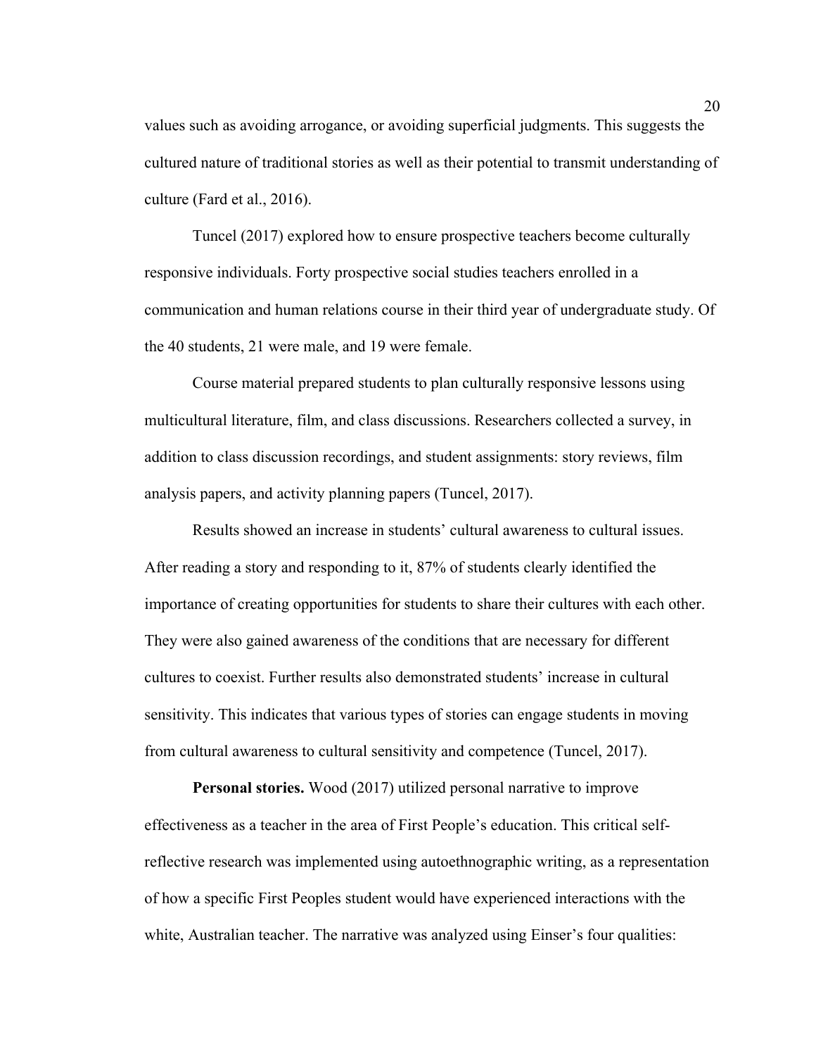values such as avoiding arrogance, or avoiding superficial judgments. This suggests the cultured nature of traditional stories as well as their potential to transmit understanding of culture (Fard et al., 2016).

Tuncel (2017) explored how to ensure prospective teachers become culturally responsive individuals. Forty prospective social studies teachers enrolled in a communication and human relations course in their third year of undergraduate study. Of the 40 students, 21 were male, and 19 were female.

Course material prepared students to plan culturally responsive lessons using multicultural literature, film, and class discussions. Researchers collected a survey, in addition to class discussion recordings, and student assignments: story reviews, film analysis papers, and activity planning papers (Tuncel, 2017).

Results showed an increase in students' cultural awareness to cultural issues. After reading a story and responding to it, 87% of students clearly identified the importance of creating opportunities for students to share their cultures with each other. They were also gained awareness of the conditions that are necessary for different cultures to coexist. Further results also demonstrated students' increase in cultural sensitivity. This indicates that various types of stories can engage students in moving from cultural awareness to cultural sensitivity and competence (Tuncel, 2017).

**Personal stories.** Wood (2017) utilized personal narrative to improve effectiveness as a teacher in the area of First People's education. This critical self-reflective research was implemented using autoethnographic writing, as a representation of how a specific First Peoples student would have experienced interactions with the white, Australian teacher. The narrative was analyzed using Einser's four qualities: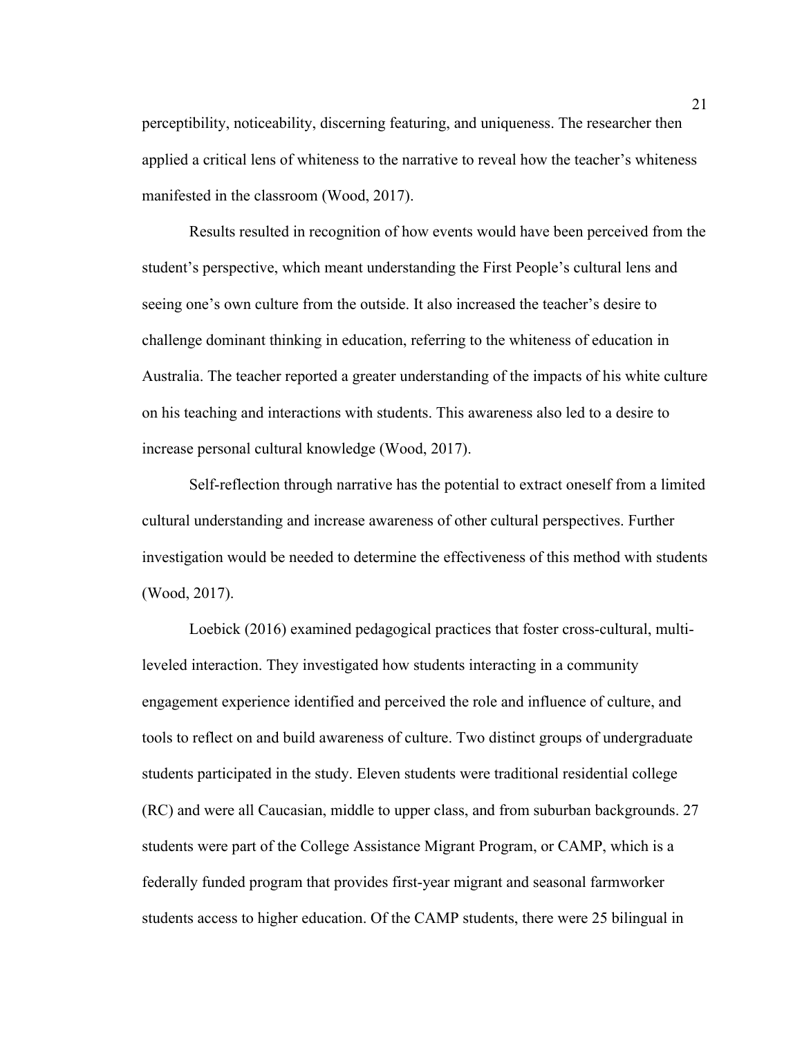perceptibility, noticeability, discerning featuring, and uniqueness. The researcher then applied a critical lens of whiteness to the narrative to reveal how the teacher's whiteness manifested in the classroom (Wood, 2017).

Results resulted in recognition of how events would have been perceived from the student's perspective, which meant understanding the First People's cultural lens and seeing one's own culture from the outside. It also increased the teacher's desire to challenge dominant thinking in education, referring to the whiteness of education in Australia. The teacher reported a greater understanding of the impacts of his white culture on his teaching and interactions with students. This awareness also led to a desire to increase personal cultural knowledge (Wood, 2017).

Self-reflection through narrative has the potential to extract oneself from a limited cultural understanding and increase awareness of other cultural perspectives. Further investigation would be needed to determine the effectiveness of this method with students (Wood, 2017).

Loebick (2016) examined pedagogical practices that foster cross-cultural, multi-leveled interaction. They investigated how students interacting in a community engagement experience identified and perceived the role and influence of culture, and tools to reflect on and build awareness of culture. Two distinct groups of undergraduate students participated in the study. Eleven students were traditional residential college (RC) and were all Caucasian, middle to upper class, and from suburban backgrounds. 27 students were part of the College Assistance Migrant Program, or CAMP, which is a federally funded program that provides first-year migrant and seasonal farmworker students access to higher education. Of the CAMP students, there were 25 bilingual in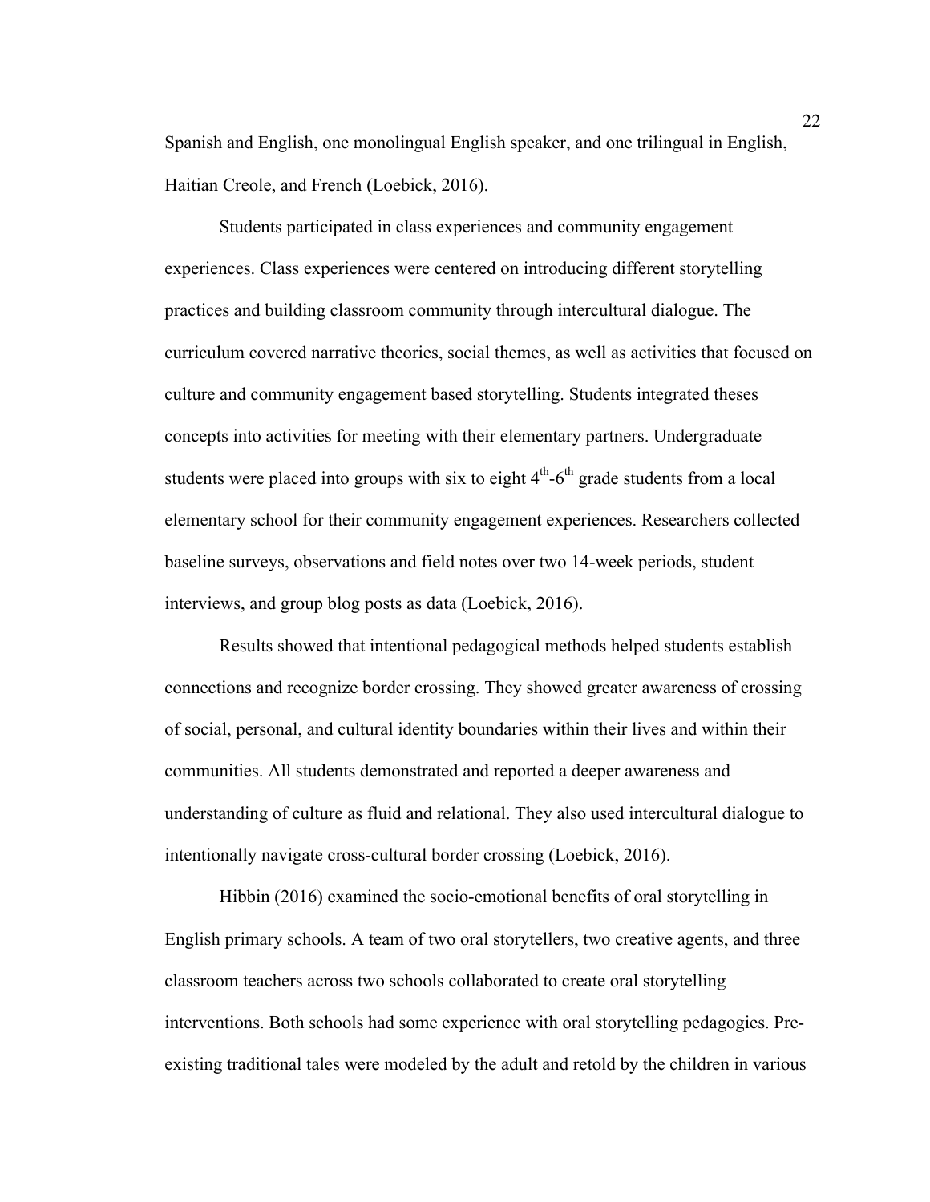Spanish and English, one monolingual English speaker, and one trilingual in English, Haitian Creole, and French (Loebick, 2016).

Students participated in class experiences and community engagement experiences. Class experiences were centered on introducing different storytelling practices and building classroom community through intercultural dialogue. The curriculum covered narrative theories, social themes, as well as activities that focused on culture and community engagement based storytelling. Students integrated theses concepts into activities for meeting with their elementary partners. Undergraduate students were placed into groups with six to eight 4th-6th grade students from a local elementary school for their community engagement experiences. Researchers collected baseline surveys, observations and field notes over two 14-week periods, student interviews, and group blog posts as data (Loebick, 2016).

Results showed that intentional pedagogical methods helped students establish connections and recognize border crossing. They showed greater awareness of crossing of social, personal, and cultural identity boundaries within their lives and within their communities. All students demonstrated and reported a deeper awareness and understanding of culture as fluid and relational. They also used intercultural dialogue to intentionally navigate cross-cultural border crossing (Loebick, 2016).

Hibbin (2016) examined the socio-emotional benefits of oral storytelling in English primary schools. A team of two oral storytellers, two creative agents, and three classroom teachers across two schools collaborated to create oral storytelling interventions. Both schools had some experience with oral storytelling pedagogies. Pre-existing traditional tales were modeled by the adult and retold by the children in various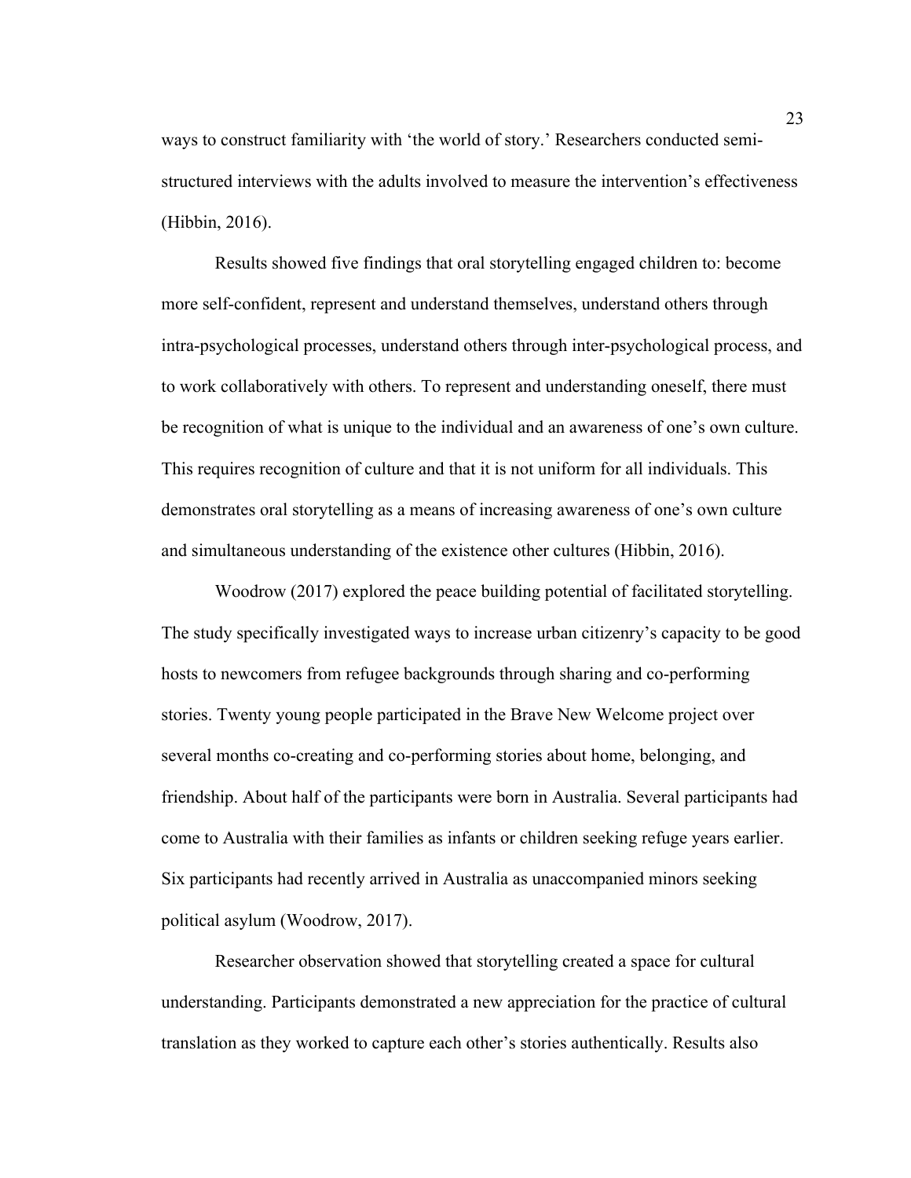ways to construct familiarity with 'the world of story.' Researchers conducted semi-structured interviews with the adults involved to measure the intervention's effectiveness (Hibbin, 2016).

Results showed five findings that oral storytelling engaged children to: become more self-confident, represent and understand themselves, understand others through intra-psychological processes, understand others through inter-psychological process, and to work collaboratively with others. To represent and understanding oneself, there must be recognition of what is unique to the individual and an awareness of one's own culture. This requires recognition of culture and that it is not uniform for all individuals. This demonstrates oral storytelling as a means of increasing awareness of one's own culture and simultaneous understanding of the existence other cultures (Hibbin, 2016).

Woodrow (2017) explored the peace building potential of facilitated storytelling. The study specifically investigated ways to increase urban citizenry's capacity to be good hosts to newcomers from refugee backgrounds through sharing and co-performing stories. Twenty young people participated in the Brave New Welcome project over several months co-creating and co-performing stories about home, belonging, and friendship. About half of the participants were born in Australia. Several participants had come to Australia with their families as infants or children seeking refuge years earlier. Six participants had recently arrived in Australia as unaccompanied minors seeking political asylum (Woodrow, 2017).

Researcher observation showed that storytelling created a space for cultural understanding. Participants demonstrated a new appreciation for the practice of cultural translation as they worked to capture each other's stories authentically. Results also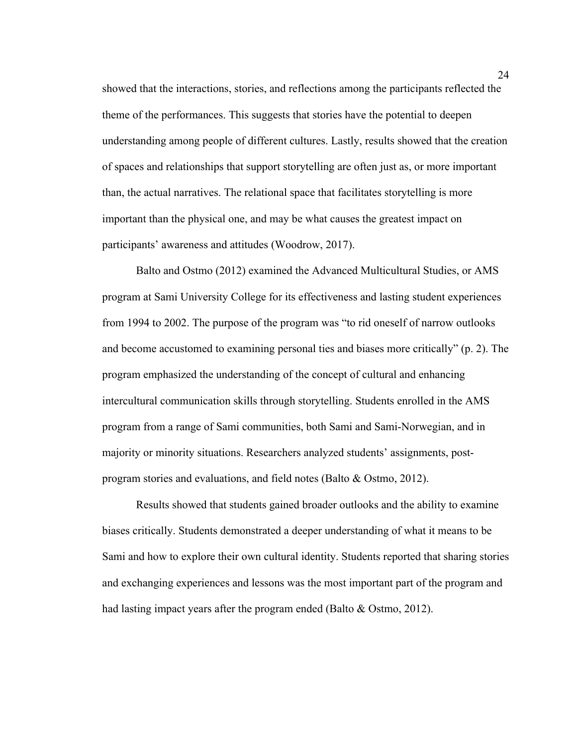showed that the interactions, stories, and reflections among the participants reflected the theme of the performances. This suggests that stories have the potential to deepen understanding among people of different cultures. Lastly, results showed that the creation of spaces and relationships that support storytelling are often just as, or more important than, the actual narratives. The relational space that facilitates storytelling is more important than the physical one, and may be what causes the greatest impact on participants' awareness and attitudes (Woodrow, 2017).

Balto and Ostmo (2012) examined the Advanced Multicultural Studies, or AMS program at Sami University College for its effectiveness and lasting student experiences from 1994 to 2002. The purpose of the program was "to rid oneself of narrow outlooks and become accustomed to examining personal ties and biases more critically" (p. 2). The program emphasized the understanding of the concept of cultural and enhancing intercultural communication skills through storytelling. Students enrolled in the AMS program from a range of Sami communities, both Sami and Sami-Norwegian, and in majority or minority situations. Researchers analyzed students' assignments, post-program stories and evaluations, and field notes (Balto & Ostmo, 2012).

Results showed that students gained broader outlooks and the ability to examine biases critically. Students demonstrated a deeper understanding of what it means to be Sami and how to explore their own cultural identity. Students reported that sharing stories and exchanging experiences and lessons was the most important part of the program and had lasting impact years after the program ended (Balto & Ostmo, 2012).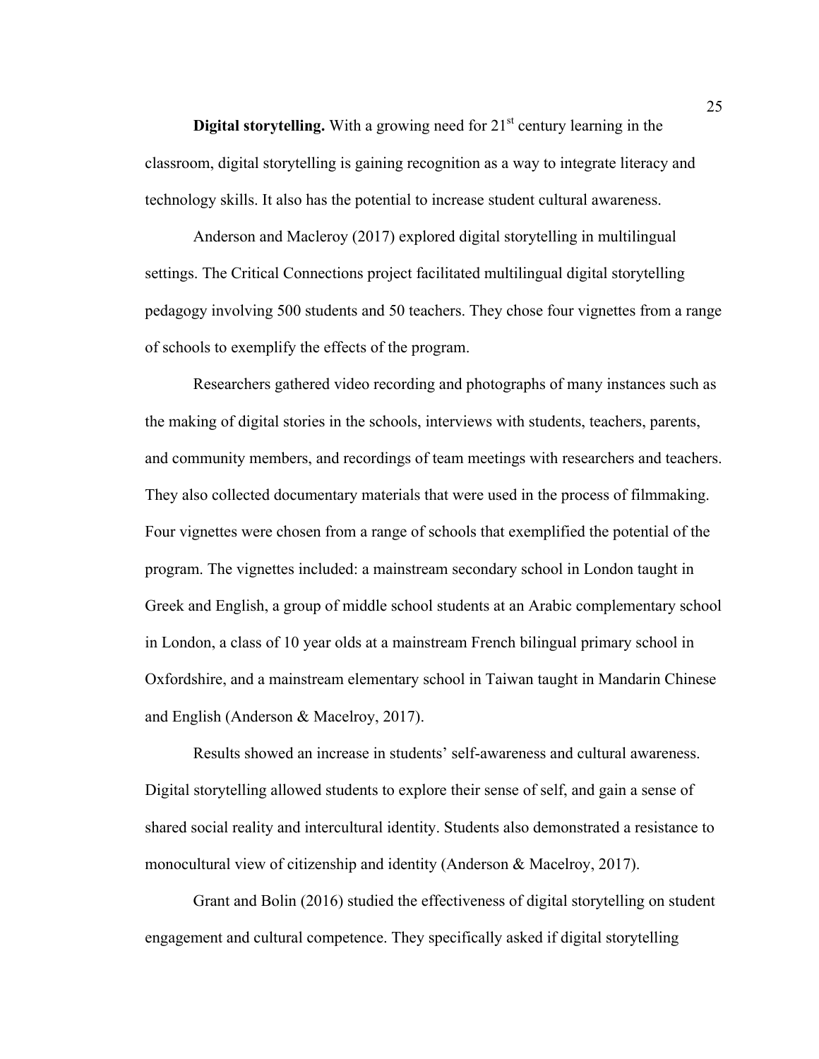**Digital storytelling.** With a growing need for 21st century learning in the classroom, digital storytelling is gaining recognition as a way to integrate literacy and technology skills. It also has the potential to increase student cultural awareness.

Anderson and Macleroy (2017) explored digital storytelling in multilingual settings. The Critical Connections project facilitated multilingual digital storytelling pedagogy involving 500 students and 50 teachers. They chose four vignettes from a range of schools to exemplify the effects of the program.

Researchers gathered video recording and photographs of many instances such as the making of digital stories in the schools, interviews with students, teachers, parents, and community members, and recordings of team meetings with researchers and teachers. They also collected documentary materials that were used in the process of filmmaking. Four vignettes were chosen from a range of schools that exemplified the potential of the program. The vignettes included: a mainstream secondary school in London taught in Greek and English, a group of middle school students at an Arabic complementary school in London, a class of 10 year olds at a mainstream French bilingual primary school in Oxfordshire, and a mainstream elementary school in Taiwan taught in Mandarin Chinese and English (Anderson & Macelroy, 2017).

Results showed an increase in students' self-awareness and cultural awareness. Digital storytelling allowed students to explore their sense of self, and gain a sense of shared social reality and intercultural identity. Students also demonstrated a resistance to monocultural view of citizenship and identity (Anderson & Macelroy, 2017).

Grant and Bolin (2016) studied the effectiveness of digital storytelling on student engagement and cultural competence. They specifically asked if digital storytelling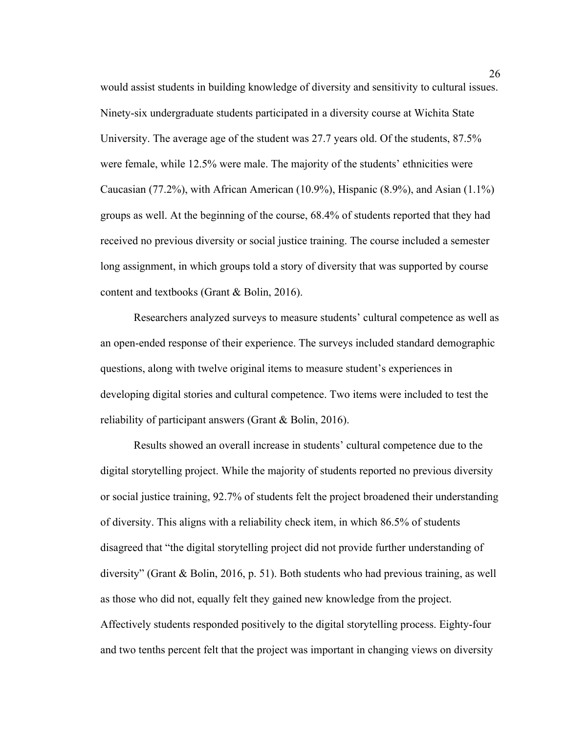would assist students in building knowledge of diversity and sensitivity to cultural issues. Ninety-six undergraduate students participated in a diversity course at Wichita State University. The average age of the student was 27.7 years old. Of the students, 87.5% were female, while 12.5% were male. The majority of the students' ethnicities were Caucasian (77.2%), with African American (10.9%), Hispanic (8.9%), and Asian (1.1%) groups as well. At the beginning of the course, 68.4% of students reported that they had received no previous diversity or social justice training. The course included a semester long assignment, in which groups told a story of diversity that was supported by course content and textbooks (Grant & Bolin, 2016).

Researchers analyzed surveys to measure students' cultural competence as well as an open-ended response of their experience. The surveys included standard demographic questions, along with twelve original items to measure student's experiences in developing digital stories and cultural competence. Two items were included to test the reliability of participant answers (Grant & Bolin, 2016).

Results showed an overall increase in students' cultural competence due to the digital storytelling project. While the majority of students reported no previous diversity or social justice training, 92.7% of students felt the project broadened their understanding of diversity. This aligns with a reliability check item, in which 86.5% of students disagreed that "the digital storytelling project did not provide further understanding of diversity" (Grant & Bolin, 2016, p. 51). Both students who had previous training, as well as those who did not, equally felt they gained new knowledge from the project. Affectively students responded positively to the digital storytelling process. Eighty-four and two tenths percent felt that the project was important in changing views on diversity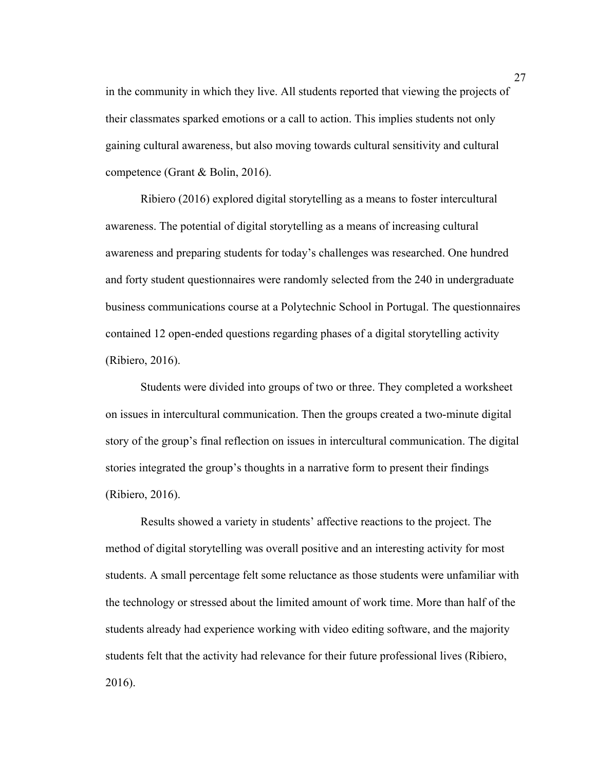in the community in which they live. All students reported that viewing the projects of their classmates sparked emotions or a call to action. This implies students not only gaining cultural awareness, but also moving towards cultural sensitivity and cultural competence (Grant & Bolin, 2016).

Ribiero (2016) explored digital storytelling as a means to foster intercultural awareness. The potential of digital storytelling as a means of increasing cultural awareness and preparing students for today's challenges was researched. One hundred and forty student questionnaires were randomly selected from the 240 in undergraduate business communications course at a Polytechnic School in Portugal. The questionnaires contained 12 open-ended questions regarding phases of a digital storytelling activity (Ribiero, 2016).

Students were divided into groups of two or three. They completed a worksheet on issues in intercultural communication. Then the groups created a two-minute digital story of the group's final reflection on issues in intercultural communication. The digital stories integrated the group's thoughts in a narrative form to present their findings (Ribiero, 2016).

Results showed a variety in students' affective reactions to the project. The method of digital storytelling was overall positive and an interesting activity for most students. A small percentage felt some reluctance as those students were unfamiliar with the technology or stressed about the limited amount of work time. More than half of the students already had experience working with video editing software, and the majority students felt that the activity had relevance for their future professional lives (Ribiero, 2016).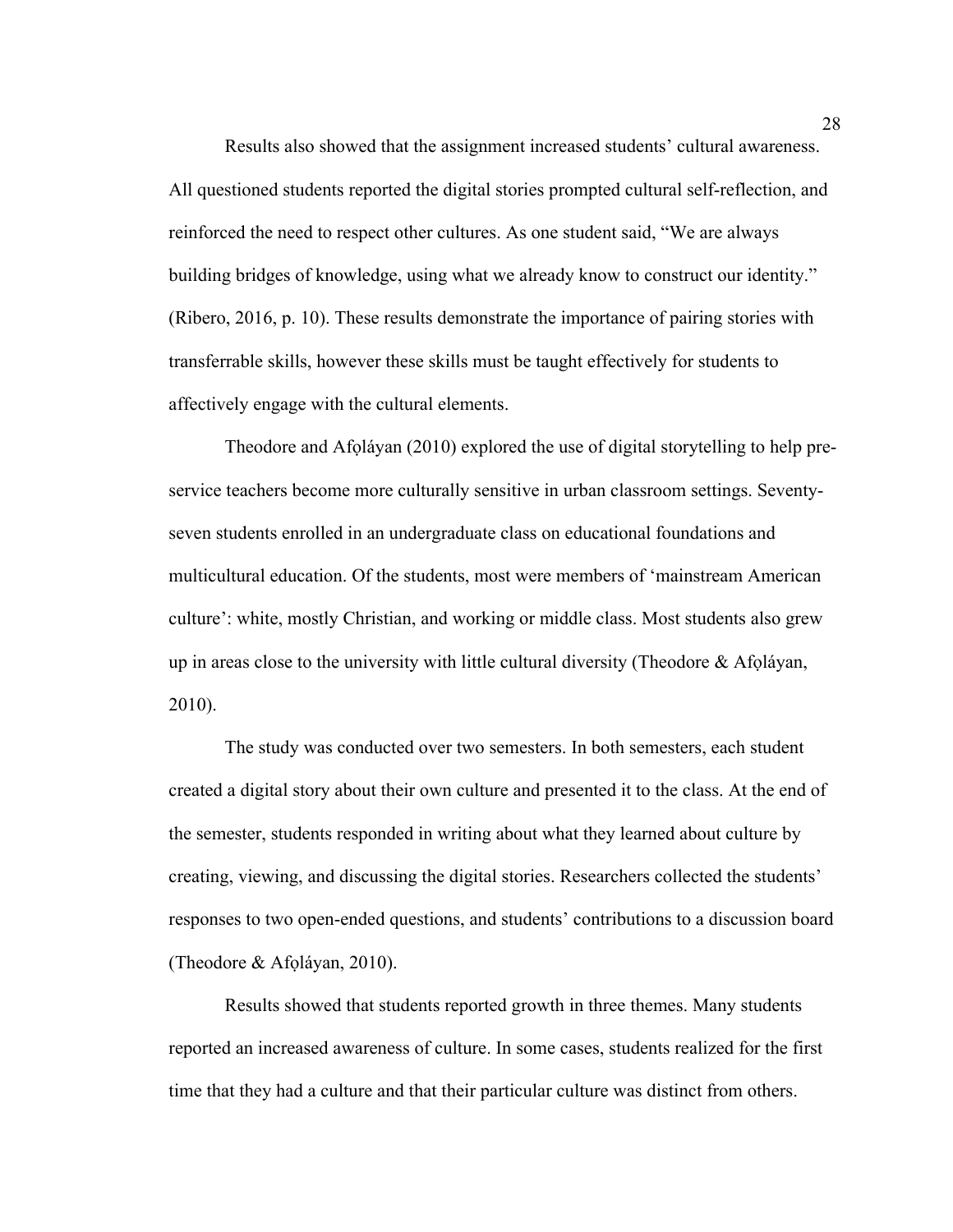Results also showed that the assignment increased students' cultural awareness. All questioned students reported the digital stories prompted cultural self-reflection, and reinforced the need to respect other cultures. As one student said, "We are always building bridges of knowledge, using what we already know to construct our identity." (Ribero, 2016, p. 10). These results demonstrate the importance of pairing stories with transferrable skills, however these skills must be taught effectively for students to affectively engage with the cultural elements.

Theodore and Afọláyan (2010) explored the use of digital storytelling to help pre-service teachers become more culturally sensitive in urban classroom settings. Seventy-seven students enrolled in an undergraduate class on educational foundations and multicultural education. Of the students, most were members of 'mainstream American culture': white, mostly Christian, and working or middle class. Most students also grew up in areas close to the university with little cultural diversity (Theodore & Afọláyan, 2010).

The study was conducted over two semesters. In both semesters, each student created a digital story about their own culture and presented it to the class. At the end of the semester, students responded in writing about what they learned about culture by creating, viewing, and discussing the digital stories. Researchers collected the students' responses to two open-ended questions, and students' contributions to a discussion board (Theodore & Afọláyan, 2010).

Results showed that students reported growth in three themes. Many students reported an increased awareness of culture. In some cases, students realized for the first time that they had a culture and that their particular culture was distinct from others.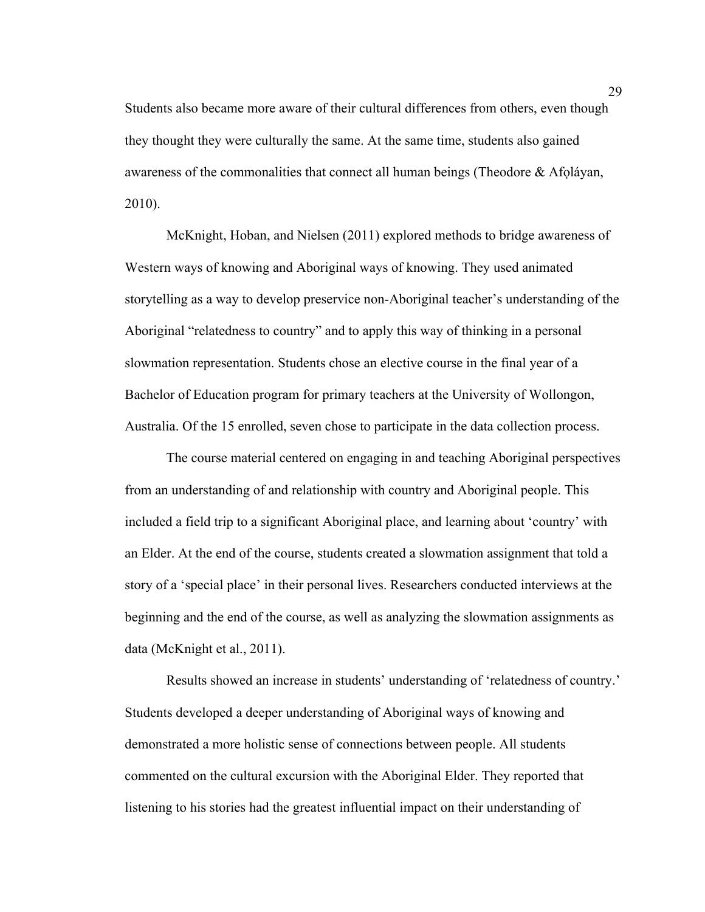Students also became more aware of their cultural differences from others, even though they thought they were culturally the same. At the same time, students also gained awareness of the commonalities that connect all human beings (Theodore & Afọláyan, 2010).

McKnight, Hoban, and Nielsen (2011) explored methods to bridge awareness of Western ways of knowing and Aboriginal ways of knowing. They used animated storytelling as a way to develop preservice non-Aboriginal teacher's understanding of the Aboriginal "relatedness to country" and to apply this way of thinking in a personal slowmation representation. Students chose an elective course in the final year of a Bachelor of Education program for primary teachers at the University of Wollongon, Australia. Of the 15 enrolled, seven chose to participate in the data collection process.

The course material centered on engaging in and teaching Aboriginal perspectives from an understanding of and relationship with country and Aboriginal people. This included a field trip to a significant Aboriginal place, and learning about 'country' with an Elder. At the end of the course, students created a slowmation assignment that told a story of a 'special place' in their personal lives. Researchers conducted interviews at the beginning and the end of the course, as well as analyzing the slowmation assignments as data (McKnight et al., 2011).

Results showed an increase in students' understanding of 'relatedness of country.' Students developed a deeper understanding of Aboriginal ways of knowing and demonstrated a more holistic sense of connections between people. All students commented on the cultural excursion with the Aboriginal Elder. They reported that listening to his stories had the greatest influential impact on their understanding of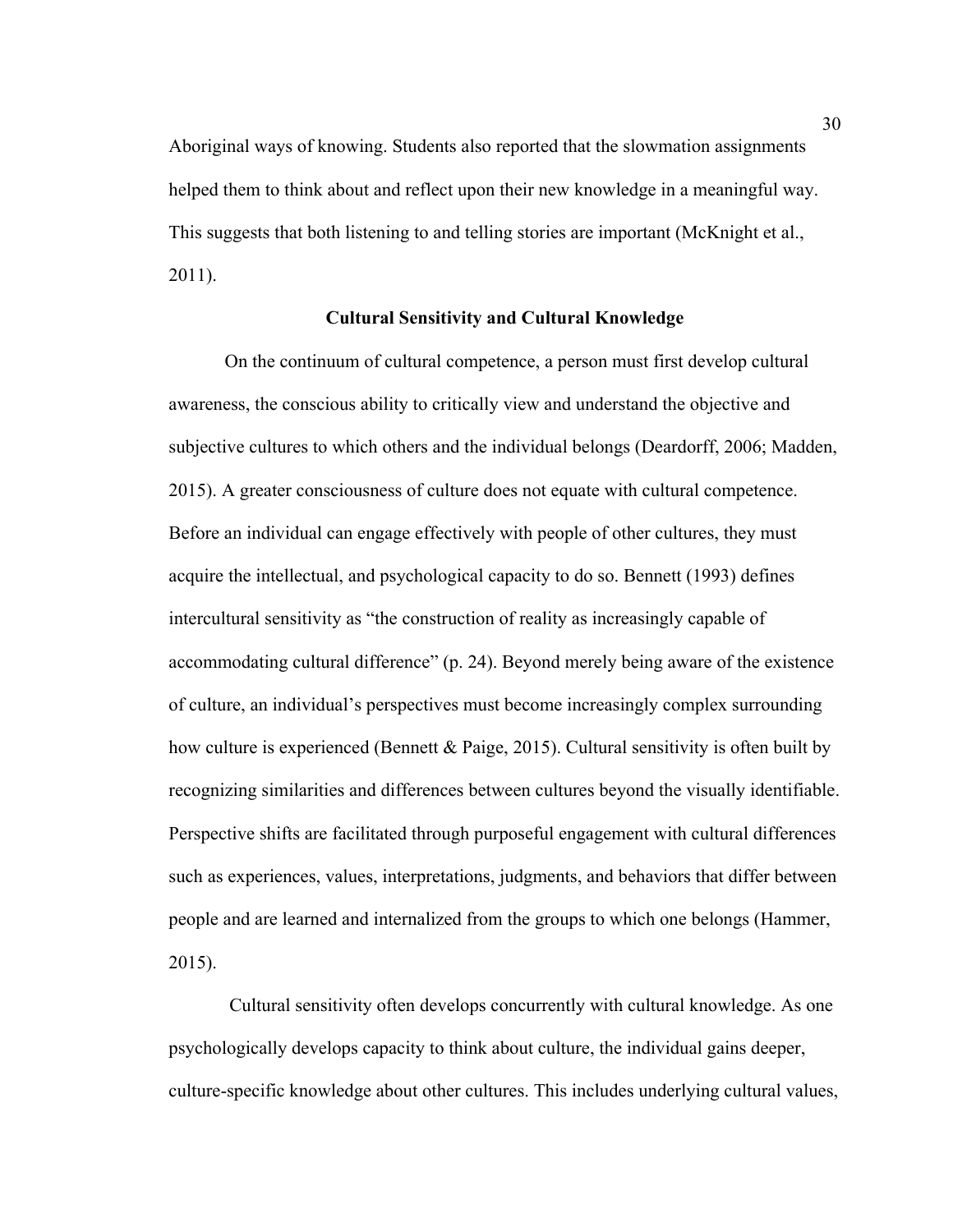Aboriginal ways of knowing. Students also reported that the slowmation assignments helped them to think about and reflect upon their new knowledge in a meaningful way. This suggests that both listening to and telling stories are important (McKnight et al., 2011).

## Cultural Sensitivity and Cultural Knowledge

On the continuum of cultural competence, a person must first develop cultural awareness, the conscious ability to critically view and understand the objective and subjective cultures to which others and the individual belongs (Deardorff, 2006; Madden, 2015). A greater consciousness of culture does not equate with cultural competence. Before an individual can engage effectively with people of other cultures, they must acquire the intellectual, and psychological capacity to do so. Bennett (1993) defines intercultural sensitivity as "the construction of reality as increasingly capable of accommodating cultural difference" (p. 24). Beyond merely being aware of the existence of culture, an individual's perspectives must become increasingly complex surrounding how culture is experienced (Bennett & Paige, 2015). Cultural sensitivity is often built by recognizing similarities and differences between cultures beyond the visually identifiable. Perspective shifts are facilitated through purposeful engagement with cultural differences such as experiences, values, interpretations, judgments, and behaviors that differ between people and are learned and internalized from the groups to which one belongs (Hammer, 2015).

Cultural sensitivity often develops concurrently with cultural knowledge. As one psychologically develops capacity to think about culture, the individual gains deeper, culture-specific knowledge about other cultures. This includes underlying cultural values,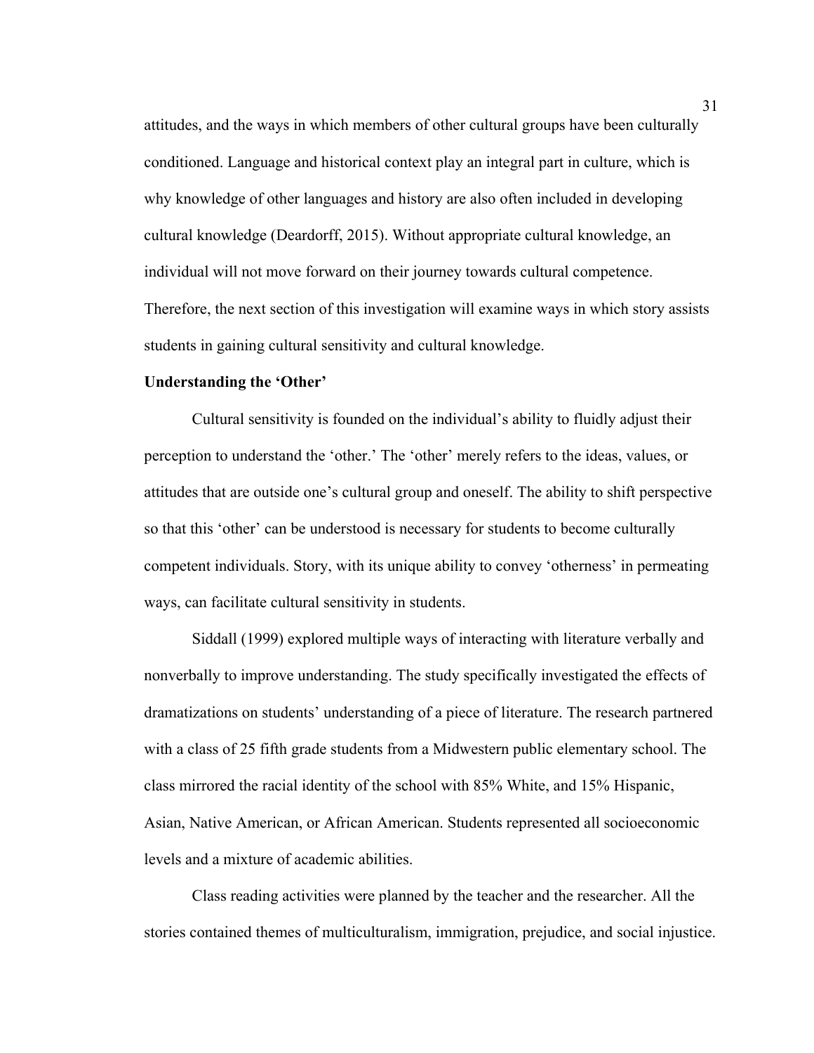attitudes, and the ways in which members of other cultural groups have been culturally conditioned. Language and historical context play an integral part in culture, which is why knowledge of other languages and history are also often included in developing cultural knowledge (Deardorff, 2015). Without appropriate cultural knowledge, an individual will not move forward on their journey towards cultural competence. Therefore, the next section of this investigation will examine ways in which story assists students in gaining cultural sensitivity and cultural knowledge.

**Understanding the 'Other'**

Cultural sensitivity is founded on the individual's ability to fluidly adjust their perception to understand the 'other.' The 'other' merely refers to the ideas, values, or attitudes that are outside one's cultural group and oneself. The ability to shift perspective so that this 'other' can be understood is necessary for students to become culturally competent individuals. Story, with its unique ability to convey 'otherness' in permeating ways, can facilitate cultural sensitivity in students.

Siddall (1999) explored multiple ways of interacting with literature verbally and nonverbally to improve understanding. The study specifically investigated the effects of dramatizations on students' understanding of a piece of literature. The research partnered with a class of 25 fifth grade students from a Midwestern public elementary school. The class mirrored the racial identity of the school with 85% White, and 15% Hispanic, Asian, Native American, or African American. Students represented all socioeconomic levels and a mixture of academic abilities.

Class reading activities were planned by the teacher and the researcher. All the stories contained themes of multiculturalism, immigration, prejudice, and social injustice.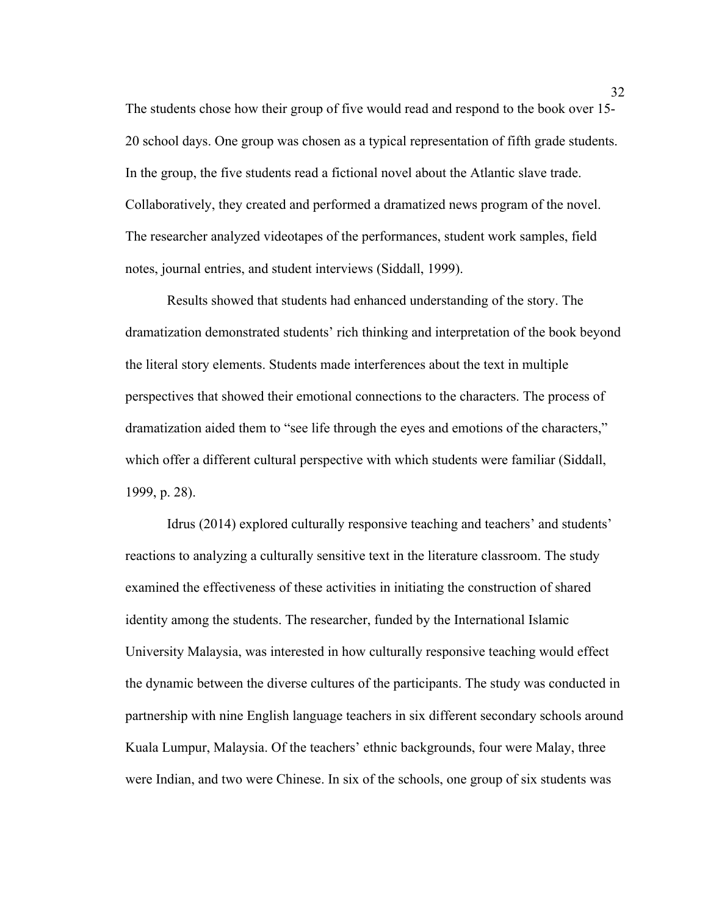The students chose how their group of five would read and respond to the book over 15-20 school days. One group was chosen as a typical representation of fifth grade students. In the group, the five students read a fictional novel about the Atlantic slave trade. Collaboratively, they created and performed a dramatized news program of the novel. The researcher analyzed videotapes of the performances, student work samples, field notes, journal entries, and student interviews (Siddall, 1999).

Results showed that students had enhanced understanding of the story. The dramatization demonstrated students' rich thinking and interpretation of the book beyond the literal story elements. Students made interferences about the text in multiple perspectives that showed their emotional connections to the characters. The process of dramatization aided them to "see life through the eyes and emotions of the characters," which offer a different cultural perspective with which students were familiar (Siddall, 1999, p. 28).

Idrus (2014) explored culturally responsive teaching and teachers' and students' reactions to analyzing a culturally sensitive text in the literature classroom. The study examined the effectiveness of these activities in initiating the construction of shared identity among the students. The researcher, funded by the International Islamic University Malaysia, was interested in how culturally responsive teaching would effect the dynamic between the diverse cultures of the participants. The study was conducted in partnership with nine English language teachers in six different secondary schools around Kuala Lumpur, Malaysia. Of the teachers' ethnic backgrounds, four were Malay, three were Indian, and two were Chinese. In six of the schools, one group of six students was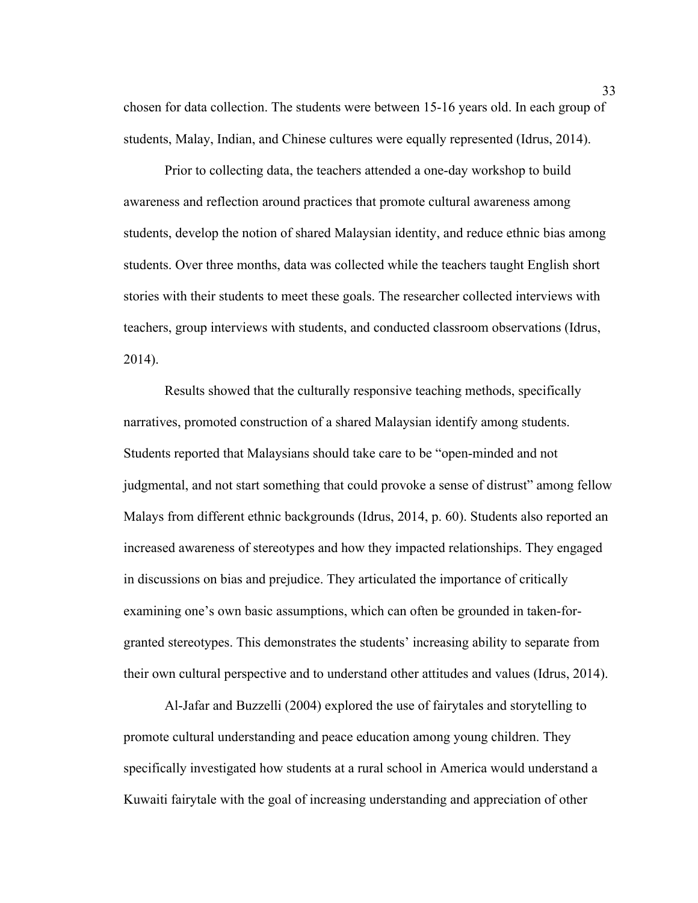chosen for data collection. The students were between 15-16 years old. In each group of students, Malay, Indian, and Chinese cultures were equally represented (Idrus, 2014).

Prior to collecting data, the teachers attended a one-day workshop to build awareness and reflection around practices that promote cultural awareness among students, develop the notion of shared Malaysian identity, and reduce ethnic bias among students. Over three months, data was collected while the teachers taught English short stories with their students to meet these goals. The researcher collected interviews with teachers, group interviews with students, and conducted classroom observations (Idrus, 2014).

Results showed that the culturally responsive teaching methods, specifically narratives, promoted construction of a shared Malaysian identify among students. Students reported that Malaysians should take care to be "open-minded and not judgmental, and not start something that could provoke a sense of distrust" among fellow Malays from different ethnic backgrounds (Idrus, 2014, p. 60). Students also reported an increased awareness of stereotypes and how they impacted relationships. They engaged in discussions on bias and prejudice. They articulated the importance of critically examining one's own basic assumptions, which can often be grounded in taken-for-granted stereotypes. This demonstrates the students' increasing ability to separate from their own cultural perspective and to understand other attitudes and values (Idrus, 2014).

Al-Jafar and Buzzelli (2004) explored the use of fairytales and storytelling to promote cultural understanding and peace education among young children. They specifically investigated how students at a rural school in America would understand a Kuwaiti fairytale with the goal of increasing understanding and appreciation of other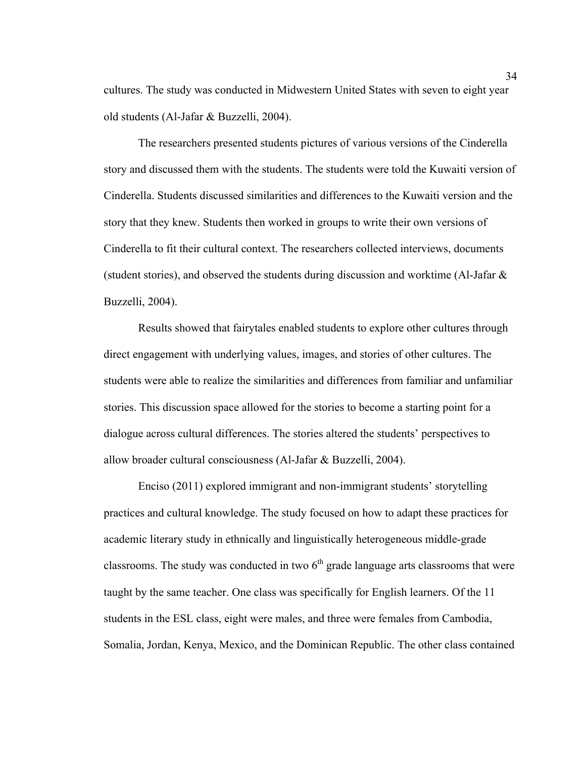cultures. The study was conducted in Midwestern United States with seven to eight year old students (Al-Jafar & Buzzelli, 2004).

The researchers presented students pictures of various versions of the Cinderella story and discussed them with the students. The students were told the Kuwaiti version of Cinderella. Students discussed similarities and differences to the Kuwaiti version and the story that they knew. Students then worked in groups to write their own versions of Cinderella to fit their cultural context. The researchers collected interviews, documents (student stories), and observed the students during discussion and worktime (Al-Jafar & Buzzelli, 2004).

Results showed that fairytales enabled students to explore other cultures through direct engagement with underlying values, images, and stories of other cultures. The students were able to realize the similarities and differences from familiar and unfamiliar stories. This discussion space allowed for the stories to become a starting point for a dialogue across cultural differences. The stories altered the students' perspectives to allow broader cultural consciousness (Al-Jafar & Buzzelli, 2004).

Enciso (2011) explored immigrant and non-immigrant students' storytelling practices and cultural knowledge. The study focused on how to adapt these practices for academic literary study in ethnically and linguistically heterogeneous middle-grade classrooms. The study was conducted in two 6th grade language arts classrooms that were taught by the same teacher. One class was specifically for English learners. Of the 11 students in the ESL class, eight were males, and three were females from Cambodia, Somalia, Jordan, Kenya, Mexico, and the Dominican Republic. The other class contained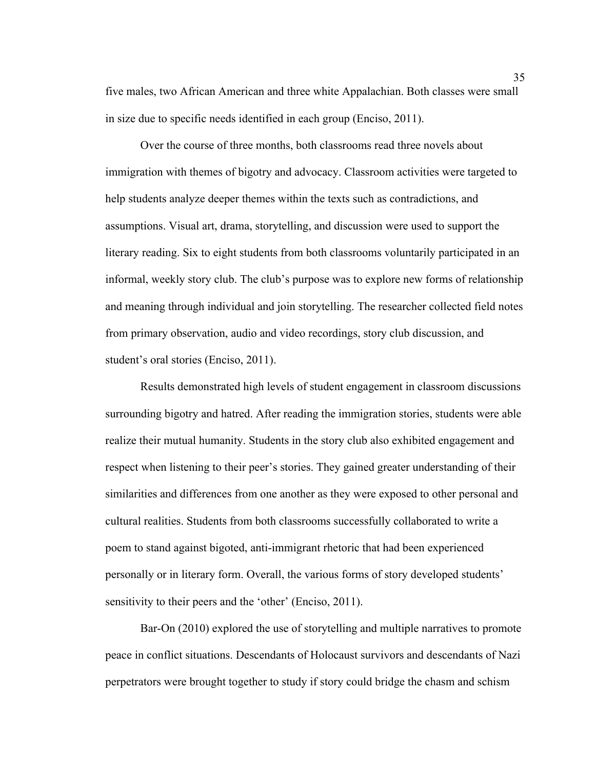five males, two African American and three white Appalachian. Both classes were small in size due to specific needs identified in each group (Enciso, 2011).

Over the course of three months, both classrooms read three novels about immigration with themes of bigotry and advocacy. Classroom activities were targeted to help students analyze deeper themes within the texts such as contradictions, and assumptions. Visual art, drama, storytelling, and discussion were used to support the literary reading. Six to eight students from both classrooms voluntarily participated in an informal, weekly story club. The club's purpose was to explore new forms of relationship and meaning through individual and join storytelling. The researcher collected field notes from primary observation, audio and video recordings, story club discussion, and student's oral stories (Enciso, 2011).

Results demonstrated high levels of student engagement in classroom discussions surrounding bigotry and hatred. After reading the immigration stories, students were able realize their mutual humanity. Students in the story club also exhibited engagement and respect when listening to their peer's stories. They gained greater understanding of their similarities and differences from one another as they were exposed to other personal and cultural realities. Students from both classrooms successfully collaborated to write a poem to stand against bigoted, anti-immigrant rhetoric that had been experienced personally or in literary form. Overall, the various forms of story developed students' sensitivity to their peers and the 'other' (Enciso, 2011).

Bar-On (2010) explored the use of storytelling and multiple narratives to promote peace in conflict situations. Descendants of Holocaust survivors and descendants of Nazi perpetrators were brought together to study if story could bridge the chasm and schism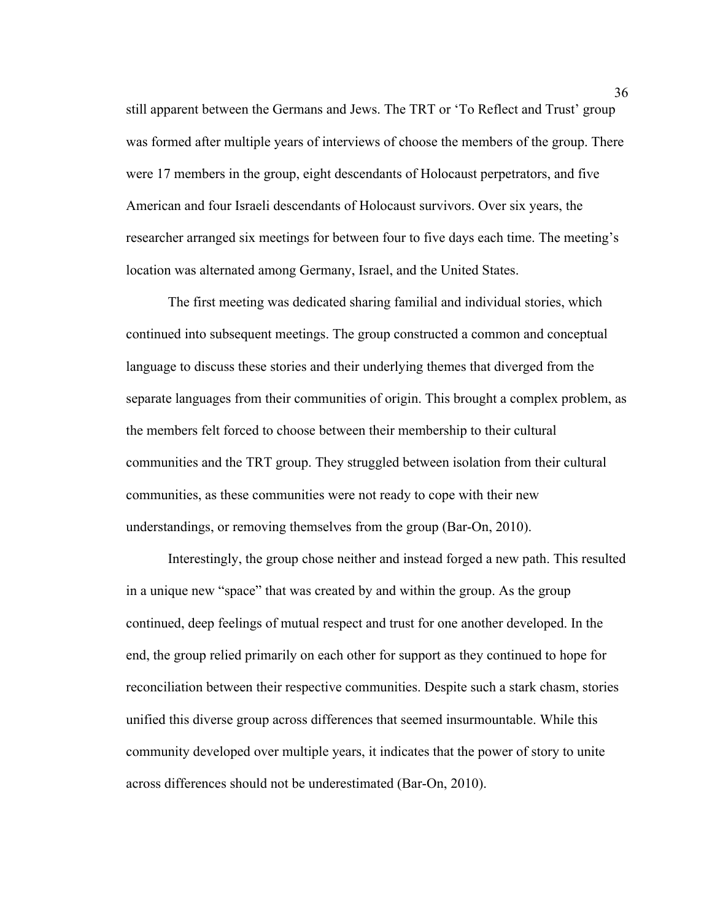still apparent between the Germans and Jews. The TRT or 'To Reflect and Trust' group was formed after multiple years of interviews of choose the members of the group. There were 17 members in the group, eight descendants of Holocaust perpetrators, and five American and four Israeli descendants of Holocaust survivors. Over six years, the researcher arranged six meetings for between four to five days each time. The meeting's location was alternated among Germany, Israel, and the United States.

The first meeting was dedicated sharing familial and individual stories, which continued into subsequent meetings. The group constructed a common and conceptual language to discuss these stories and their underlying themes that diverged from the separate languages from their communities of origin. This brought a complex problem, as the members felt forced to choose between their membership to their cultural communities and the TRT group. They struggled between isolation from their cultural communities, as these communities were not ready to cope with their new understandings, or removing themselves from the group (Bar-On, 2010).

Interestingly, the group chose neither and instead forged a new path. This resulted in a unique new "space" that was created by and within the group. As the group continued, deep feelings of mutual respect and trust for one another developed. In the end, the group relied primarily on each other for support as they continued to hope for reconciliation between their respective communities. Despite such a stark chasm, stories unified this diverse group across differences that seemed insurmountable. While this community developed over multiple years, it indicates that the power of story to unite across differences should not be underestimated (Bar-On, 2010).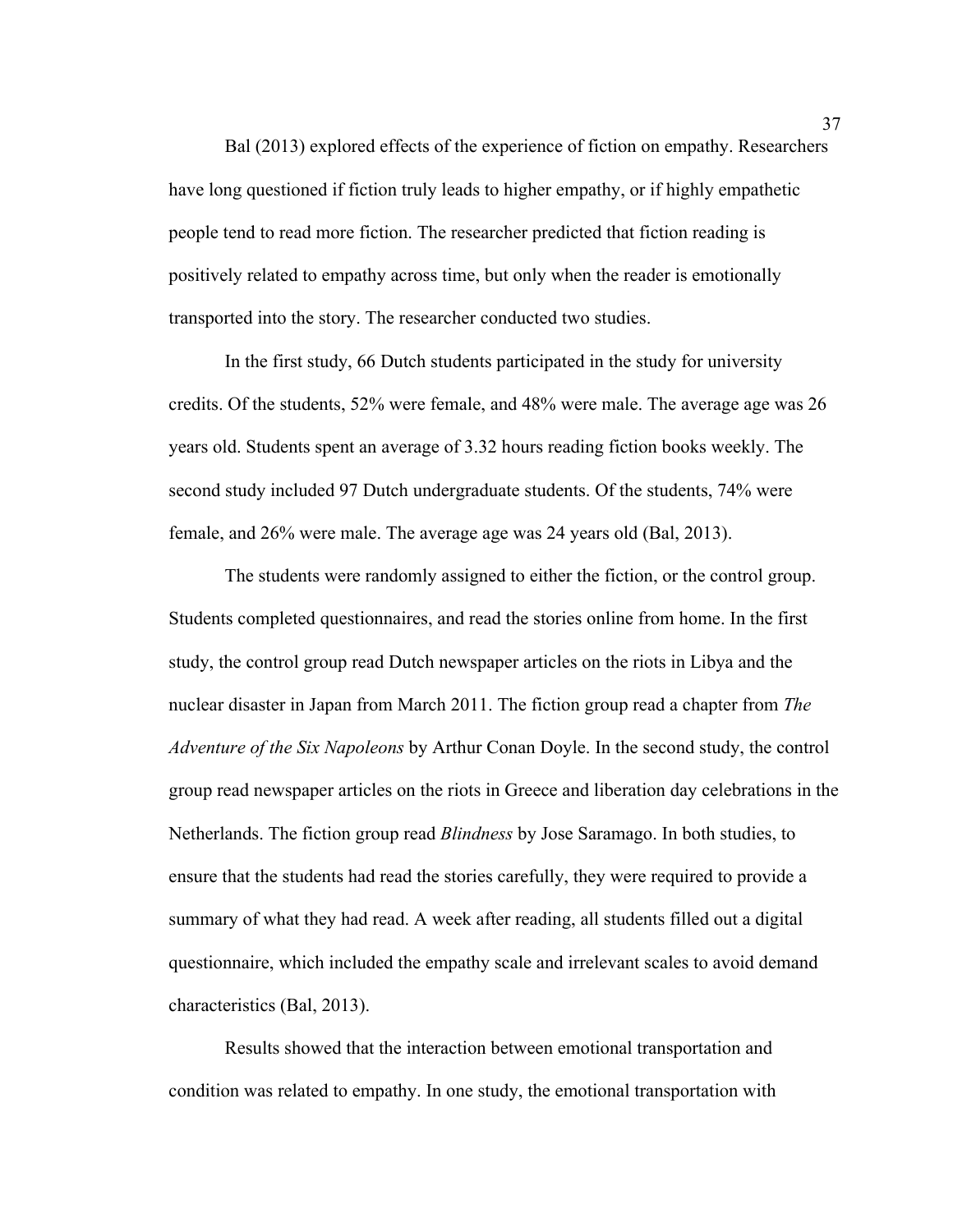Bal (2013) explored effects of the experience of fiction on empathy. Researchers have long questioned if fiction truly leads to higher empathy, or if highly empathetic people tend to read more fiction. The researcher predicted that fiction reading is positively related to empathy across time, but only when the reader is emotionally transported into the story. The researcher conducted two studies.

In the first study, 66 Dutch students participated in the study for university credits. Of the students, 52% were female, and 48% were male. The average age was 26 years old. Students spent an average of 3.32 hours reading fiction books weekly. The second study included 97 Dutch undergraduate students. Of the students, 74% were female, and 26% were male. The average age was 24 years old (Bal, 2013).

The students were randomly assigned to either the fiction, or the control group. Students completed questionnaires, and read the stories online from home. In the first study, the control group read Dutch newspaper articles on the riots in Libya and the nuclear disaster in Japan from March 2011. The fiction group read a chapter from *The Adventure of the Six Napoleons* by Arthur Conan Doyle. In the second study, the control group read newspaper articles on the riots in Greece and liberation day celebrations in the Netherlands. The fiction group read *Blindness* by Jose Saramago. In both studies, to ensure that the students had read the stories carefully, they were required to provide a summary of what they had read. A week after reading, all students filled out a digital questionnaire, which included the empathy scale and irrelevant scales to avoid demand characteristics (Bal, 2013).

Results showed that the interaction between emotional transportation and condition was related to empathy. In one study, the emotional transportation with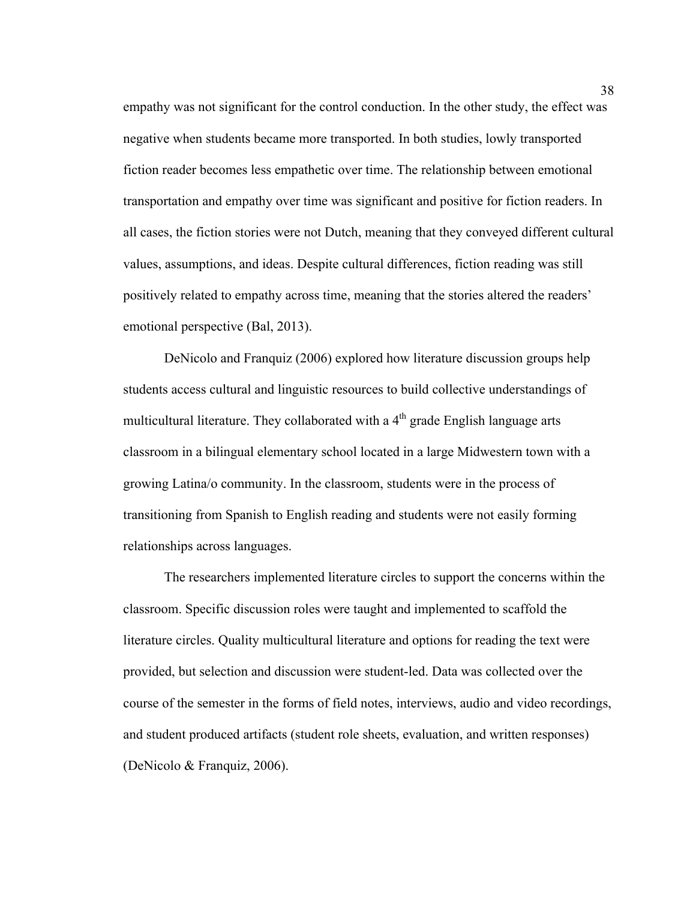empathy was not significant for the control conduction. In the other study, the effect was negative when students became more transported. In both studies, lowly transported fiction reader becomes less empathetic over time. The relationship between emotional transportation and empathy over time was significant and positive for fiction readers. In all cases, the fiction stories were not Dutch, meaning that they conveyed different cultural values, assumptions, and ideas. Despite cultural differences, fiction reading was still positively related to empathy across time, meaning that the stories altered the readers' emotional perspective (Bal, 2013).

DeNicolo and Franquiz (2006) explored how literature discussion groups help students access cultural and linguistic resources to build collective understandings of multicultural literature. They collaborated with a 4th grade English language arts classroom in a bilingual elementary school located in a large Midwestern town with a growing Latina/o community. In the classroom, students were in the process of transitioning from Spanish to English reading and students were not easily forming relationships across languages.

The researchers implemented literature circles to support the concerns within the classroom. Specific discussion roles were taught and implemented to scaffold the literature circles. Quality multicultural literature and options for reading the text were provided, but selection and discussion were student-led. Data was collected over the course of the semester in the forms of field notes, interviews, audio and video recordings, and student produced artifacts (student role sheets, evaluation, and written responses) (DeNicolo & Franquiz, 2006).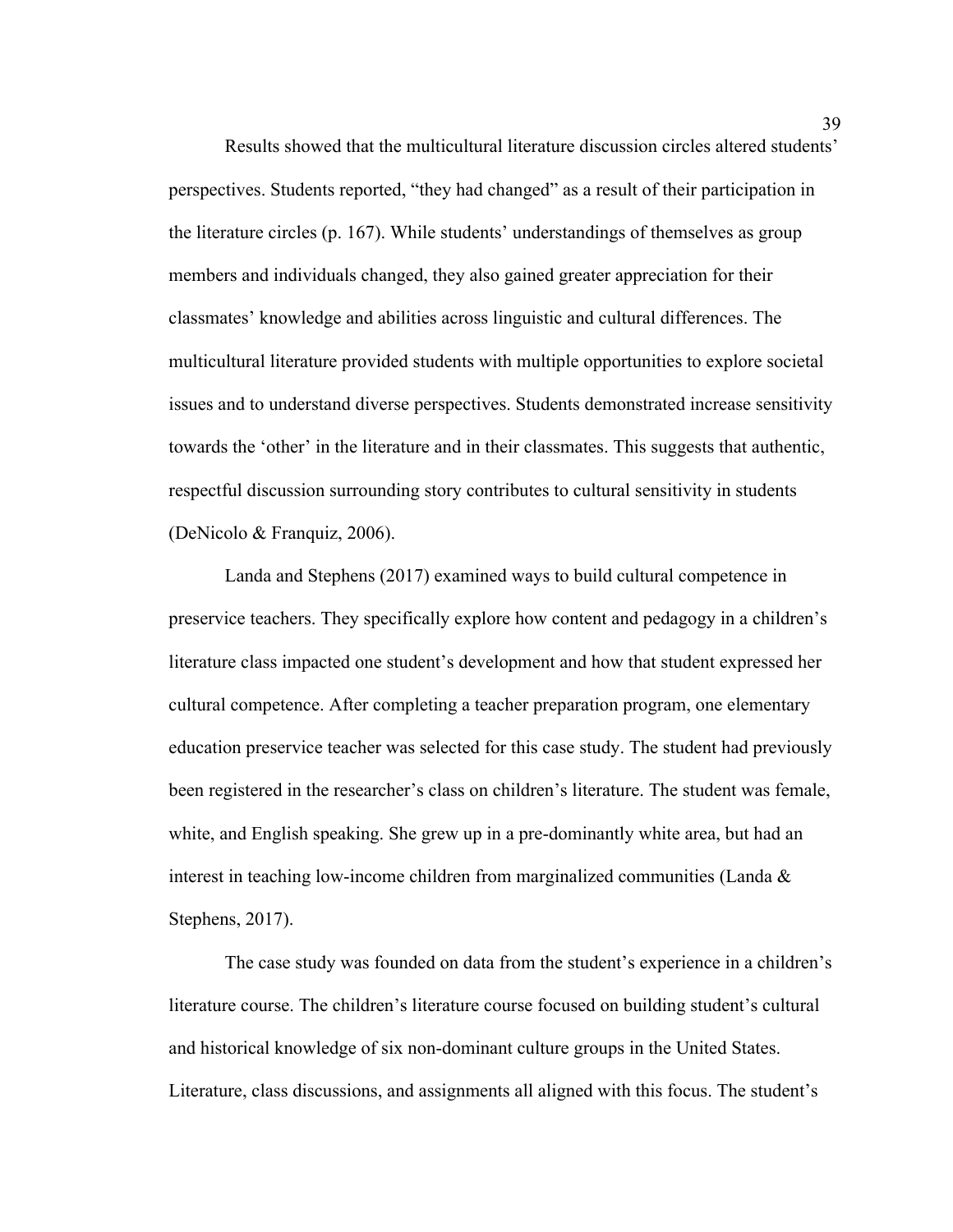Results showed that the multicultural literature discussion circles altered students' perspectives. Students reported, "they had changed" as a result of their participation in the literature circles (p. 167). While students' understandings of themselves as group members and individuals changed, they also gained greater appreciation for their classmates' knowledge and abilities across linguistic and cultural differences. The multicultural literature provided students with multiple opportunities to explore societal issues and to understand diverse perspectives. Students demonstrated increase sensitivity towards the 'other' in the literature and in their classmates. This suggests that authentic, respectful discussion surrounding story contributes to cultural sensitivity in students (DeNicolo & Franquiz, 2006).

Landa and Stephens (2017) examined ways to build cultural competence in preservice teachers. They specifically explore how content and pedagogy in a children's literature class impacted one student's development and how that student expressed her cultural competence. After completing a teacher preparation program, one elementary education preservice teacher was selected for this case study. The student had previously been registered in the researcher's class on children's literature. The student was female, white, and English speaking. She grew up in a pre-dominantly white area, but had an interest in teaching low-income children from marginalized communities (Landa & Stephens, 2017).

The case study was founded on data from the student's experience in a children's literature course. The children's literature course focused on building student's cultural and historical knowledge of six non-dominant culture groups in the United States. Literature, class discussions, and assignments all aligned with this focus. The student's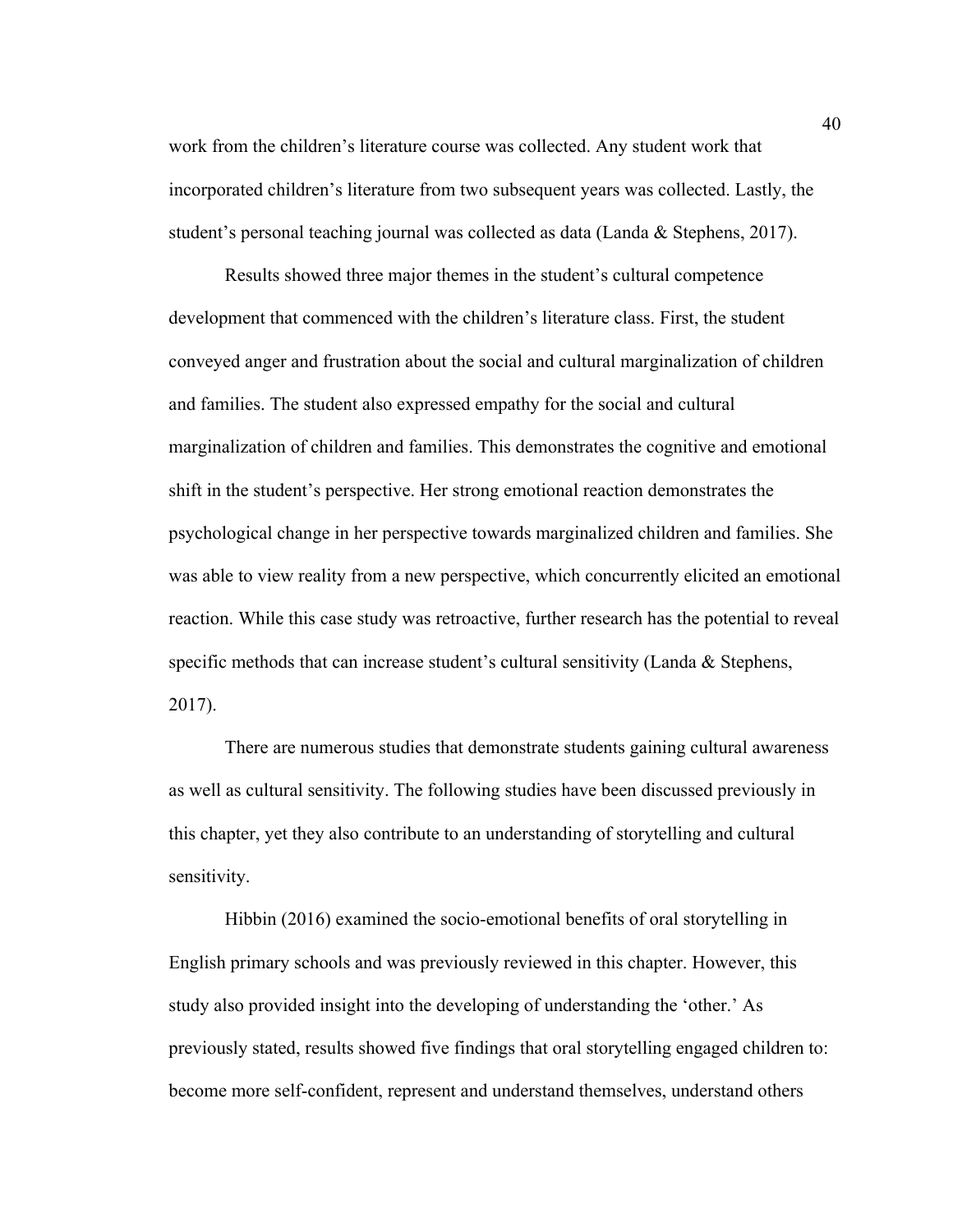work from the children's literature course was collected. Any student work that incorporated children's literature from two subsequent years was collected. Lastly, the student's personal teaching journal was collected as data (Landa & Stephens, 2017).

Results showed three major themes in the student's cultural competence development that commenced with the children's literature class. First, the student conveyed anger and frustration about the social and cultural marginalization of children and families. The student also expressed empathy for the social and cultural marginalization of children and families. This demonstrates the cognitive and emotional shift in the student's perspective. Her strong emotional reaction demonstrates the psychological change in her perspective towards marginalized children and families. She was able to view reality from a new perspective, which concurrently elicited an emotional reaction. While this case study was retroactive, further research has the potential to reveal specific methods that can increase student's cultural sensitivity (Landa & Stephens, 2017).

There are numerous studies that demonstrate students gaining cultural awareness as well as cultural sensitivity. The following studies have been discussed previously in this chapter, yet they also contribute to an understanding of storytelling and cultural sensitivity.

Hibbin (2016) examined the socio-emotional benefits of oral storytelling in English primary schools and was previously reviewed in this chapter. However, this study also provided insight into the developing of understanding the 'other.' As previously stated, results showed five findings that oral storytelling engaged children to: become more self-confident, represent and understand themselves, understand others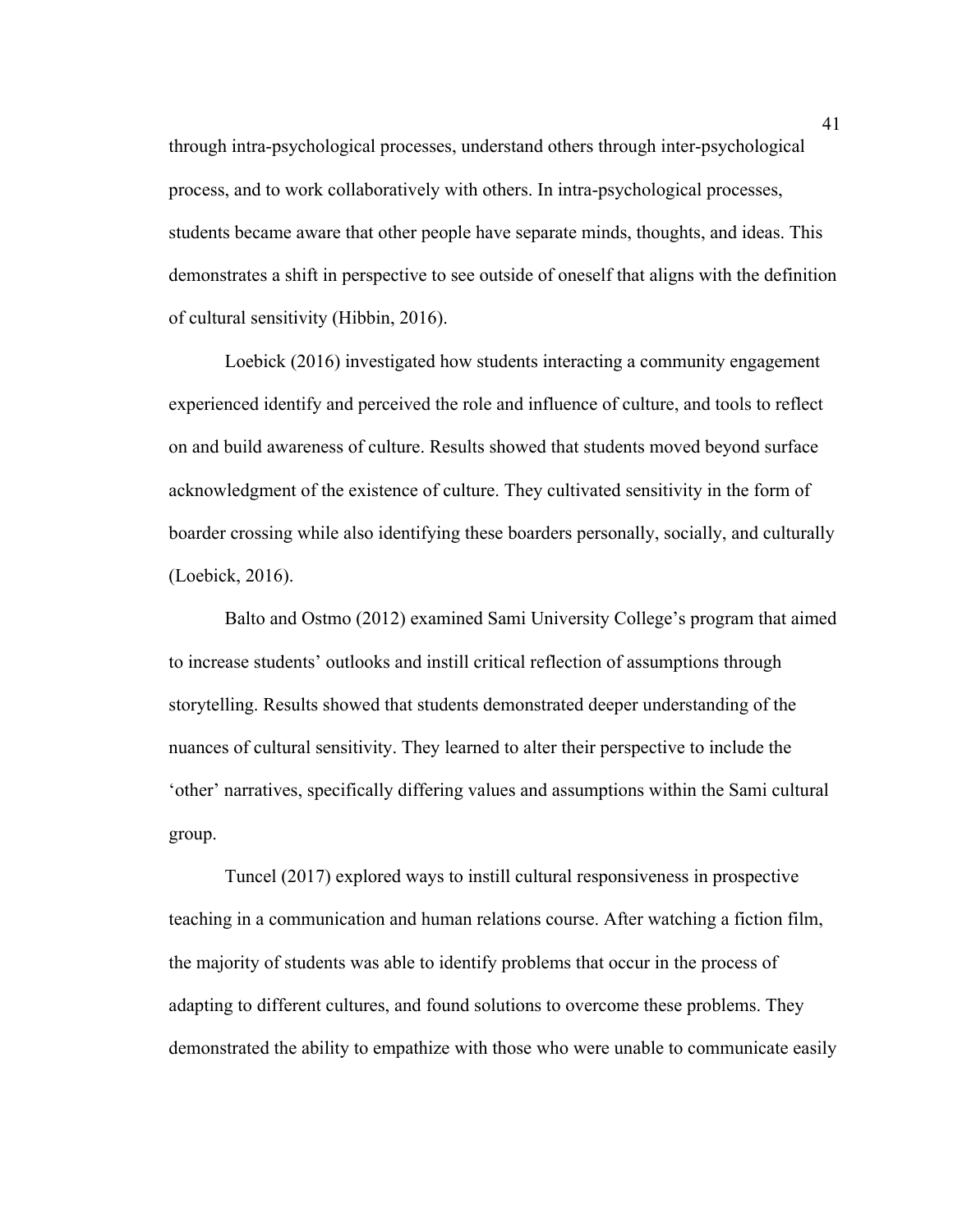through intra-psychological processes, understand others through inter-psychological process, and to work collaboratively with others. In intra-psychological processes, students became aware that other people have separate minds, thoughts, and ideas. This demonstrates a shift in perspective to see outside of oneself that aligns with the definition of cultural sensitivity (Hibbin, 2016).

Loebick (2016) investigated how students interacting a community engagement experienced identify and perceived the role and influence of culture, and tools to reflect on and build awareness of culture. Results showed that students moved beyond surface acknowledgment of the existence of culture. They cultivated sensitivity in the form of boarder crossing while also identifying these boarders personally, socially, and culturally (Loebick, 2016).

Balto and Ostmo (2012) examined Sami University College's program that aimed to increase students' outlooks and instill critical reflection of assumptions through storytelling. Results showed that students demonstrated deeper understanding of the nuances of cultural sensitivity. They learned to alter their perspective to include the 'other' narratives, specifically differing values and assumptions within the Sami cultural group.

Tuncel (2017) explored ways to instill cultural responsiveness in prospective teaching in a communication and human relations course. After watching a fiction film, the majority of students was able to identify problems that occur in the process of adapting to different cultures, and found solutions to overcome these problems. They demonstrated the ability to empathize with those who were unable to communicate easily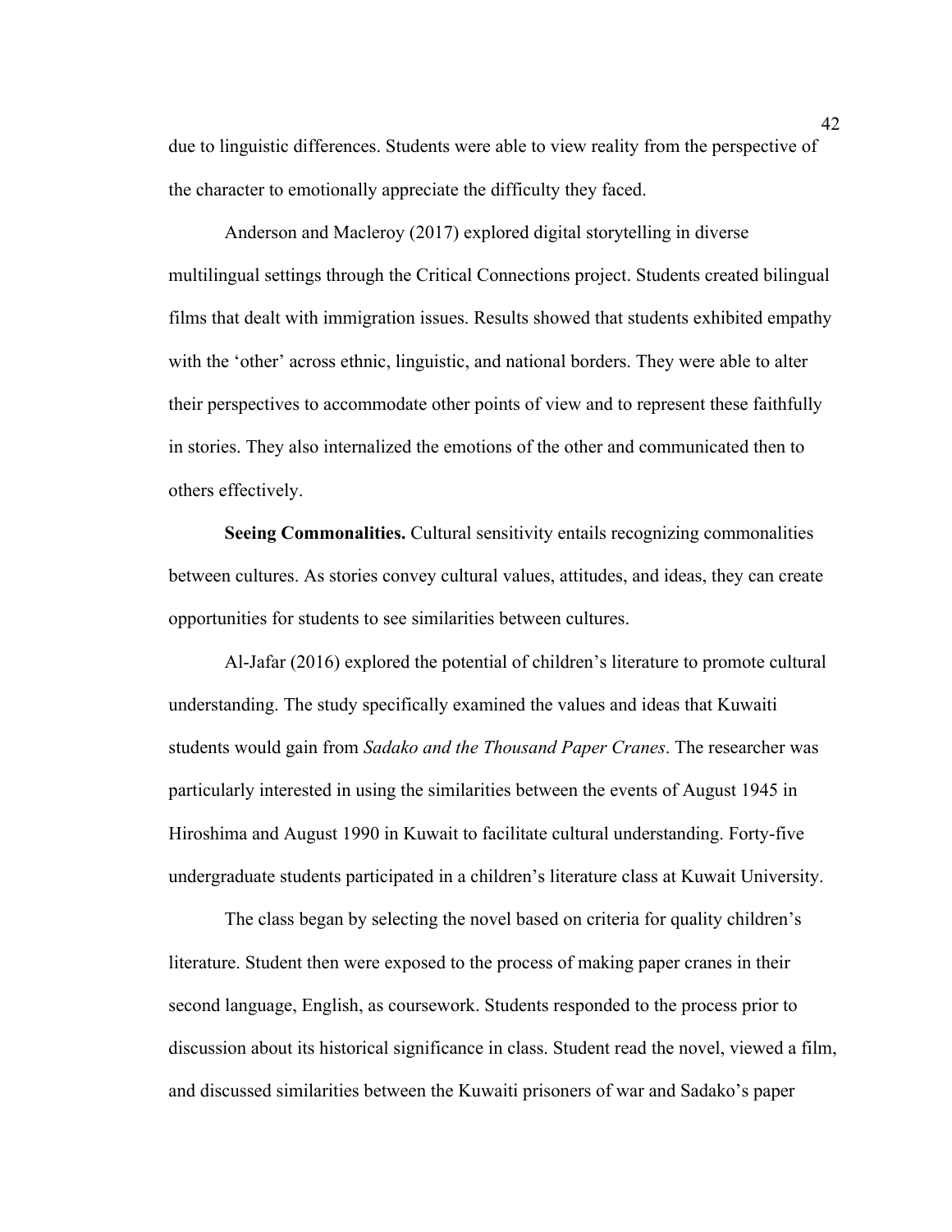due to linguistic differences. Students were able to view reality from the perspective of the character to emotionally appreciate the difficulty they faced.

Anderson and Macleroy (2017) explored digital storytelling in diverse multilingual settings through the Critical Connections project. Students created bilingual films that dealt with immigration issues. Results showed that students exhibited empathy with the 'other' across ethnic, linguistic, and national borders. They were able to alter their perspectives to accommodate other points of view and to represent these faithfully in stories. They also internalized the emotions of the other and communicated then to others effectively.

**Seeing Commonalities.** Cultural sensitivity entails recognizing commonalities between cultures. As stories convey cultural values, attitudes, and ideas, they can create opportunities for students to see similarities between cultures.

Al-Jafar (2016) explored the potential of children's literature to promote cultural understanding. The study specifically examined the values and ideas that Kuwaiti students would gain from *Sadako and the Thousand Paper Cranes*. The researcher was particularly interested in using the similarities between the events of August 1945 in Hiroshima and August 1990 in Kuwait to facilitate cultural understanding. Forty-five undergraduate students participated in a children's literature class at Kuwait University.

The class began by selecting the novel based on criteria for quality children's literature. Student then were exposed to the process of making paper cranes in their second language, English, as coursework. Students responded to the process prior to discussion about its historical significance in class. Student read the novel, viewed a film, and discussed similarities between the Kuwaiti prisoners of war and Sadako's paper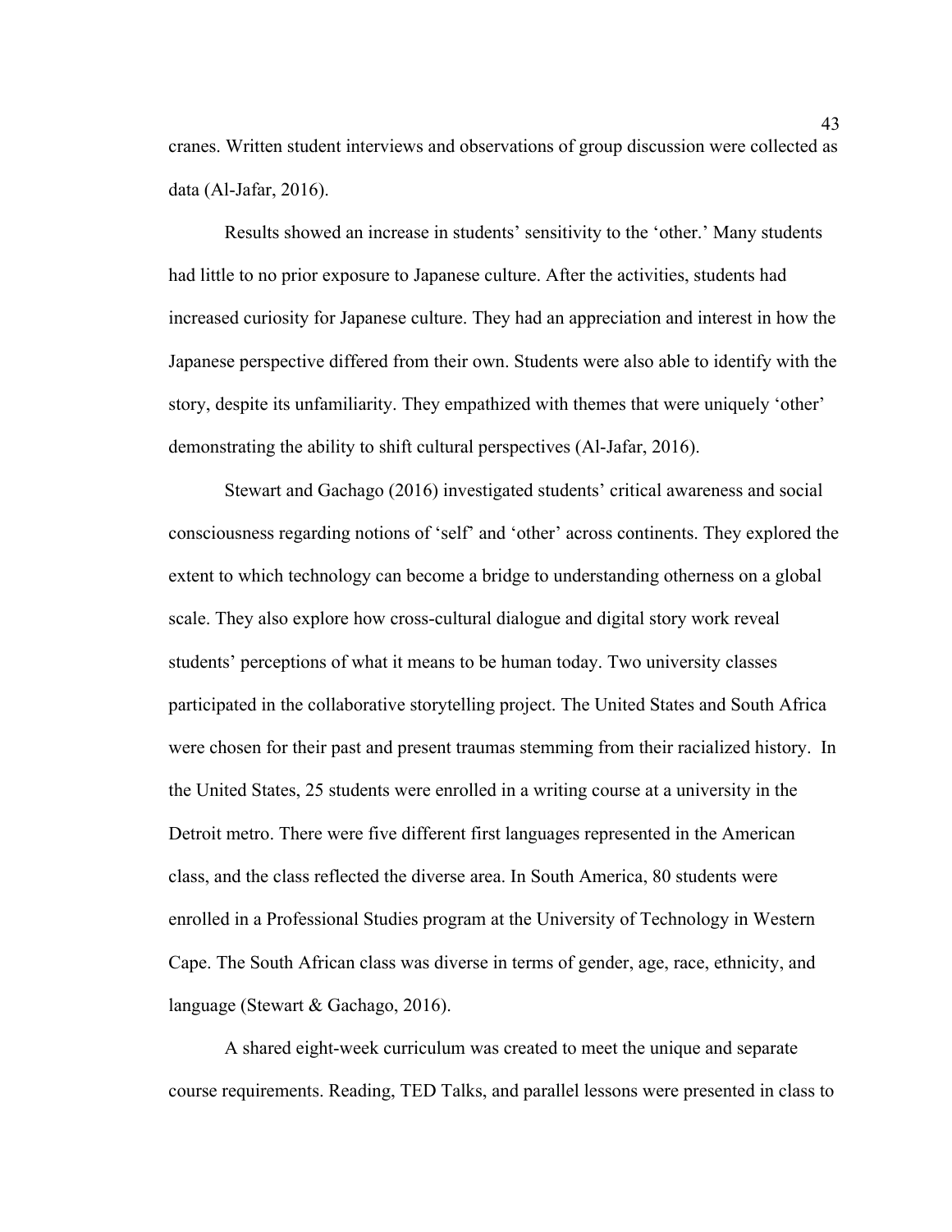cranes. Written student interviews and observations of group discussion were collected as data (Al-Jafar, 2016).

Results showed an increase in students' sensitivity to the 'other.' Many students had little to no prior exposure to Japanese culture. After the activities, students had increased curiosity for Japanese culture. They had an appreciation and interest in how the Japanese perspective differed from their own. Students were also able to identify with the story, despite its unfamiliarity. They empathized with themes that were uniquely 'other' demonstrating the ability to shift cultural perspectives (Al-Jafar, 2016).

Stewart and Gachago (2016) investigated students' critical awareness and social consciousness regarding notions of 'self' and 'other' across continents. They explored the extent to which technology can become a bridge to understanding otherness on a global scale. They also explore how cross-cultural dialogue and digital story work reveal students' perceptions of what it means to be human today. Two university classes participated in the collaborative storytelling project. The United States and South Africa were chosen for their past and present traumas stemming from their racialized history. In the United States, 25 students were enrolled in a writing course at a university in the Detroit metro. There were five different first languages represented in the American class, and the class reflected the diverse area. In South America, 80 students were enrolled in a Professional Studies program at the University of Technology in Western Cape. The South African class was diverse in terms of gender, age, race, ethnicity, and language (Stewart & Gachago, 2016).

A shared eight-week curriculum was created to meet the unique and separate course requirements. Reading, TED Talks, and parallel lessons were presented in class to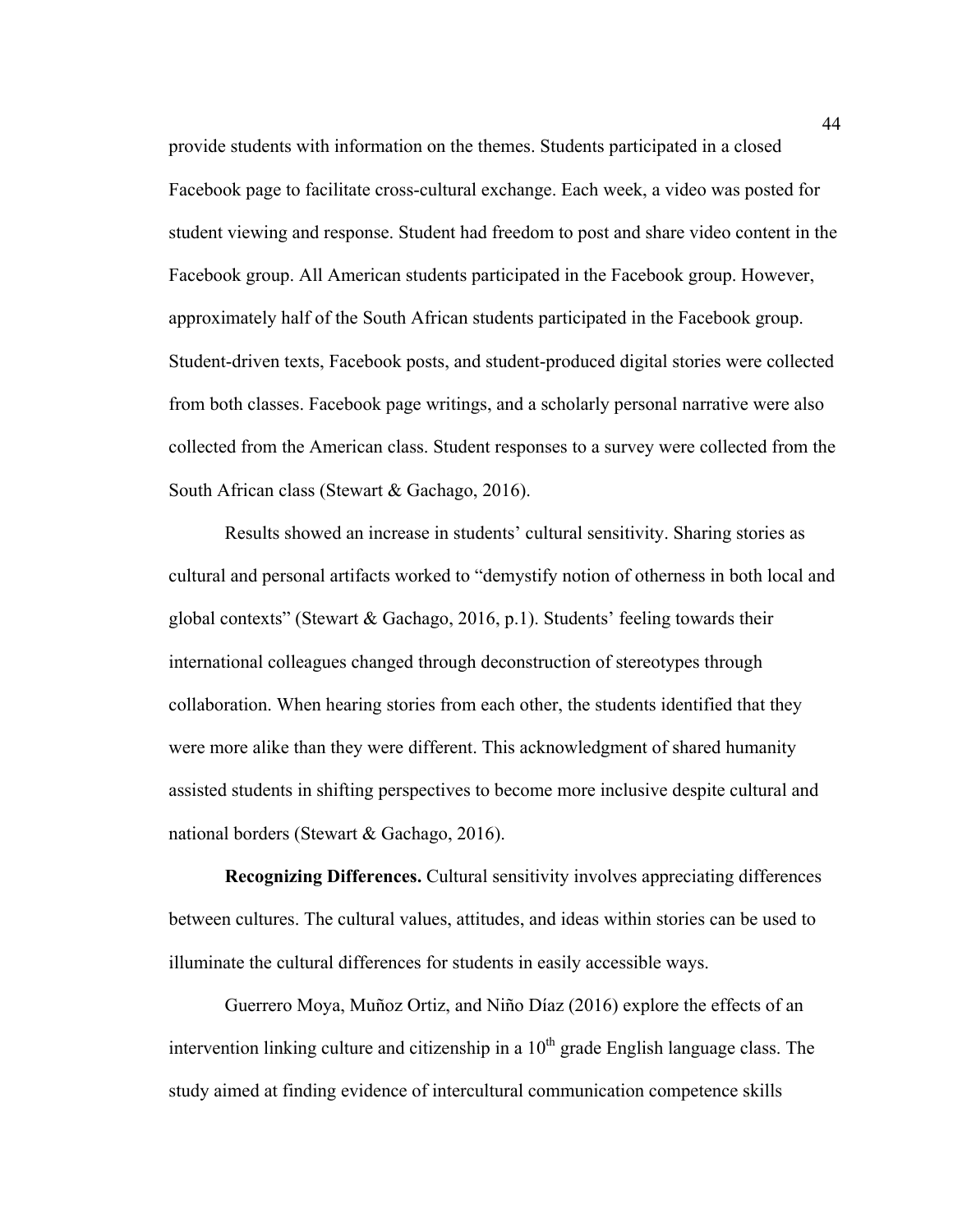provide students with information on the themes. Students participated in a closed Facebook page to facilitate cross-cultural exchange. Each week, a video was posted for student viewing and response. Student had freedom to post and share video content in the Facebook group. All American students participated in the Facebook group. However, approximately half of the South African students participated in the Facebook group. Student-driven texts, Facebook posts, and student-produced digital stories were collected from both classes. Facebook page writings, and a scholarly personal narrative were also collected from the American class. Student responses to a survey were collected from the South African class (Stewart & Gachago, 2016).

Results showed an increase in students' cultural sensitivity. Sharing stories as cultural and personal artifacts worked to "demystify notion of otherness in both local and global contexts" (Stewart & Gachago, 2016, p.1). Students' feeling towards their international colleagues changed through deconstruction of stereotypes through collaboration. When hearing stories from each other, the students identified that they were more alike than they were different. This acknowledgment of shared humanity assisted students in shifting perspectives to become more inclusive despite cultural and national borders (Stewart & Gachago, 2016).

**Recognizing Differences.** Cultural sensitivity involves appreciating differences between cultures. The cultural values, attitudes, and ideas within stories can be used to illuminate the cultural differences for students in easily accessible ways.

Guerrero Moya, Muñoz Ortiz, and Niño Díaz (2016) explore the effects of an intervention linking culture and citizenship in a 10th grade English language class. The study aimed at finding evidence of intercultural communication competence skills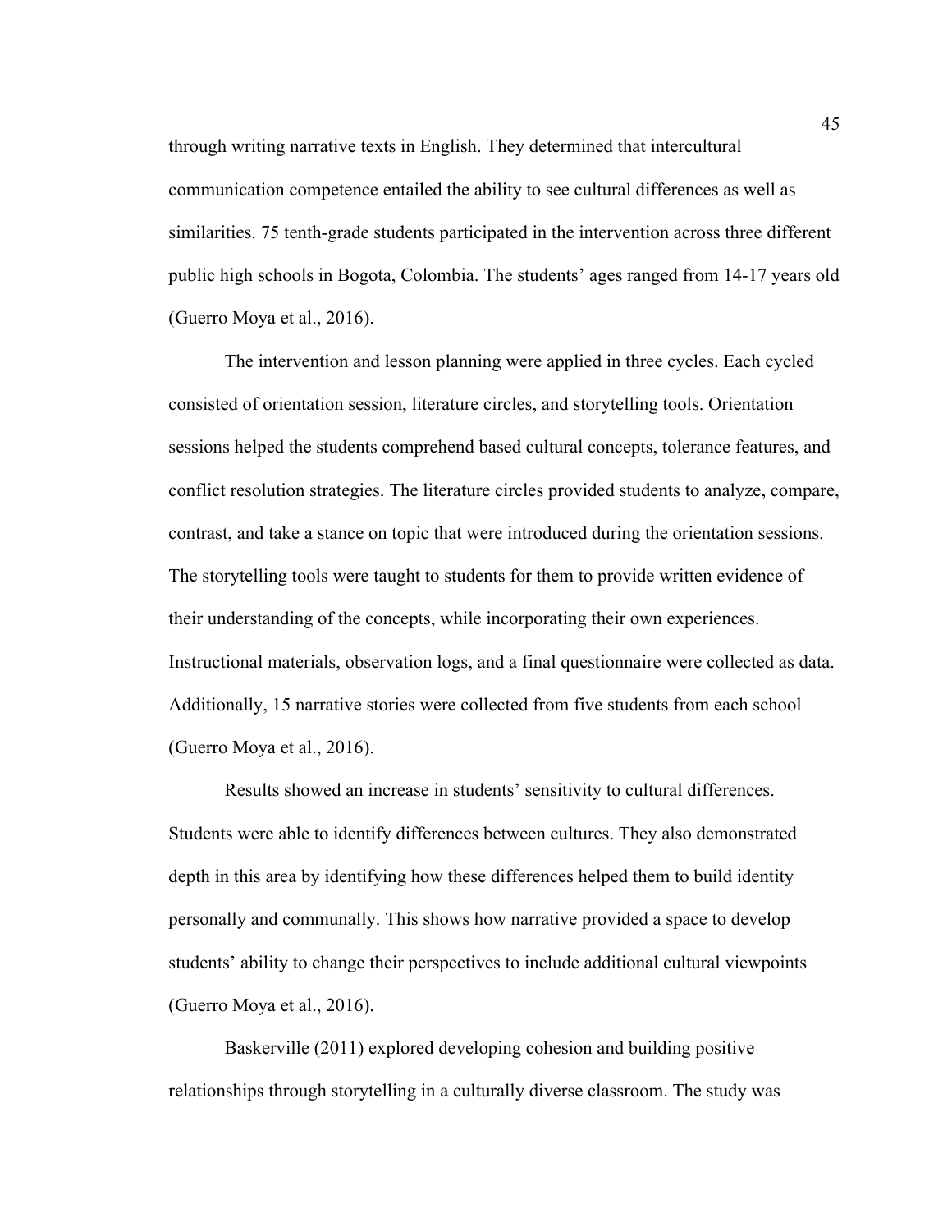through writing narrative texts in English. They determined that intercultural communication competence entailed the ability to see cultural differences as well as similarities. 75 tenth-grade students participated in the intervention across three different public high schools in Bogota, Colombia. The students' ages ranged from 14-17 years old (Guerro Moya et al., 2016).

The intervention and lesson planning were applied in three cycles. Each cycled consisted of orientation session, literature circles, and storytelling tools. Orientation sessions helped the students comprehend based cultural concepts, tolerance features, and conflict resolution strategies. The literature circles provided students to analyze, compare, contrast, and take a stance on topic that were introduced during the orientation sessions. The storytelling tools were taught to students for them to provide written evidence of their understanding of the concepts, while incorporating their own experiences. Instructional materials, observation logs, and a final questionnaire were collected as data. Additionally, 15 narrative stories were collected from five students from each school (Guerro Moya et al., 2016).

Results showed an increase in students' sensitivity to cultural differences. Students were able to identify differences between cultures. They also demonstrated depth in this area by identifying how these differences helped them to build identity personally and communally. This shows how narrative provided a space to develop students' ability to change their perspectives to include additional cultural viewpoints (Guerro Moya et al., 2016).

Baskerville (2011) explored developing cohesion and building positive relationships through storytelling in a culturally diverse classroom. The study was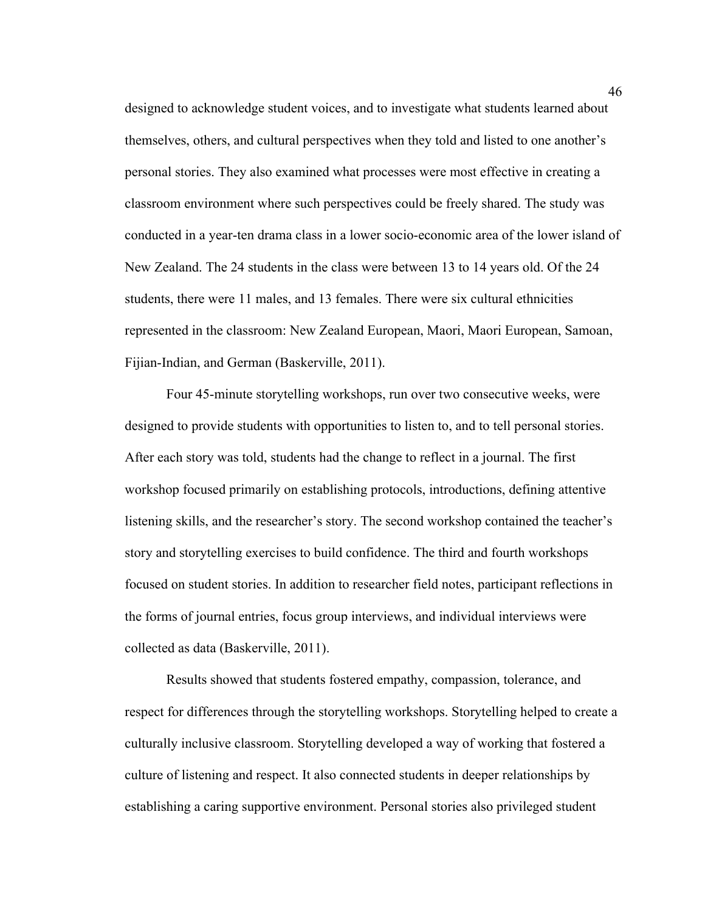designed to acknowledge student voices, and to investigate what students learned about themselves, others, and cultural perspectives when they told and listed to one another's personal stories. They also examined what processes were most effective in creating a classroom environment where such perspectives could be freely shared. The study was conducted in a year-ten drama class in a lower socio-economic area of the lower island of New Zealand. The 24 students in the class were between 13 to 14 years old. Of the 24 students, there were 11 males, and 13 females. There were six cultural ethnicities represented in the classroom: New Zealand European, Maori, Maori European, Samoan, Fijian-Indian, and German (Baskerville, 2011).

Four 45-minute storytelling workshops, run over two consecutive weeks, were designed to provide students with opportunities to listen to, and to tell personal stories. After each story was told, students had the change to reflect in a journal. The first workshop focused primarily on establishing protocols, introductions, defining attentive listening skills, and the researcher's story. The second workshop contained the teacher's story and storytelling exercises to build confidence. The third and fourth workshops focused on student stories. In addition to researcher field notes, participant reflections in the forms of journal entries, focus group interviews, and individual interviews were collected as data (Baskerville, 2011).

Results showed that students fostered empathy, compassion, tolerance, and respect for differences through the storytelling workshops. Storytelling helped to create a culturally inclusive classroom. Storytelling developed a way of working that fostered a culture of listening and respect. It also connected students in deeper relationships by establishing a caring supportive environment. Personal stories also privileged student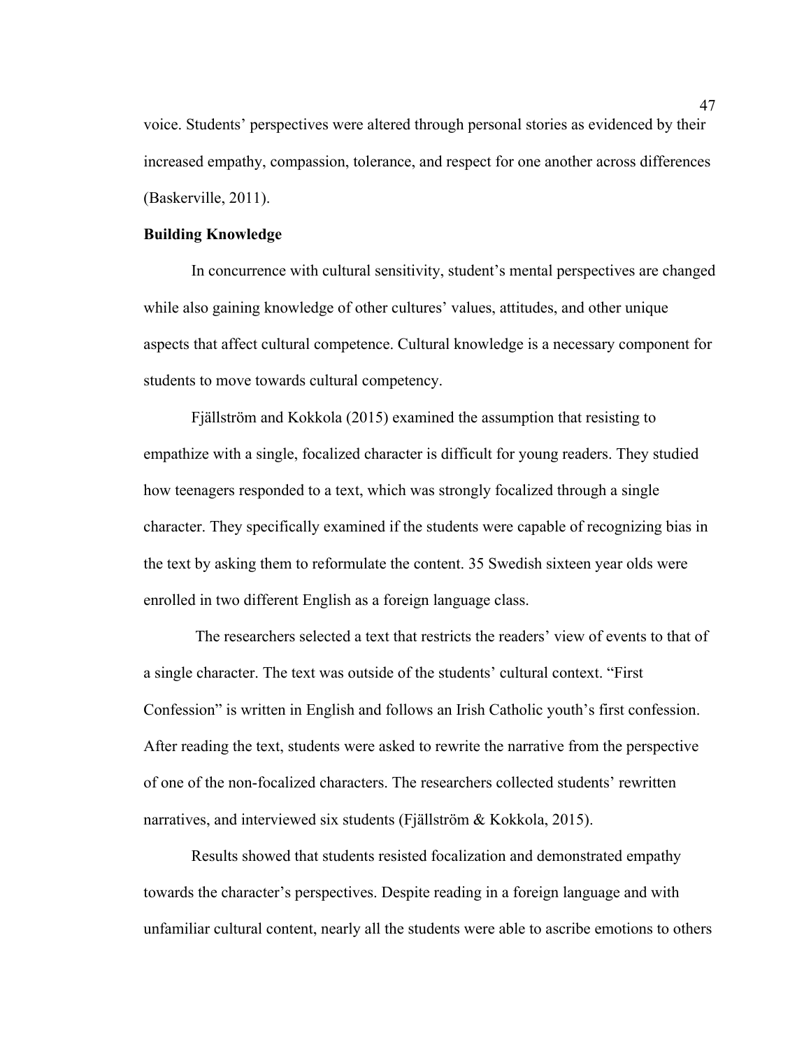voice. Students' perspectives were altered through personal stories as evidenced by their increased empathy, compassion, tolerance, and respect for one another across differences (Baskerville, 2011).

**Building Knowledge**

In concurrence with cultural sensitivity, student's mental perspectives are changed while also gaining knowledge of other cultures' values, attitudes, and other unique aspects that affect cultural competence. Cultural knowledge is a necessary component for students to move towards cultural competency.

Fjällström and Kokkola (2015) examined the assumption that resisting to empathize with a single, focalized character is difficult for young readers. They studied how teenagers responded to a text, which was strongly focalized through a single character. They specifically examined if the students were capable of recognizing bias in the text by asking them to reformulate the content. 35 Swedish sixteen year olds were enrolled in two different English as a foreign language class.

The researchers selected a text that restricts the readers' view of events to that of a single character. The text was outside of the students' cultural context. "First Confession" is written in English and follows an Irish Catholic youth's first confession. After reading the text, students were asked to rewrite the narrative from the perspective of one of the non-focalized characters. The researchers collected students' rewritten narratives, and interviewed six students (Fjällström & Kokkola, 2015).

Results showed that students resisted focalization and demonstrated empathy towards the character's perspectives. Despite reading in a foreign language and with unfamiliar cultural content, nearly all the students were able to ascribe emotions to others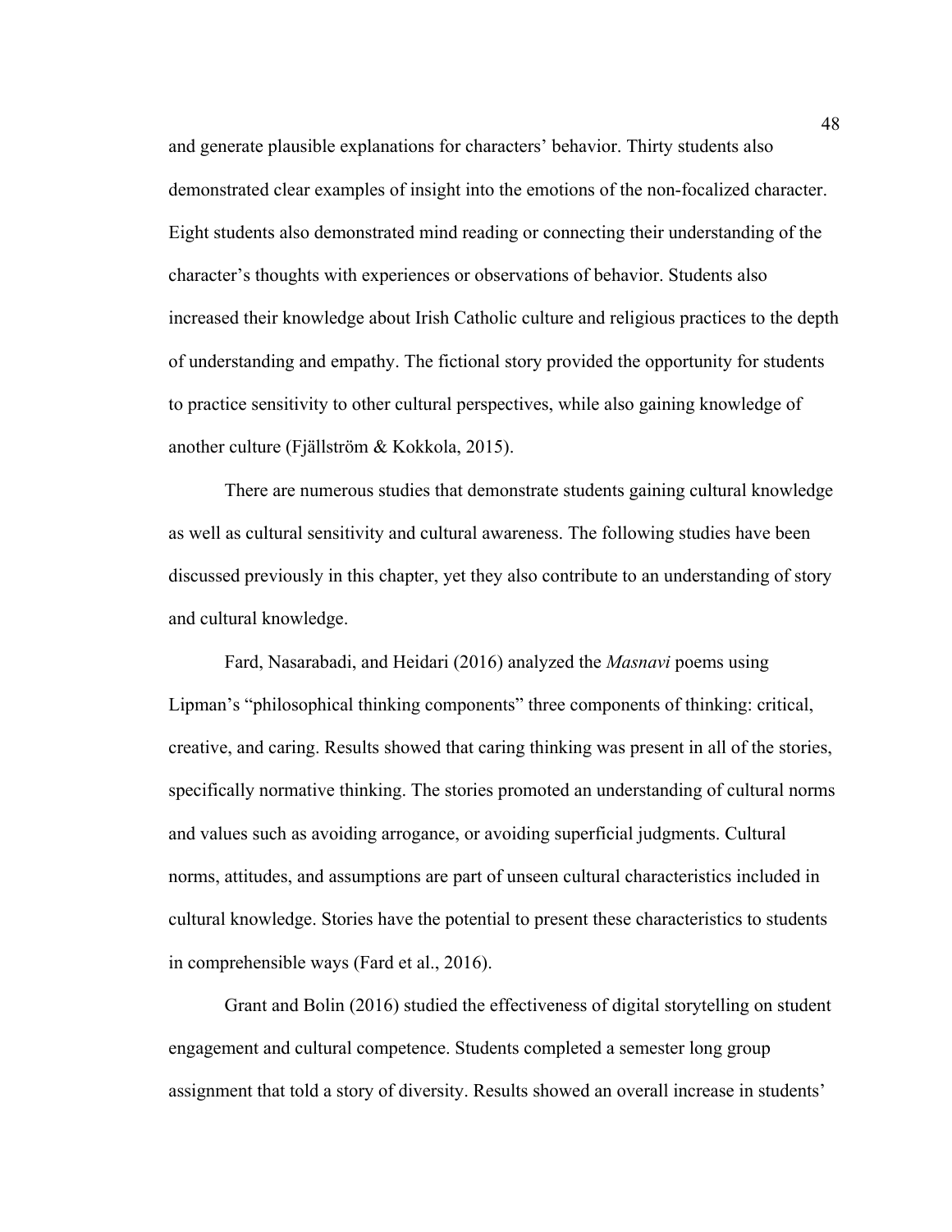and generate plausible explanations for characters' behavior. Thirty students also demonstrated clear examples of insight into the emotions of the non-focalized character. Eight students also demonstrated mind reading or connecting their understanding of the character's thoughts with experiences or observations of behavior. Students also increased their knowledge about Irish Catholic culture and religious practices to the depth of understanding and empathy. The fictional story provided the opportunity for students to practice sensitivity to other cultural perspectives, while also gaining knowledge of another culture (Fjällström & Kokkola, 2015).

There are numerous studies that demonstrate students gaining cultural knowledge as well as cultural sensitivity and cultural awareness. The following studies have been discussed previously in this chapter, yet they also contribute to an understanding of story and cultural knowledge.

Fard, Nasarabadi, and Heidari (2016) analyzed the *Masnavi* poems using Lipman's "philosophical thinking components" three components of thinking: critical, creative, and caring. Results showed that caring thinking was present in all of the stories, specifically normative thinking. The stories promoted an understanding of cultural norms and values such as avoiding arrogance, or avoiding superficial judgments. Cultural norms, attitudes, and assumptions are part of unseen cultural characteristics included in cultural knowledge. Stories have the potential to present these characteristics to students in comprehensible ways (Fard et al., 2016).

Grant and Bolin (2016) studied the effectiveness of digital storytelling on student engagement and cultural competence. Students completed a semester long group assignment that told a story of diversity. Results showed an overall increase in students'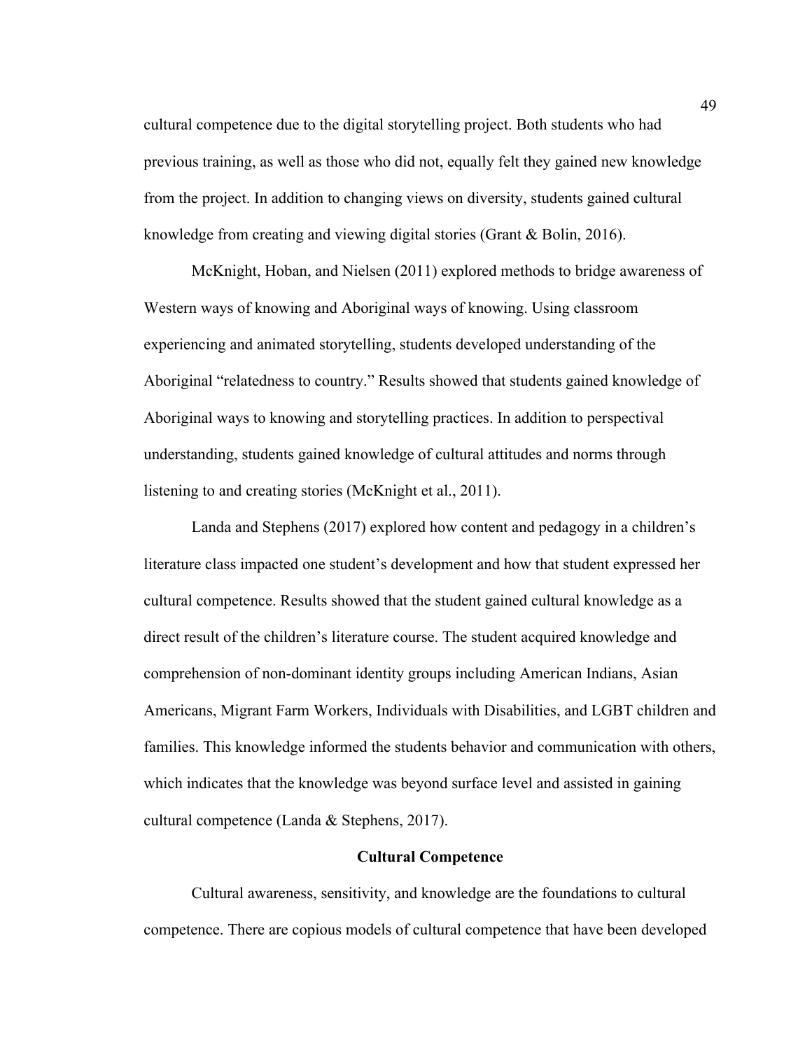cultural competence due to the digital storytelling project. Both students who had previous training, as well as those who did not, equally felt they gained new knowledge from the project. In addition to changing views on diversity, students gained cultural knowledge from creating and viewing digital stories (Grant & Bolin, 2016).

McKnight, Hoban, and Nielsen (2011) explored methods to bridge awareness of Western ways of knowing and Aboriginal ways of knowing. Using classroom experiencing and animated storytelling, students developed understanding of the Aboriginal "relatedness to country." Results showed that students gained knowledge of Aboriginal ways to knowing and storytelling practices. In addition to perspectival understanding, students gained knowledge of cultural attitudes and norms through listening to and creating stories (McKnight et al., 2011).

Landa and Stephens (2017) explored how content and pedagogy in a children's literature class impacted one student's development and how that student expressed her cultural competence. Results showed that the student gained cultural knowledge as a direct result of the children's literature course. The student acquired knowledge and comprehension of non-dominant identity groups including American Indians, Asian Americans, Migrant Farm Workers, Individuals with Disabilities, and LGBT children and families. This knowledge informed the students behavior and communication with others, which indicates that the knowledge was beyond surface level and assisted in gaining cultural competence (Landa & Stephens, 2017).

## Cultural Competence

Cultural awareness, sensitivity, and knowledge are the foundations to cultural competence. There are copious models of cultural competence that have been developed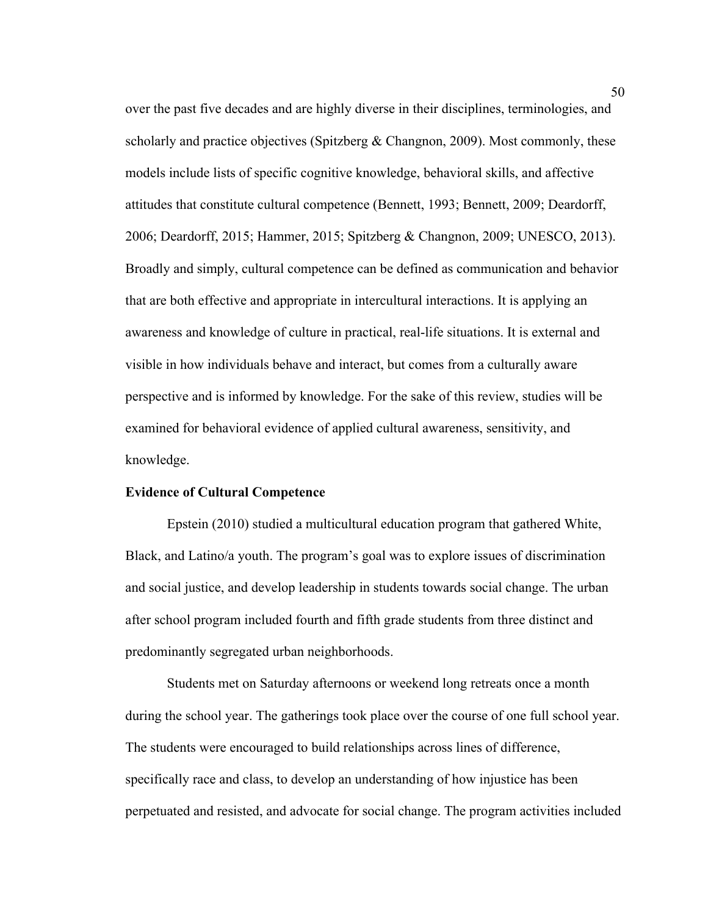over the past five decades and are highly diverse in their disciplines, terminologies, and scholarly and practice objectives (Spitzberg & Changnon, 2009). Most commonly, these models include lists of specific cognitive knowledge, behavioral skills, and affective attitudes that constitute cultural competence (Bennett, 1993; Bennett, 2009; Deardorff, 2006; Deardorff, 2015; Hammer, 2015; Spitzberg & Changnon, 2009; UNESCO, 2013). Broadly and simply, cultural competence can be defined as communication and behavior that are both effective and appropriate in intercultural interactions. It is applying an awareness and knowledge of culture in practical, real-life situations. It is external and visible in how individuals behave and interact, but comes from a culturally aware perspective and is informed by knowledge. For the sake of this review, studies will be examined for behavioral evidence of applied cultural awareness, sensitivity, and knowledge.

**Evidence of Cultural Competence**

Epstein (2010) studied a multicultural education program that gathered White, Black, and Latino/a youth. The program's goal was to explore issues of discrimination and social justice, and develop leadership in students towards social change. The urban after school program included fourth and fifth grade students from three distinct and predominantly segregated urban neighborhoods.

Students met on Saturday afternoons or weekend long retreats once a month during the school year. The gatherings took place over the course of one full school year. The students were encouraged to build relationships across lines of difference, specifically race and class, to develop an understanding of how injustice has been perpetuated and resisted, and advocate for social change. The program activities included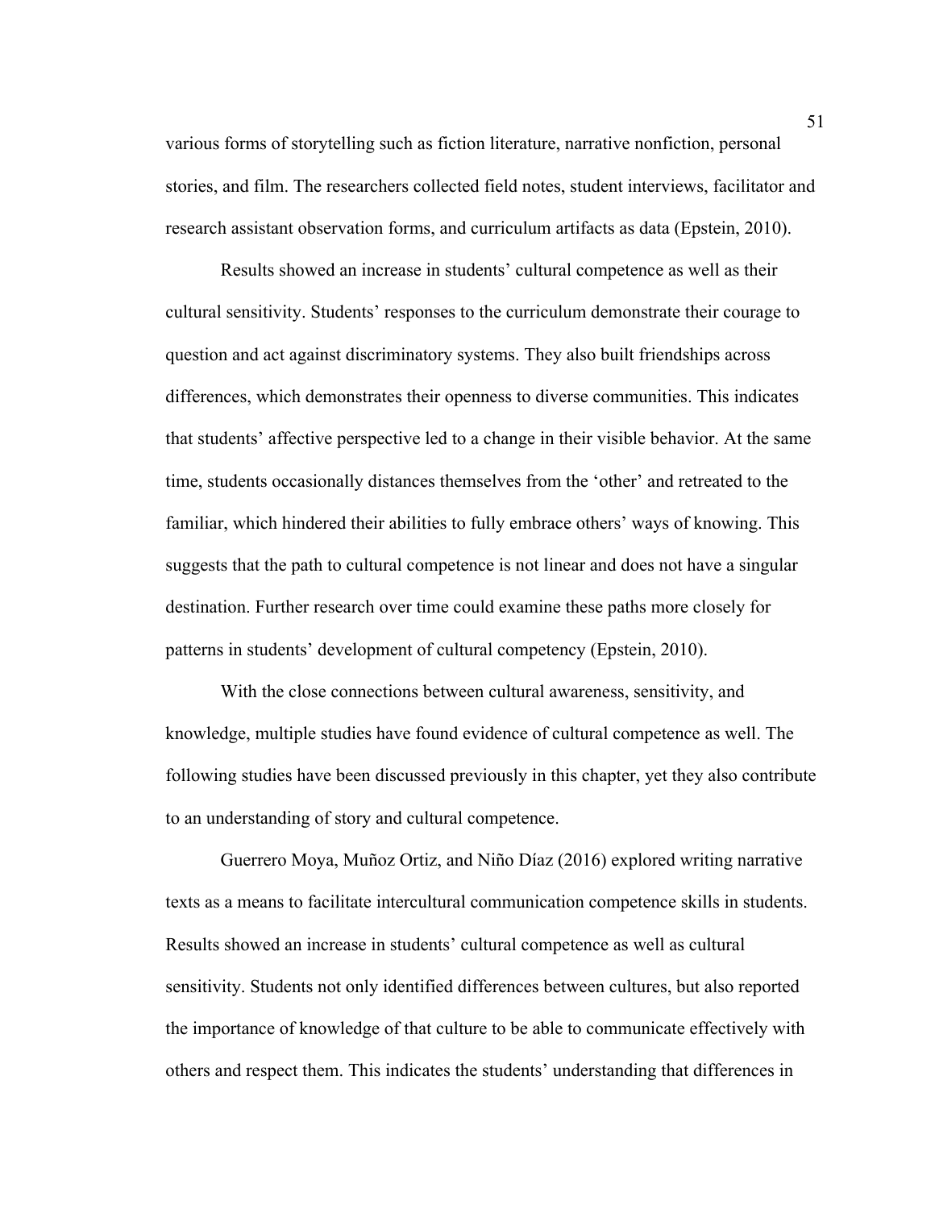various forms of storytelling such as fiction literature, narrative nonfiction, personal stories, and film. The researchers collected field notes, student interviews, facilitator and research assistant observation forms, and curriculum artifacts as data (Epstein, 2010).

Results showed an increase in students' cultural competence as well as their cultural sensitivity. Students' responses to the curriculum demonstrate their courage to question and act against discriminatory systems. They also built friendships across differences, which demonstrates their openness to diverse communities. This indicates that students' affective perspective led to a change in their visible behavior. At the same time, students occasionally distances themselves from the 'other' and retreated to the familiar, which hindered their abilities to fully embrace others' ways of knowing. This suggests that the path to cultural competence is not linear and does not have a singular destination. Further research over time could examine these paths more closely for patterns in students' development of cultural competency (Epstein, 2010).

With the close connections between cultural awareness, sensitivity, and knowledge, multiple studies have found evidence of cultural competence as well. The following studies have been discussed previously in this chapter, yet they also contribute to an understanding of story and cultural competence.

Guerrero Moya, Muñoz Ortiz, and Niño Díaz (2016) explored writing narrative texts as a means to facilitate intercultural communication competence skills in students. Results showed an increase in students' cultural competence as well as cultural sensitivity. Students not only identified differences between cultures, but also reported the importance of knowledge of that culture to be able to communicate effectively with others and respect them. This indicates the students' understanding that differences in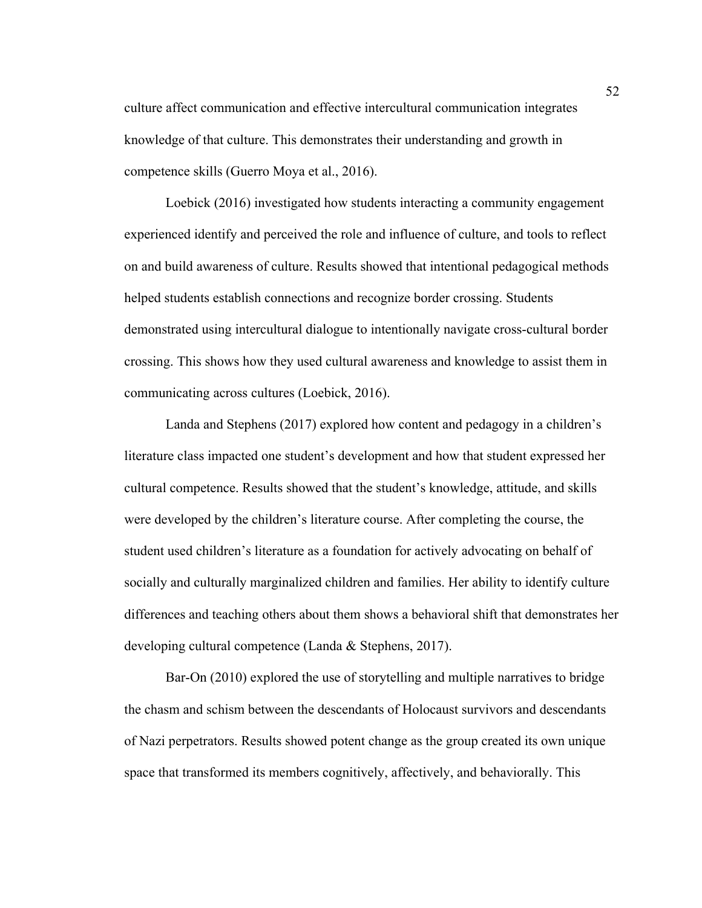culture affect communication and effective intercultural communication integrates knowledge of that culture. This demonstrates their understanding and growth in competence skills (Guerro Moya et al., 2016).

Loebick (2016) investigated how students interacting a community engagement experienced identify and perceived the role and influence of culture, and tools to reflect on and build awareness of culture. Results showed that intentional pedagogical methods helped students establish connections and recognize border crossing. Students demonstrated using intercultural dialogue to intentionally navigate cross-cultural border crossing. This shows how they used cultural awareness and knowledge to assist them in communicating across cultures (Loebick, 2016).

Landa and Stephens (2017) explored how content and pedagogy in a children's literature class impacted one student's development and how that student expressed her cultural competence. Results showed that the student's knowledge, attitude, and skills were developed by the children's literature course. After completing the course, the student used children's literature as a foundation for actively advocating on behalf of socially and culturally marginalized children and families. Her ability to identify culture differences and teaching others about them shows a behavioral shift that demonstrates her developing cultural competence (Landa & Stephens, 2017).

Bar-On (2010) explored the use of storytelling and multiple narratives to bridge the chasm and schism between the descendants of Holocaust survivors and descendants of Nazi perpetrators. Results showed potent change as the group created its own unique space that transformed its members cognitively, affectively, and behaviorally. This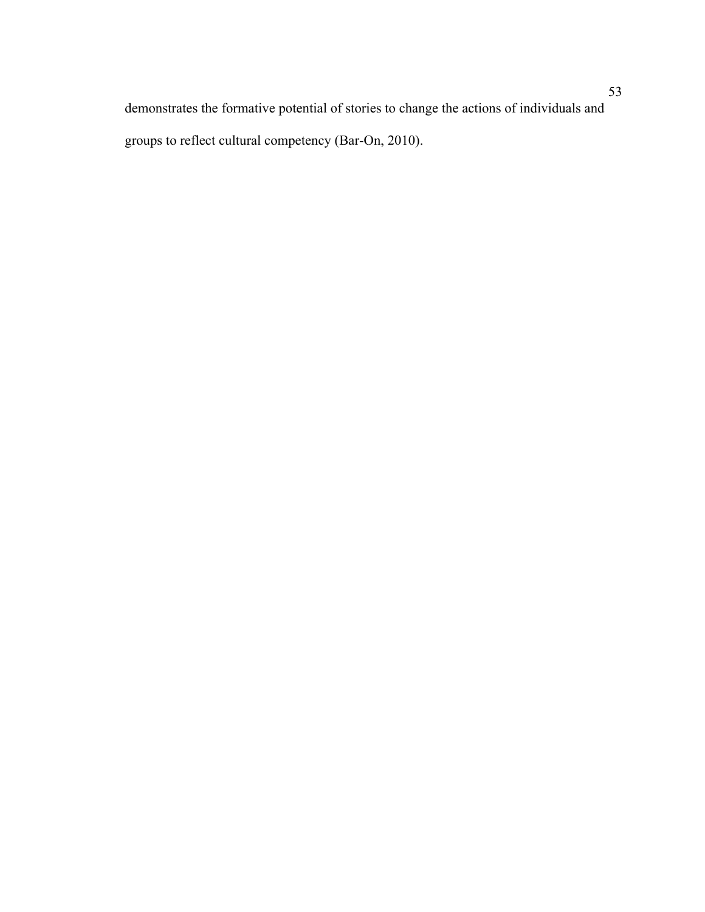demonstrates the formative potential of stories to change the actions of individuals and groups to reflect cultural competency (Bar-On, 2010).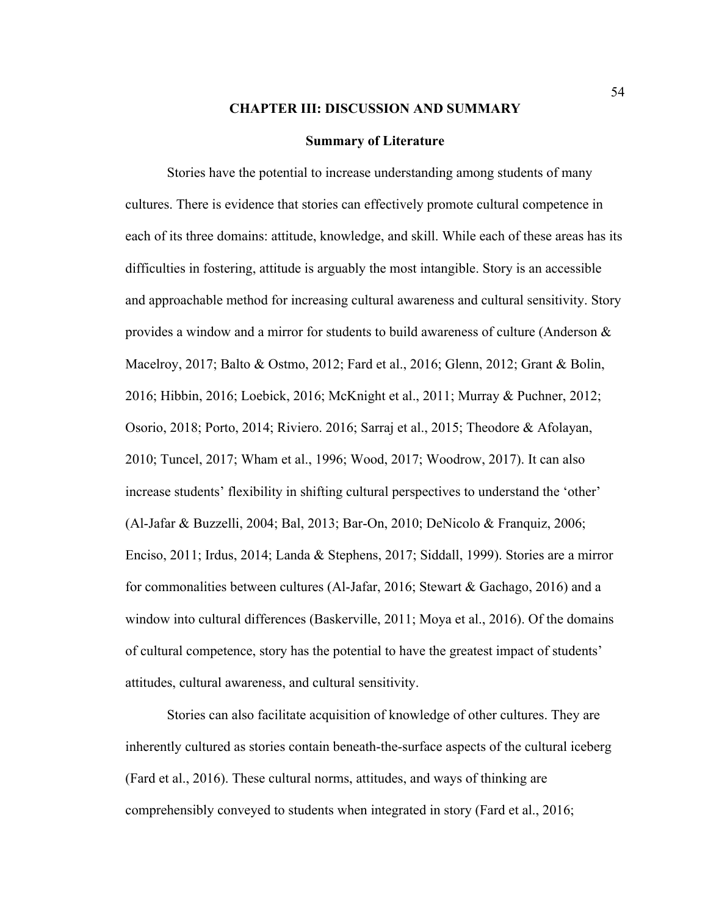# CHAPTER III: DISCUSSION AND SUMMARY

## Summary of Literature

Stories have the potential to increase understanding among students of many cultures. There is evidence that stories can effectively promote cultural competence in each of its three domains: attitude, knowledge, and skill. While each of these areas has its difficulties in fostering, attitude is arguably the most intangible. Story is an accessible and approachable method for increasing cultural awareness and cultural sensitivity. Story provides a window and a mirror for students to build awareness of culture (Anderson & Macelroy, 2017; Balto & Ostmo, 2012; Fard et al., 2016; Glenn, 2012; Grant & Bolin, 2016; Hibbin, 2016; Loebick, 2016; McKnight et al., 2011; Murray & Puchner, 2012; Osorio, 2018; Porto, 2014; Riviero. 2016; Sarraj et al., 2015; Theodore & Afolayan, 2010; Tuncel, 2017; Wham et al., 1996; Wood, 2017; Woodrow, 2017). It can also increase students' flexibility in shifting cultural perspectives to understand the 'other' (Al-Jafar & Buzzelli, 2004; Bal, 2013; Bar-On, 2010; DeNicolo & Franquiz, 2006; Enciso, 2011; Irdus, 2014; Landa & Stephens, 2017; Siddall, 1999). Stories are a mirror for commonalities between cultures (Al-Jafar, 2016; Stewart & Gachago, 2016) and a window into cultural differences (Baskerville, 2011; Moya et al., 2016). Of the domains of cultural competence, story has the potential to have the greatest impact of students' attitudes, cultural awareness, and cultural sensitivity.

Stories can also facilitate acquisition of knowledge of other cultures. They are inherently cultured as stories contain beneath-the-surface aspects of the cultural iceberg (Fard et al., 2016). These cultural norms, attitudes, and ways of thinking are comprehensibly conveyed to students when integrated in story (Fard et al., 2016;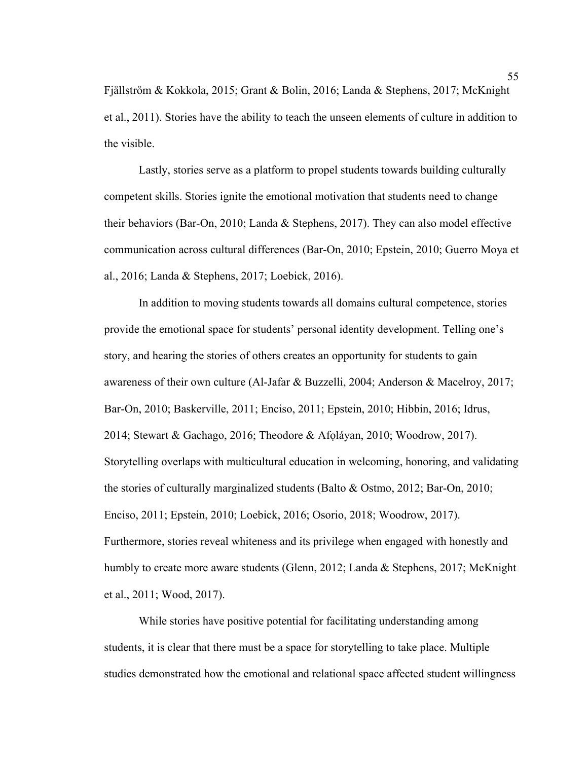Fjällström & Kokkola, 2015; Grant & Bolin, 2016; Landa & Stephens, 2017; McKnight et al., 2011). Stories have the ability to teach the unseen elements of culture in addition to the visible.

Lastly, stories serve as a platform to propel students towards building culturally competent skills. Stories ignite the emotional motivation that students need to change their behaviors (Bar-On, 2010; Landa & Stephens, 2017). They can also model effective communication across cultural differences (Bar-On, 2010; Epstein, 2010; Guerro Moya et al., 2016; Landa & Stephens, 2017; Loebick, 2016).

In addition to moving students towards all domains cultural competence, stories provide the emotional space for students' personal identity development. Telling one's story, and hearing the stories of others creates an opportunity for students to gain awareness of their own culture (Al-Jafar & Buzzelli, 2004; Anderson & Macelroy, 2017; Bar-On, 2010; Baskerville, 2011; Enciso, 2011; Epstein, 2010; Hibbin, 2016; Idrus, 2014; Stewart & Gachago, 2016; Theodore & Afọláyan, 2010; Woodrow, 2017). Storytelling overlaps with multicultural education in welcoming, honoring, and validating the stories of culturally marginalized students (Balto & Ostmo, 2012; Bar-On, 2010; Enciso, 2011; Epstein, 2010; Loebick, 2016; Osorio, 2018; Woodrow, 2017). Furthermore, stories reveal whiteness and its privilege when engaged with honestly and humbly to create more aware students (Glenn, 2012; Landa & Stephens, 2017; McKnight et al., 2011; Wood, 2017).

While stories have positive potential for facilitating understanding among students, it is clear that there must be a space for storytelling to take place. Multiple studies demonstrated how the emotional and relational space affected student willingness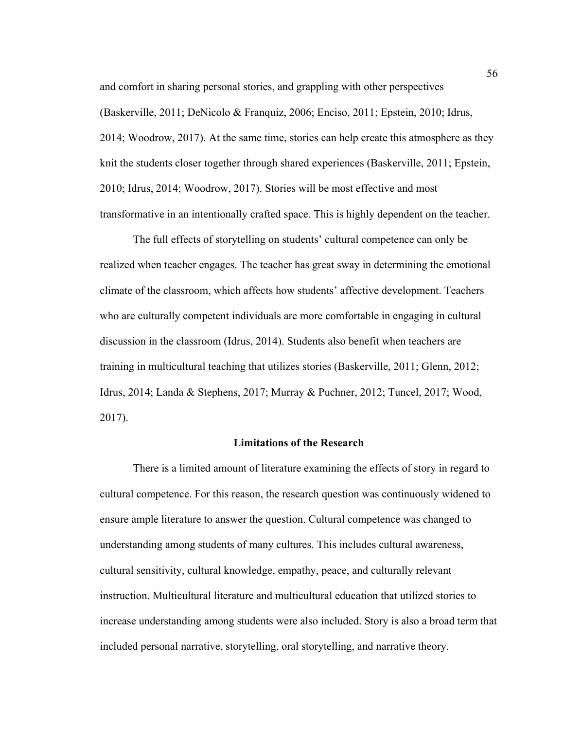and comfort in sharing personal stories, and grappling with other perspectives (Baskerville, 2011; DeNicolo & Franquiz, 2006; Enciso, 2011; Epstein, 2010; Idrus, 2014; Woodrow, 2017). At the same time, stories can help create this atmosphere as they knit the students closer together through shared experiences (Baskerville, 2011; Epstein, 2010; Idrus, 2014; Woodrow, 2017). Stories will be most effective and most transformative in an intentionally crafted space. This is highly dependent on the teacher.

The full effects of storytelling on students' cultural competence can only be realized when teacher engages. The teacher has great sway in determining the emotional climate of the classroom, which affects how students' affective development. Teachers who are culturally competent individuals are more comfortable in engaging in cultural discussion in the classroom (Idrus, 2014). Students also benefit when teachers are training in multicultural teaching that utilizes stories (Baskerville, 2011; Glenn, 2012; Idrus, 2014; Landa & Stephens, 2017; Murray & Puchner, 2012; Tuncel, 2017; Wood, 2017).

## Limitations of the Research

There is a limited amount of literature examining the effects of story in regard to cultural competence. For this reason, the research question was continuously widened to ensure ample literature to answer the question. Cultural competence was changed to understanding among students of many cultures. This includes cultural awareness, cultural sensitivity, cultural knowledge, empathy, peace, and culturally relevant instruction. Multicultural literature and multicultural education that utilized stories to increase understanding among students were also included. Story is also a broad term that included personal narrative, storytelling, oral storytelling, and narrative theory.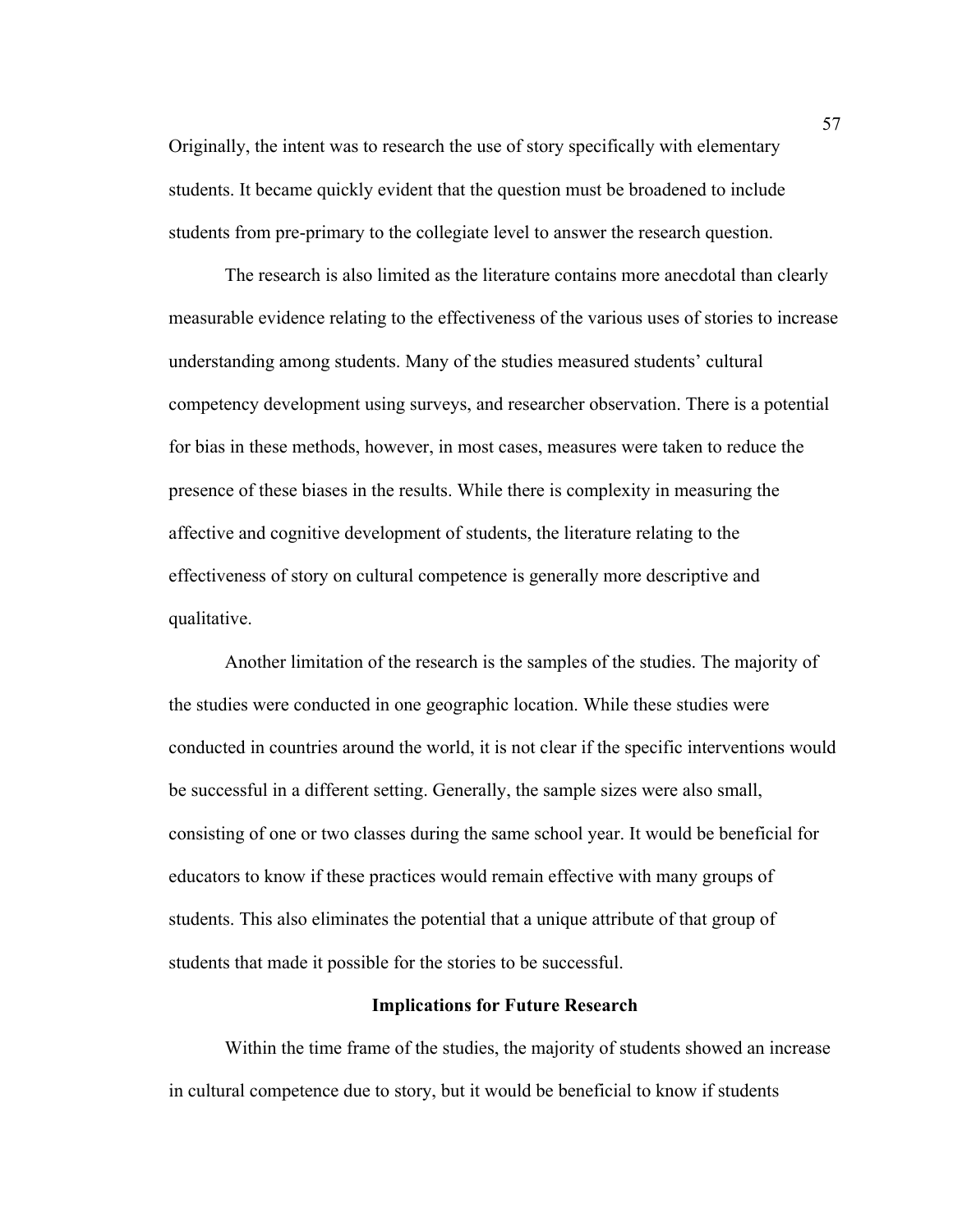Originally, the intent was to research the use of story specifically with elementary students. It became quickly evident that the question must be broadened to include students from pre-primary to the collegiate level to answer the research question.

The research is also limited as the literature contains more anecdotal than clearly measurable evidence relating to the effectiveness of the various uses of stories to increase understanding among students. Many of the studies measured students' cultural competency development using surveys, and researcher observation. There is a potential for bias in these methods, however, in most cases, measures were taken to reduce the presence of these biases in the results. While there is complexity in measuring the affective and cognitive development of students, the literature relating to the effectiveness of story on cultural competence is generally more descriptive and qualitative.

Another limitation of the research is the samples of the studies. The majority of the studies were conducted in one geographic location. While these studies were conducted in countries around the world, it is not clear if the specific interventions would be successful in a different setting. Generally, the sample sizes were also small, consisting of one or two classes during the same school year. It would be beneficial for educators to know if these practices would remain effective with many groups of students. This also eliminates the potential that a unique attribute of that group of students that made it possible for the stories to be successful.

## Implications for Future Research

Within the time frame of the studies, the majority of students showed an increase in cultural competence due to story, but it would be beneficial to know if students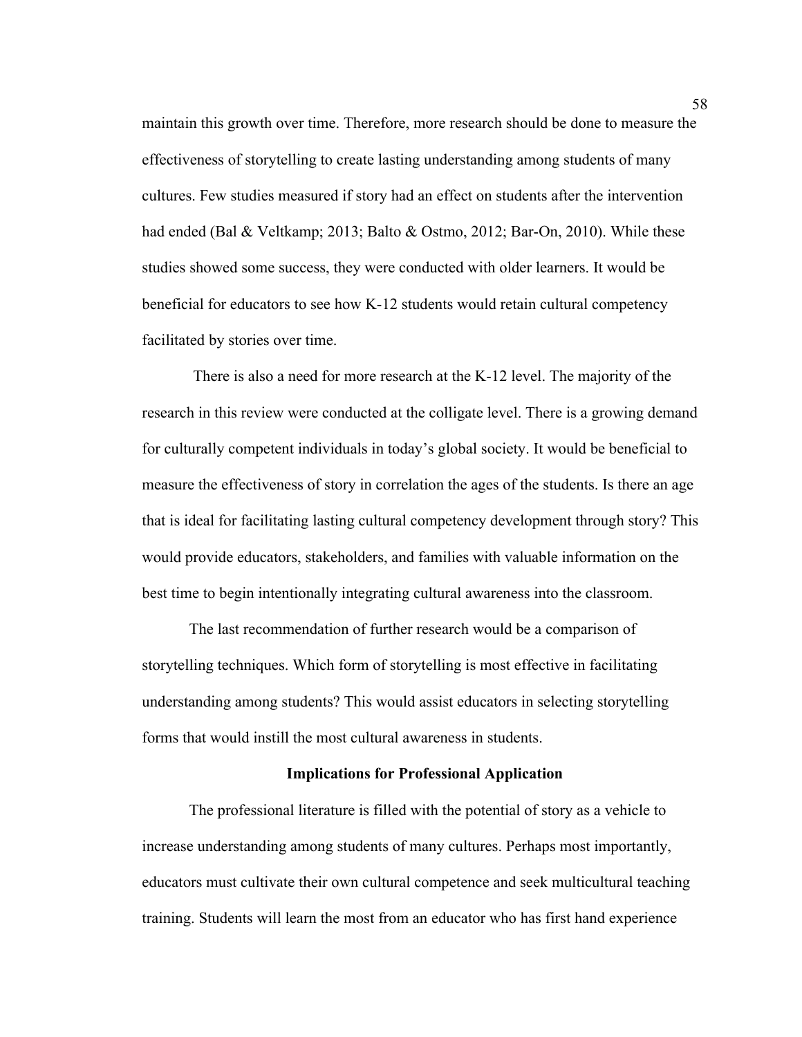maintain this growth over time. Therefore, more research should be done to measure the effectiveness of storytelling to create lasting understanding among students of many cultures. Few studies measured if story had an effect on students after the intervention had ended (Bal & Veltkamp; 2013; Balto & Ostmo, 2012; Bar-On, 2010). While these studies showed some success, they were conducted with older learners. It would be beneficial for educators to see how K-12 students would retain cultural competency facilitated by stories over time.

There is also a need for more research at the K-12 level. The majority of the research in this review were conducted at the colligate level. There is a growing demand for culturally competent individuals in today's global society. It would be beneficial to measure the effectiveness of story in correlation the ages of the students. Is there an age that is ideal for facilitating lasting cultural competency development through story? This would provide educators, stakeholders, and families with valuable information on the best time to begin intentionally integrating cultural awareness into the classroom.

The last recommendation of further research would be a comparison of storytelling techniques. Which form of storytelling is most effective in facilitating understanding among students? This would assist educators in selecting storytelling forms that would instill the most cultural awareness in students.

## Implications for Professional Application

The professional literature is filled with the potential of story as a vehicle to increase understanding among students of many cultures. Perhaps most importantly, educators must cultivate their own cultural competence and seek multicultural teaching training. Students will learn the most from an educator who has first hand experience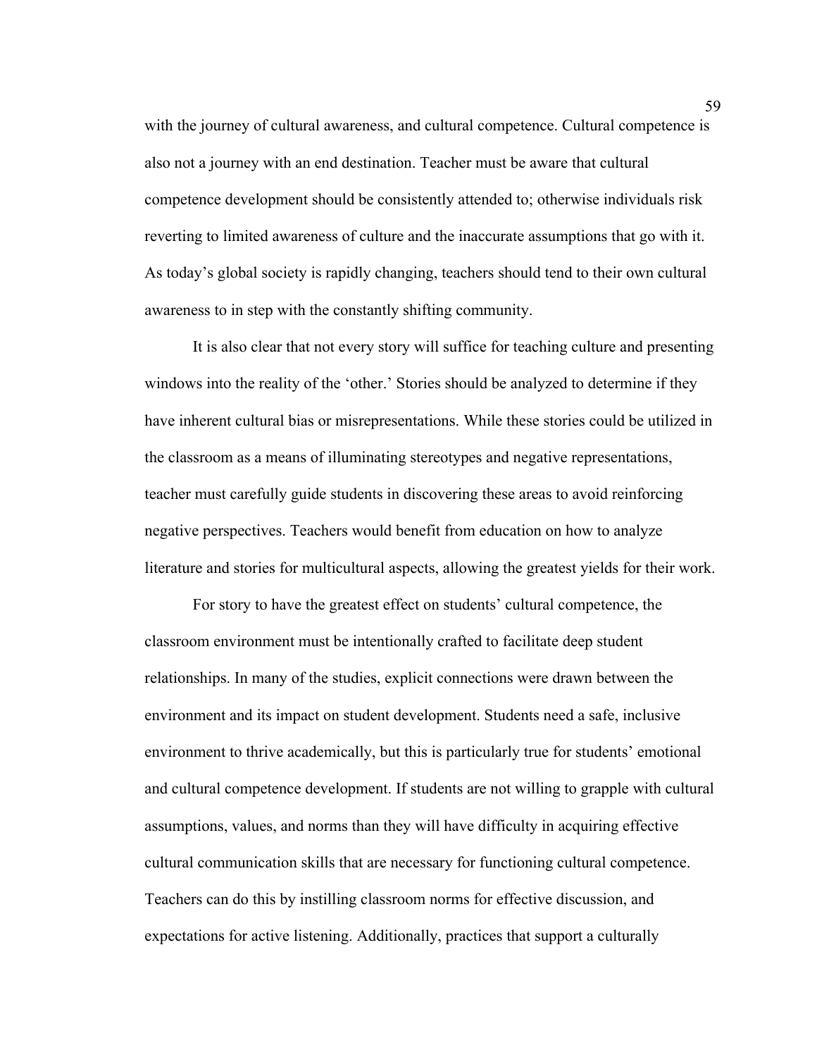with the journey of cultural awareness, and cultural competence. Cultural competence is also not a journey with an end destination. Teacher must be aware that cultural competence development should be consistently attended to; otherwise individuals risk reverting to limited awareness of culture and the inaccurate assumptions that go with it. As today's global society is rapidly changing, teachers should tend to their own cultural awareness to in step with the constantly shifting community.

It is also clear that not every story will suffice for teaching culture and presenting windows into the reality of the 'other.' Stories should be analyzed to determine if they have inherent cultural bias or misrepresentations. While these stories could be utilized in the classroom as a means of illuminating stereotypes and negative representations, teacher must carefully guide students in discovering these areas to avoid reinforcing negative perspectives. Teachers would benefit from education on how to analyze literature and stories for multicultural aspects, allowing the greatest yields for their work.

For story to have the greatest effect on students' cultural competence, the classroom environment must be intentionally crafted to facilitate deep student relationships. In many of the studies, explicit connections were drawn between the environment and its impact on student development. Students need a safe, inclusive environment to thrive academically, but this is particularly true for students' emotional and cultural competence development. If students are not willing to grapple with cultural assumptions, values, and norms than they will have difficulty in acquiring effective cultural communication skills that are necessary for functioning cultural competence. Teachers can do this by instilling classroom norms for effective discussion, and expectations for active listening. Additionally, practices that support a culturally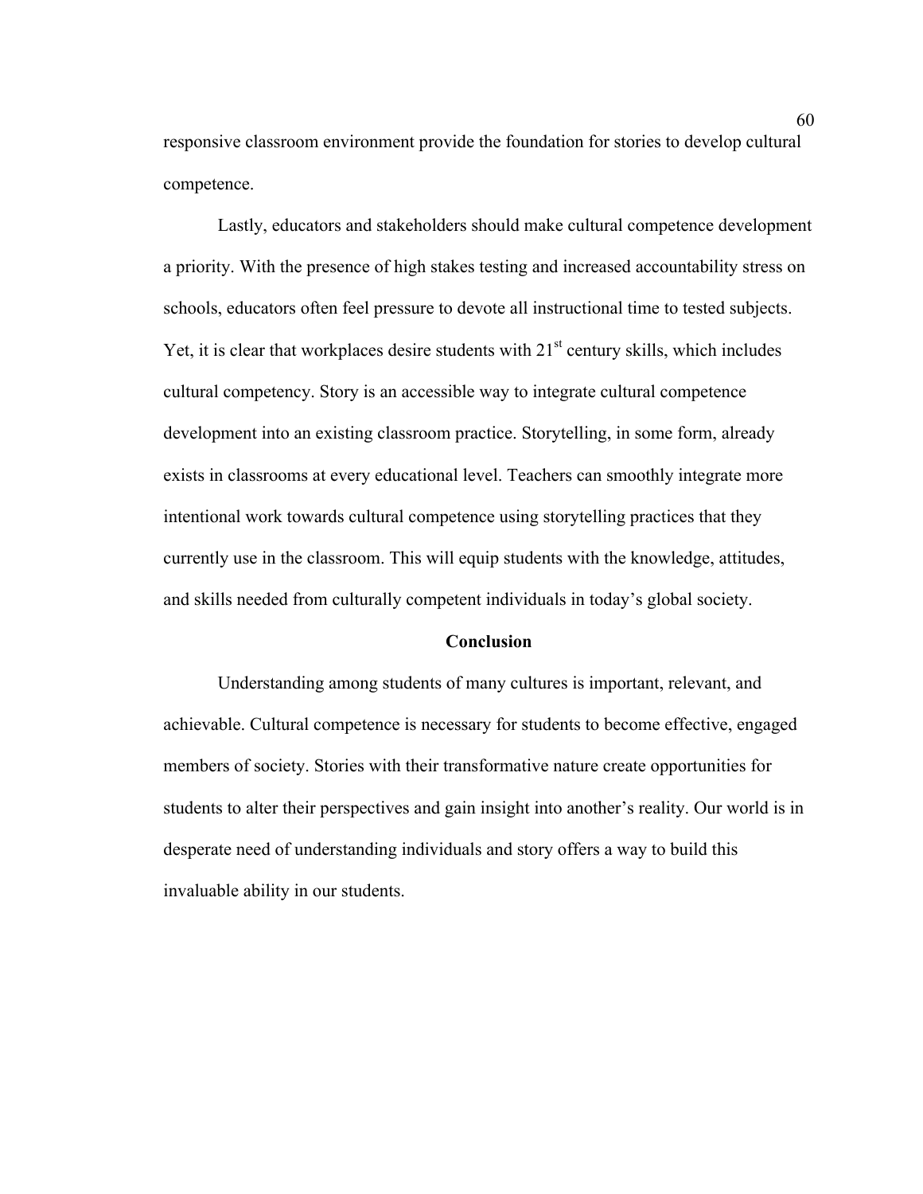responsive classroom environment provide the foundation for stories to develop cultural competence.

Lastly, educators and stakeholders should make cultural competence development a priority. With the presence of high stakes testing and increased accountability stress on schools, educators often feel pressure to devote all instructional time to tested subjects. Yet, it is clear that workplaces desire students with 21st century skills, which includes cultural competency. Story is an accessible way to integrate cultural competence development into an existing classroom practice. Storytelling, in some form, already exists in classrooms at every educational level. Teachers can smoothly integrate more intentional work towards cultural competence using storytelling practices that they currently use in the classroom. This will equip students with the knowledge, attitudes, and skills needed from culturally competent individuals in today's global society.

## Conclusion

Understanding among students of many cultures is important, relevant, and achievable. Cultural competence is necessary for students to become effective, engaged members of society. Stories with their transformative nature create opportunities for students to alter their perspectives and gain insight into another's reality. Our world is in desperate need of understanding individuals and story offers a way to build this invaluable ability in our students.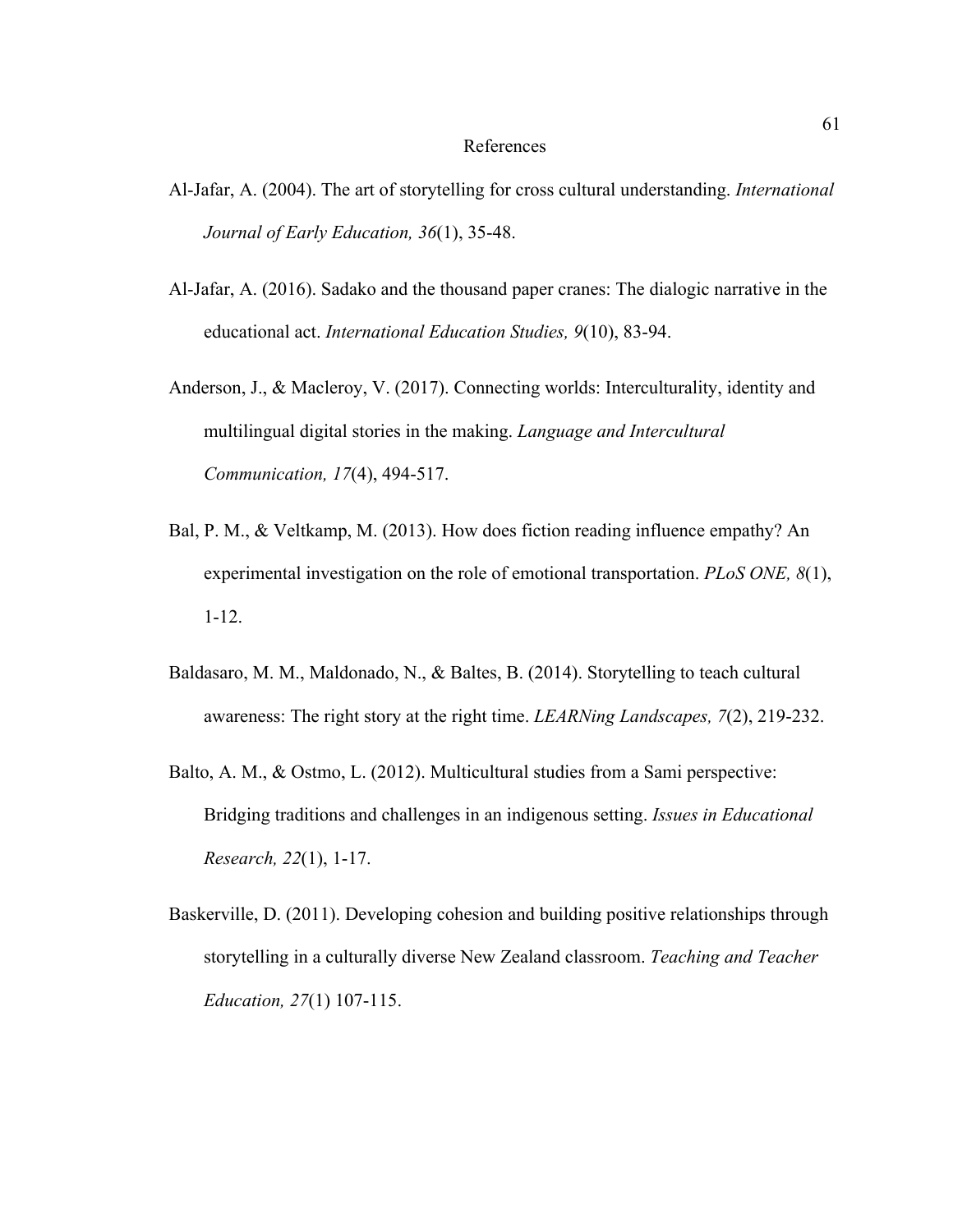# References

Al-Jafar, A. (2004). The art of storytelling for cross cultural understanding. *International Journal of Early Education, 36*(1), 35-48.

Al-Jafar, A. (2016). Sadako and the thousand paper cranes: The dialogic narrative in the educational act. *International Education Studies, 9*(10), 83-94.

Anderson, J., & Macleroy, V. (2017). Connecting worlds: Interculturality, identity and multilingual digital stories in the making. *Language and Intercultural Communication, 17*(4), 494-517.

Bal, P. M., & Veltkamp, M. (2013). How does fiction reading influence empathy? An experimental investigation on the role of emotional transportation. *PLoS ONE, 8*(1), 1-12.

Baldasaro, M. M., Maldonado, N., & Baltes, B. (2014). Storytelling to teach cultural awareness: The right story at the right time. *LEARNing Landscapes, 7*(2), 219-232.

Balto, A. M., & Ostmo, L. (2012). Multicultural studies from a Sami perspective: Bridging traditions and challenges in an indigenous setting. *Issues in Educational Research, 22*(1), 1-17.

Baskerville, D. (2011). Developing cohesion and building positive relationships through storytelling in a culturally diverse New Zealand classroom. *Teaching and Teacher Education, 27*(1) 107-115.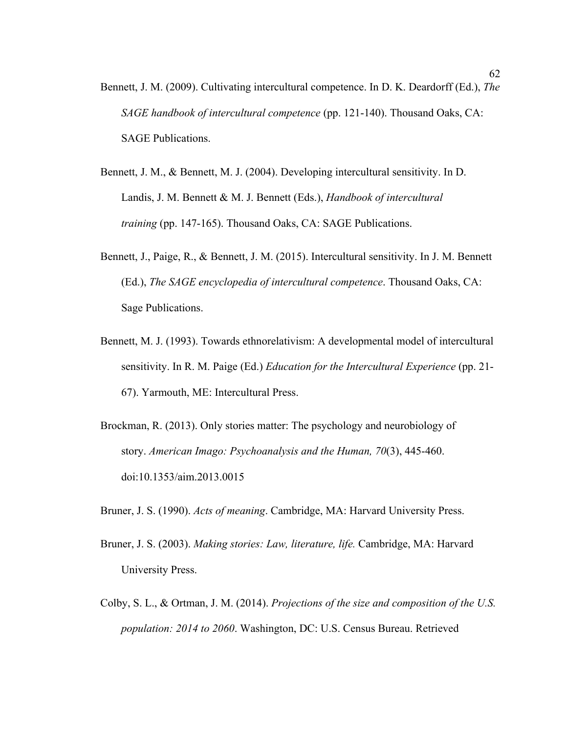Bennett, J. M. (2009). Cultivating intercultural competence. In D. K. Deardorff (Ed.), *The SAGE handbook of intercultural competence* (pp. 121-140). Thousand Oaks, CA: SAGE Publications.

Bennett, J. M., & Bennett, M. J. (2004). Developing intercultural sensitivity. In D. Landis, J. M. Bennett & M. J. Bennett (Eds.), *Handbook of intercultural training* (pp. 147-165). Thousand Oaks, CA: SAGE Publications.

Bennett, J., Paige, R., & Bennett, J. M. (2015). Intercultural sensitivity. In J. M. Bennett (Ed.), *The SAGE encyclopedia of intercultural competence*. Thousand Oaks, CA: Sage Publications.

Bennett, M. J. (1993). Towards ethnorelativism: A developmental model of intercultural sensitivity. In R. M. Paige (Ed.) *Education for the Intercultural Experience* (pp. 21-67). Yarmouth, ME: Intercultural Press.

Brockman, R. (2013). Only stories matter: The psychology and neurobiology of story. *American Imago: Psychoanalysis and the Human, 70*(3), 445-460. doi:10.1353/aim.2013.0015

Bruner, J. S. (1990). *Acts of meaning*. Cambridge, MA: Harvard University Press.

Bruner, J. S. (2003). *Making stories: Law, literature, life.* Cambridge, MA: Harvard University Press.

Colby, S. L., & Ortman, J. M. (2014). *Projections of the size and composition of the U.S. population: 2014 to 2060*. Washington, DC: U.S. Census Bureau. Retrieved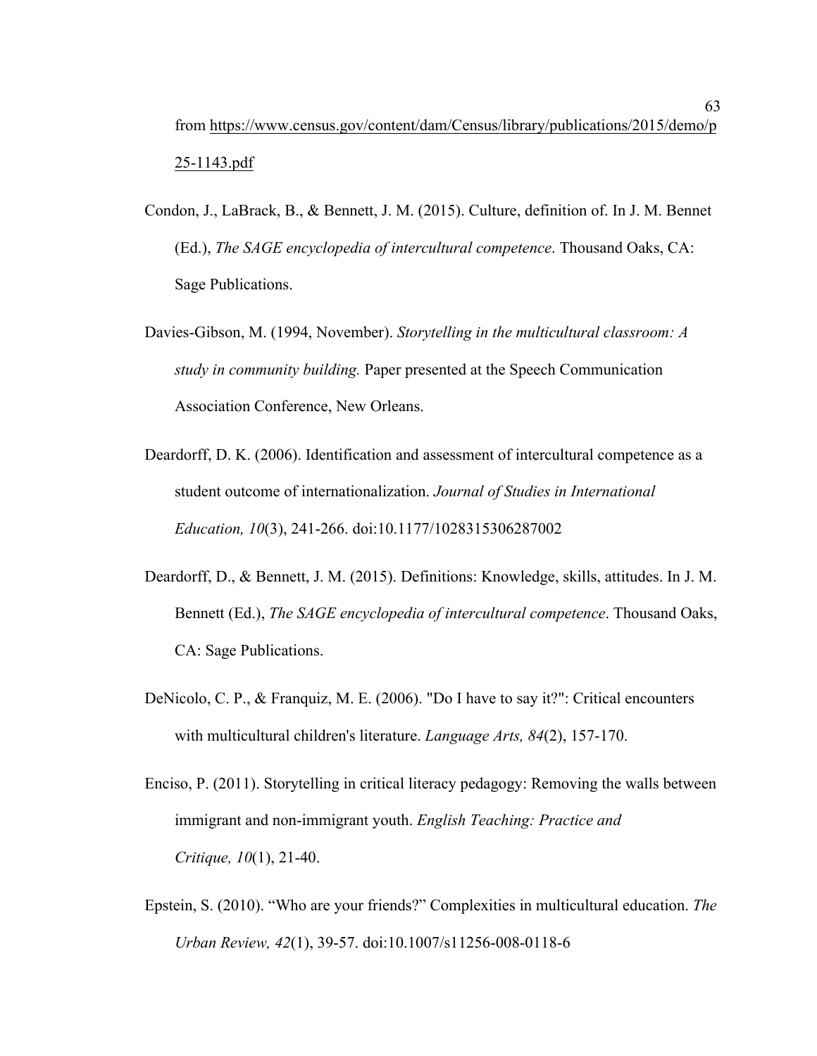from https://www.census.gov/content/dam/Census/library/publications/2015/demo/p25-1143.pdf

Condon, J., LaBrack, B., & Bennett, J. M. (2015). Culture, definition of. In J. M. Bennet (Ed.), *The SAGE encyclopedia of intercultural competence*. Thousand Oaks, CA: Sage Publications.

Davies-Gibson, M. (1994, November). *Storytelling in the multicultural classroom: A study in community building.* Paper presented at the Speech Communication Association Conference, New Orleans.

Deardorff, D. K. (2006). Identification and assessment of intercultural competence as a student outcome of internationalization. *Journal of Studies in International Education, 10*(3), 241-266. doi:10.1177/1028315306287002

Deardorff, D., & Bennett, J. M. (2015). Definitions: Knowledge, skills, attitudes. In J. M. Bennett (Ed.), *The SAGE encyclopedia of intercultural competence*. Thousand Oaks, CA: Sage Publications.

DeNicolo, C. P., & Franquiz, M. E. (2006). "Do I have to say it?": Critical encounters with multicultural children's literature. *Language Arts, 84*(2), 157-170.

Enciso, P. (2011). Storytelling in critical literacy pedagogy: Removing the walls between immigrant and non-immigrant youth. *English Teaching: Practice and Critique, 10*(1), 21-40.

Epstein, S. (2010). "Who are your friends?" Complexities in multicultural education. *The Urban Review, 42*(1), 39-57. doi:10.1007/s11256-008-0118-6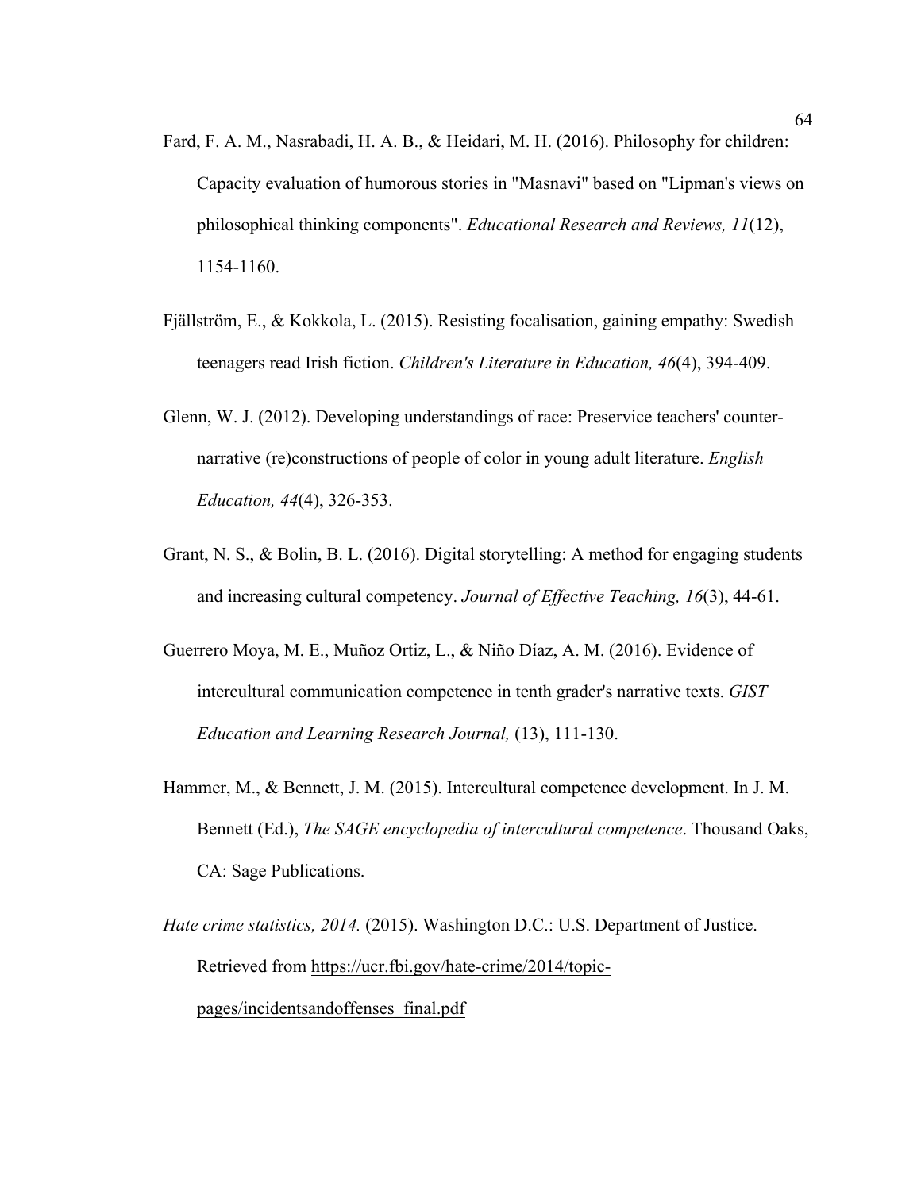Fard, F. A. M., Nasrabadi, H. A. B., & Heidari, M. H. (2016). Philosophy for children: Capacity evaluation of humorous stories in "Masnavi" based on "Lipman's views on philosophical thinking components". *Educational Research and Reviews, 11*(12), 1154-1160.

Fjällström, E., & Kokkola, L. (2015). Resisting focalisation, gaining empathy: Swedish teenagers read Irish fiction. *Children's Literature in Education, 46*(4), 394-409.

Glenn, W. J. (2012). Developing understandings of race: Preservice teachers' counter-narrative (re)constructions of people of color in young adult literature. *English Education, 44*(4), 326-353.

Grant, N. S., & Bolin, B. L. (2016). Digital storytelling: A method for engaging students and increasing cultural competency. *Journal of Effective Teaching, 16*(3), 44-61.

Guerrero Moya, M. E., Muñoz Ortiz, L., & Niño Díaz, A. M. (2016). Evidence of intercultural communication competence in tenth grader's narrative texts. *GIST Education and Learning Research Journal,* (13), 111-130.

Hammer, M., & Bennett, J. M. (2015). Intercultural competence development. In J. M. Bennett (Ed.), *The SAGE encyclopedia of intercultural competence*. Thousand Oaks, CA: Sage Publications.

*Hate crime statistics, 2014.* (2015). Washington D.C.: U.S. Department of Justice. Retrieved from https://ucr.fbi.gov/hate-crime/2014/topic-pages/incidentsandoffenses_final.pdf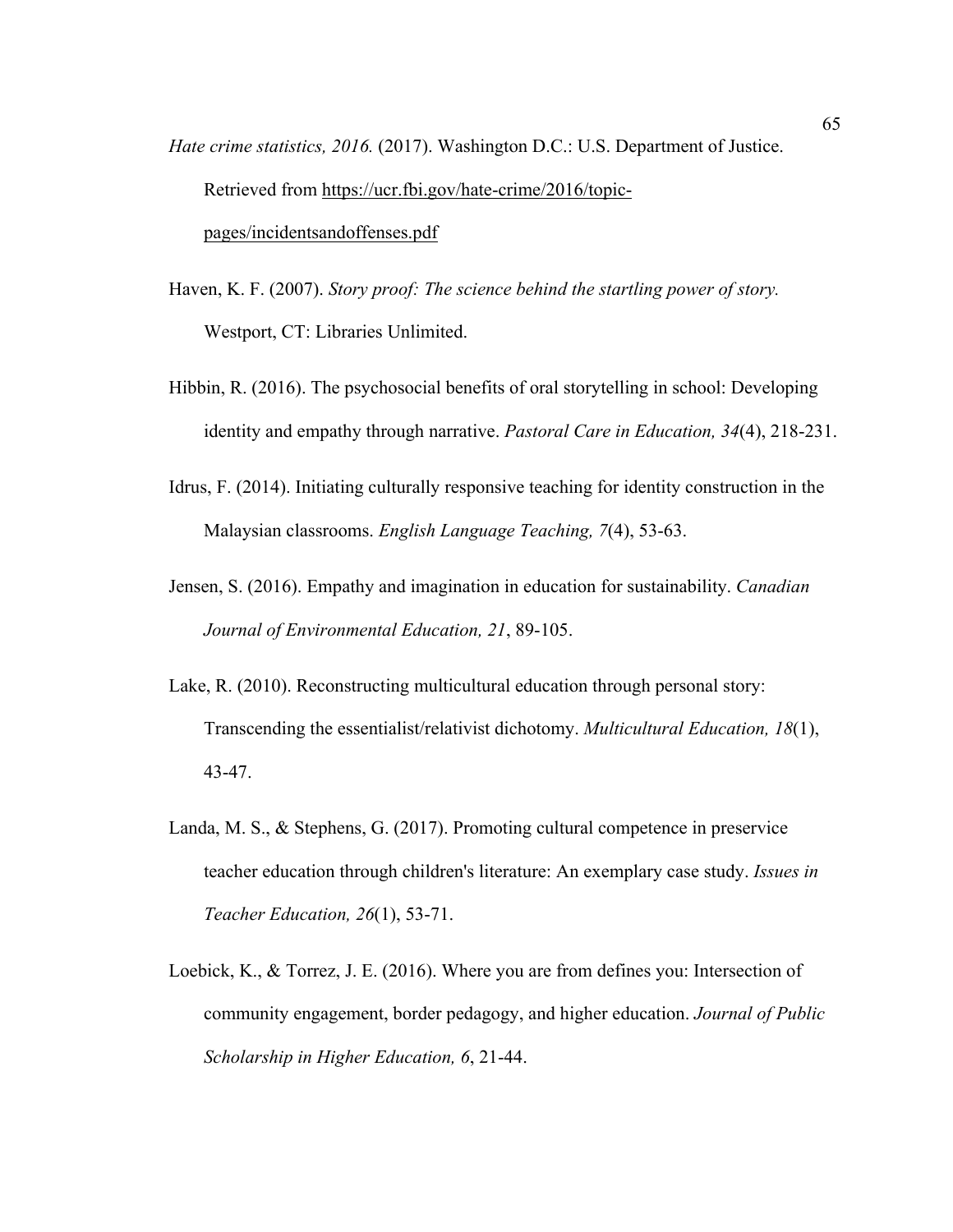*Hate crime statistics, 2016.* (2017). Washington D.C.: U.S. Department of Justice. Retrieved from https://ucr.fbi.gov/hate-crime/2016/topic-pages/incidentsandoffenses.pdf

Haven, K. F. (2007). *Story proof: The science behind the startling power of story.* Westport, CT: Libraries Unlimited.

Hibbin, R. (2016). The psychosocial benefits of oral storytelling in school: Developing identity and empathy through narrative. *Pastoral Care in Education, 34*(4), 218-231.

Idrus, F. (2014). Initiating culturally responsive teaching for identity construction in the Malaysian classrooms. *English Language Teaching, 7*(4), 53-63.

Jensen, S. (2016). Empathy and imagination in education for sustainability. *Canadian Journal of Environmental Education, 21*, 89-105.

Lake, R. (2010). Reconstructing multicultural education through personal story: Transcending the essentialist/relativist dichotomy. *Multicultural Education, 18*(1), 43-47.

Landa, M. S., & Stephens, G. (2017). Promoting cultural competence in preservice teacher education through children's literature: An exemplary case study. *Issues in Teacher Education, 26*(1), 53-71.

Loebick, K., & Torrez, J. E. (2016). Where you are from defines you: Intersection of community engagement, border pedagogy, and higher education. *Journal of Public Scholarship in Higher Education, 6*, 21-44.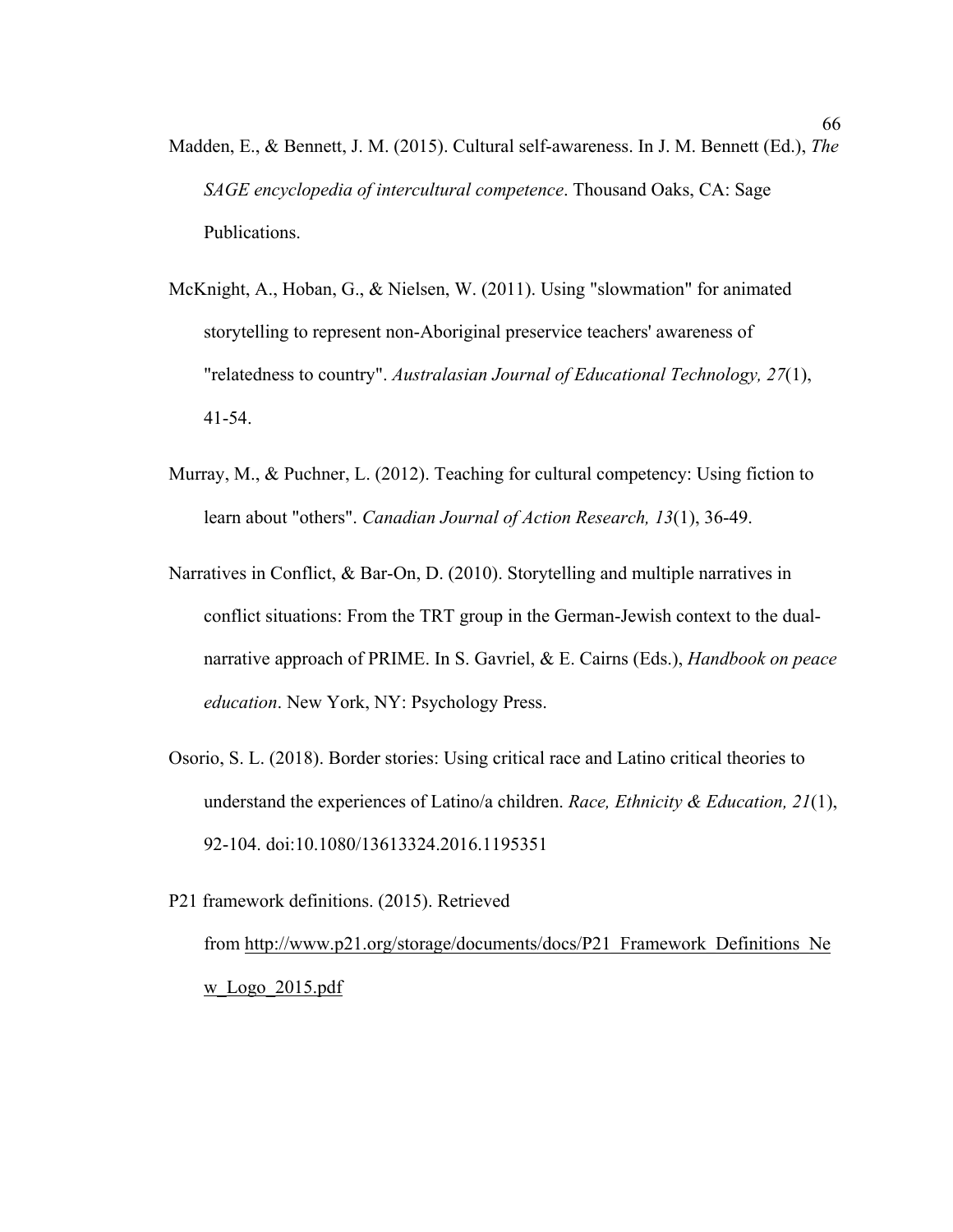Madden, E., & Bennett, J. M. (2015). Cultural self-awareness. In J. M. Bennett (Ed.), *The SAGE encyclopedia of intercultural competence*. Thousand Oaks, CA: Sage Publications.

McKnight, A., Hoban, G., & Nielsen, W. (2011). Using "slowmation" for animated storytelling to represent non-Aboriginal preservice teachers' awareness of "relatedness to country". *Australasian Journal of Educational Technology, 27*(1), 41-54.

Murray, M., & Puchner, L. (2012). Teaching for cultural competency: Using fiction to learn about "others". *Canadian Journal of Action Research, 13*(1), 36-49.

Narratives in Conflict, & Bar-On, D. (2010). Storytelling and multiple narratives in conflict situations: From the TRT group in the German-Jewish context to the dual-narrative approach of PRIME. In S. Gavriel, & E. Cairns (Eds.), *Handbook on peace education*. New York, NY: Psychology Press.

Osorio, S. L. (2018). Border stories: Using critical race and Latino critical theories to understand the experiences of Latino/a children. *Race, Ethnicity & Education, 21*(1), 92-104. doi:10.1080/13613324.2016.1195351

P21 framework definitions. (2015). Retrieved from http://www.p21.org/storage/documents/docs/P21_Framework_Definitions_New_Logo_2015.pdf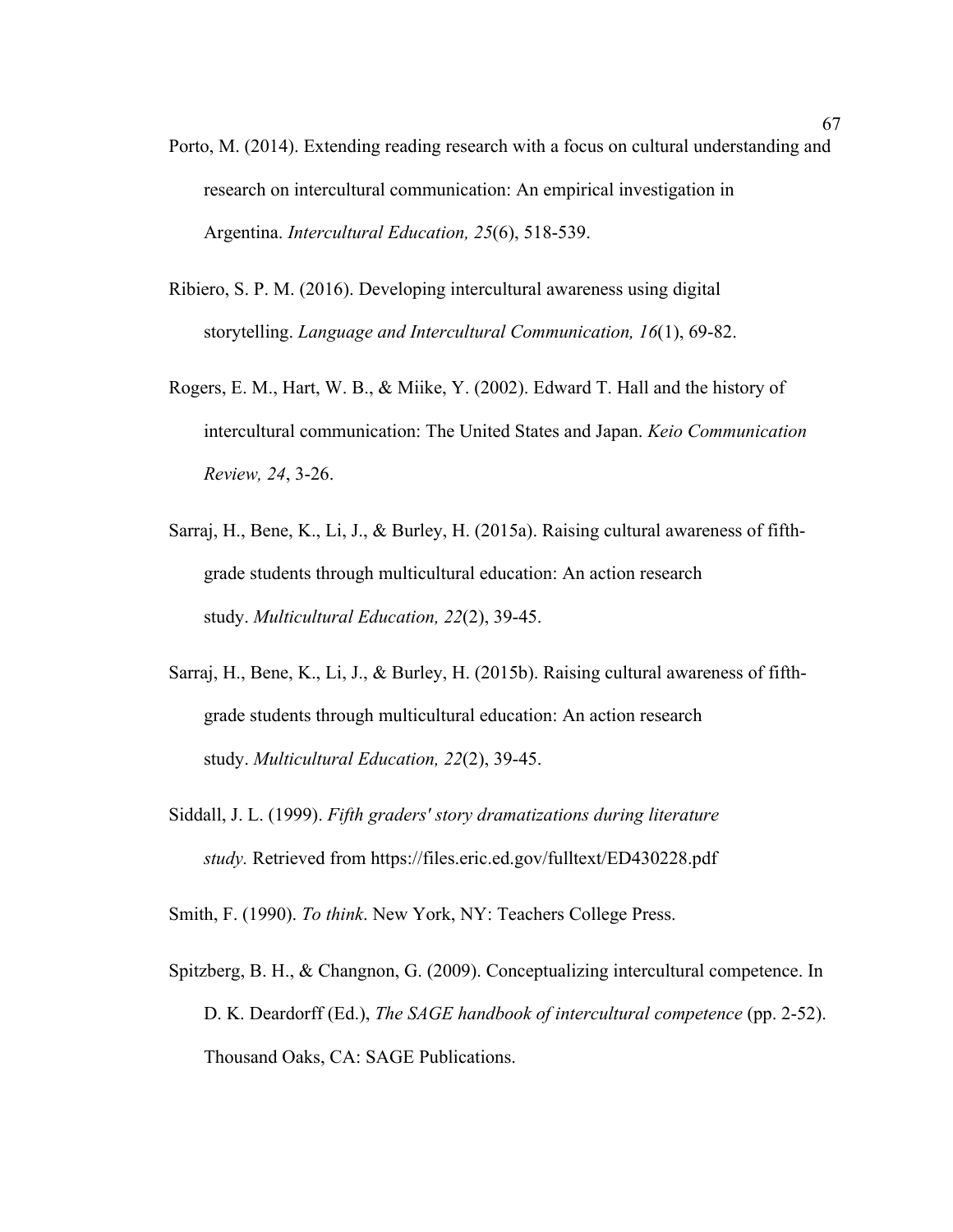Porto, M. (2014). Extending reading research with a focus on cultural understanding and research on intercultural communication: An empirical investigation in Argentina. *Intercultural Education, 25*(6), 518-539.

Ribiero, S. P. M. (2016). Developing intercultural awareness using digital storytelling. *Language and Intercultural Communication, 16*(1), 69-82.

Rogers, E. M., Hart, W. B., & Miike, Y. (2002). Edward T. Hall and the history of intercultural communication: The United States and Japan. *Keio Communication Review, 24*, 3-26.

Sarraj, H., Bene, K., Li, J., & Burley, H. (2015a). Raising cultural awareness of fifth-grade students through multicultural education: An action research study. *Multicultural Education, 22*(2), 39-45.

Sarraj, H., Bene, K., Li, J., & Burley, H. (2015b). Raising cultural awareness of fifth-grade students through multicultural education: An action research study. *Multicultural Education, 22*(2), 39-45.

Siddall, J. L. (1999). *Fifth graders' story dramatizations during literature study.* Retrieved from https://files.eric.ed.gov/fulltext/ED430228.pdf

Smith, F. (1990). *To think*. New York, NY: Teachers College Press.

Spitzberg, B. H., & Changnon, G. (2009). Conceptualizing intercultural competence. In D. K. Deardorff (Ed.), *The SAGE handbook of intercultural competence* (pp. 2-52). Thousand Oaks, CA: SAGE Publications.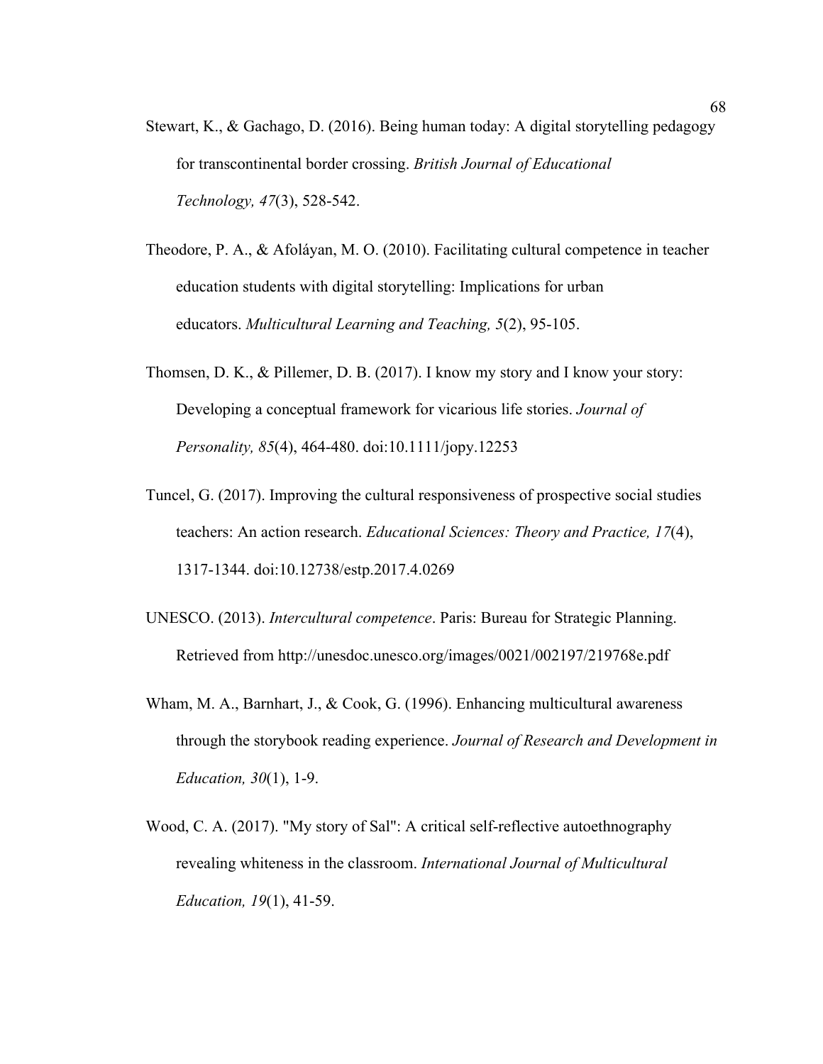Stewart, K., & Gachago, D. (2016). Being human today: A digital storytelling pedagogy for transcontinental border crossing. *British Journal of Educational Technology, 47*(3), 528-542.

Theodore, P. A., & Afoláyan, M. O. (2010). Facilitating cultural competence in teacher education students with digital storytelling: Implications for urban educators. *Multicultural Learning and Teaching, 5*(2), 95-105.

Thomsen, D. K., & Pillemer, D. B. (2017). I know my story and I know your story: Developing a conceptual framework for vicarious life stories. *Journal of Personality, 85*(4), 464-480. doi:10.1111/jopy.12253

Tuncel, G. (2017). Improving the cultural responsiveness of prospective social studies teachers: An action research. *Educational Sciences: Theory and Practice, 17*(4), 1317-1344. doi:10.12738/estp.2017.4.0269

UNESCO. (2013). *Intercultural competence*. Paris: Bureau for Strategic Planning. Retrieved from http://unesdoc.unesco.org/images/0021/002197/219768e.pdf

Wham, M. A., Barnhart, J., & Cook, G. (1996). Enhancing multicultural awareness through the storybook reading experience. *Journal of Research and Development in Education, 30*(1), 1-9.

Wood, C. A. (2017). "My story of Sal": A critical self-reflective autoethnography revealing whiteness in the classroom. *International Journal of Multicultural Education, 19*(1), 41-59.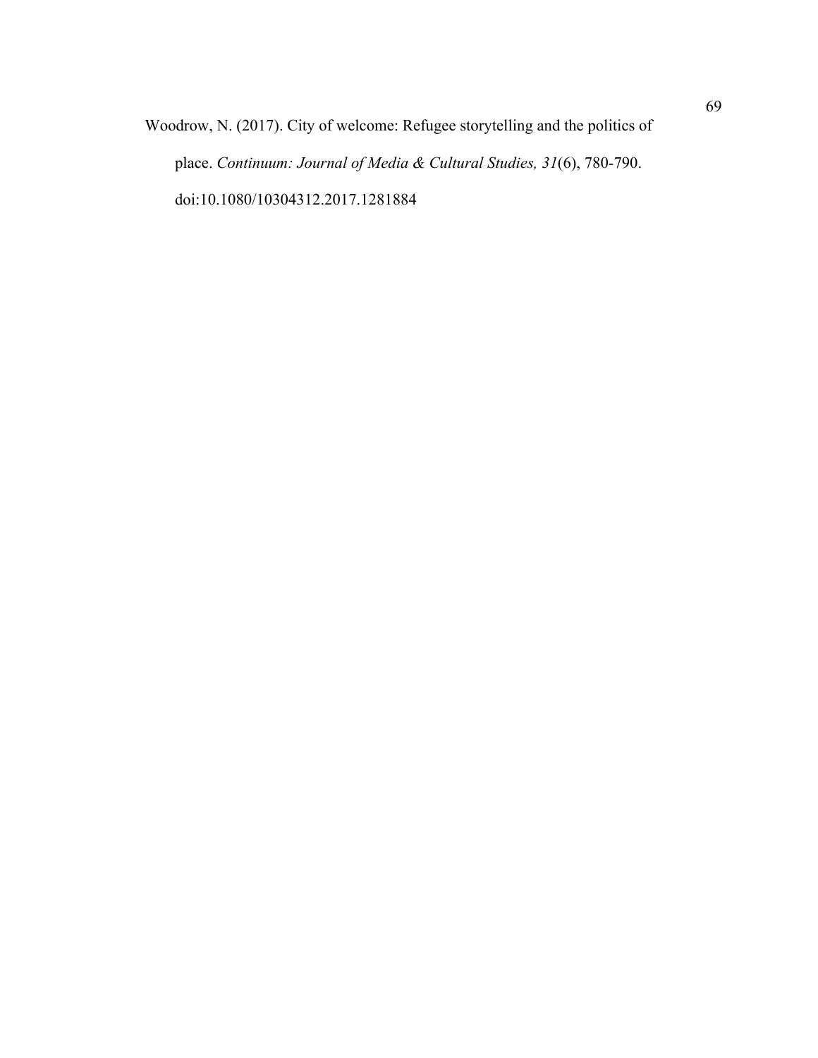Woodrow, N. (2017). City of welcome: Refugee storytelling and the politics of place. *Continuum: Journal of Media & Cultural Studies, 31*(6), 780-790. doi:10.1080/10304312.2017.1281884